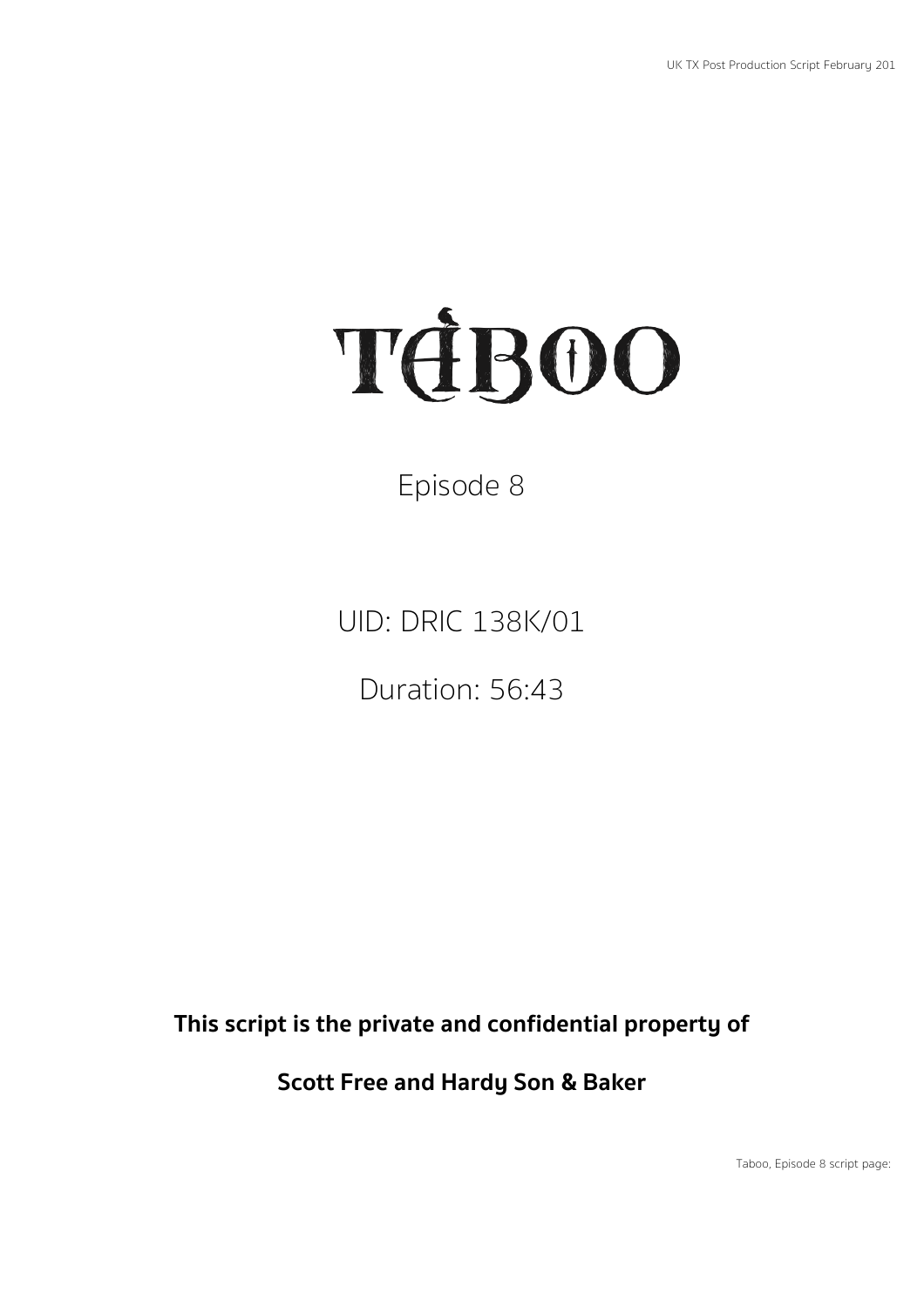# TABOO

Episode 8

UID: DRIC 138K/01

Duration: 56:43

**This script is the private and confidential property of**

**Scott Free and Hardy Son & Baker**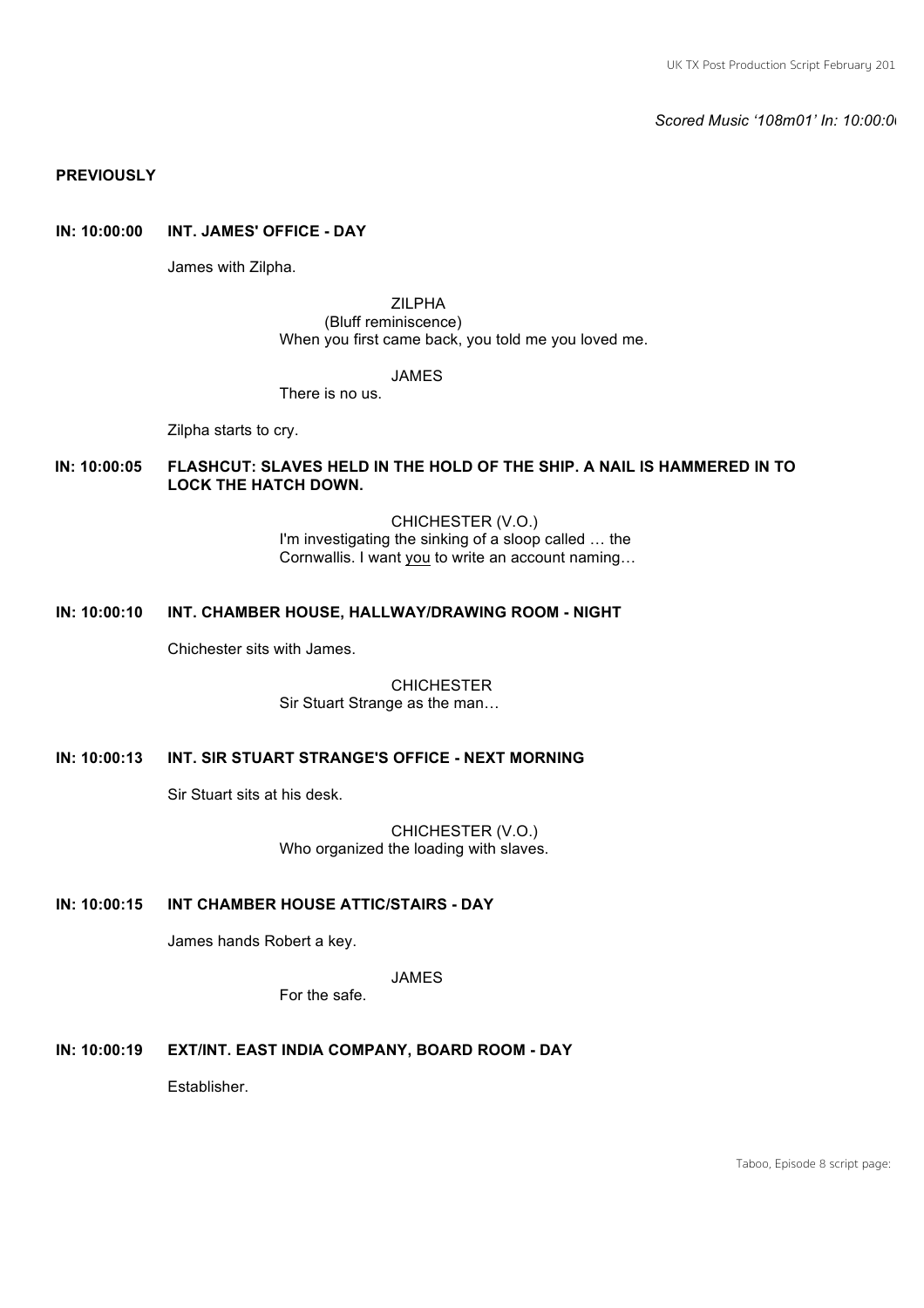*Scored Music '108m01' In: 10:00:0*

**PREVIOUSLY**

**IN: 10:00:00 INT. JAMES' OFFICE - DAY**

James with Zilpha.

ZILPHA
(Bluff reminiscence)
When you first came back, you told me you loved me.

JAMES
There is no us.

Zilpha starts to cry.

**IN: 10:00:05 FLASHCUT: SLAVES HELD IN THE HOLD OF THE SHIP. A NAIL IS HAMMERED IN TO LOCK THE HATCH DOWN.**

CHICHESTER (V.O.)
I'm investigating the sinking of a sloop called … the Cornwallis. I want <u>you</u> to write an account naming…

**IN: 10:00:10 INT. CHAMBER HOUSE, HALLWAY/DRAWING ROOM - NIGHT**

Chichester sits with James.

CHICHESTER
Sir Stuart Strange as the man…

**IN: 10:00:13 INT. SIR STUART STRANGE'S OFFICE - NEXT MORNING**

Sir Stuart sits at his desk.

CHICHESTER (V.O.)
Who organized the loading with slaves.

**IN: 10:00:15 INT CHAMBER HOUSE ATTIC/STAIRS - DAY**

James hands Robert a key.

JAMES
For the safe.

**IN: 10:00:19 EXT/INT. EAST INDIA COMPANY, BOARD ROOM - DAY**

Establisher.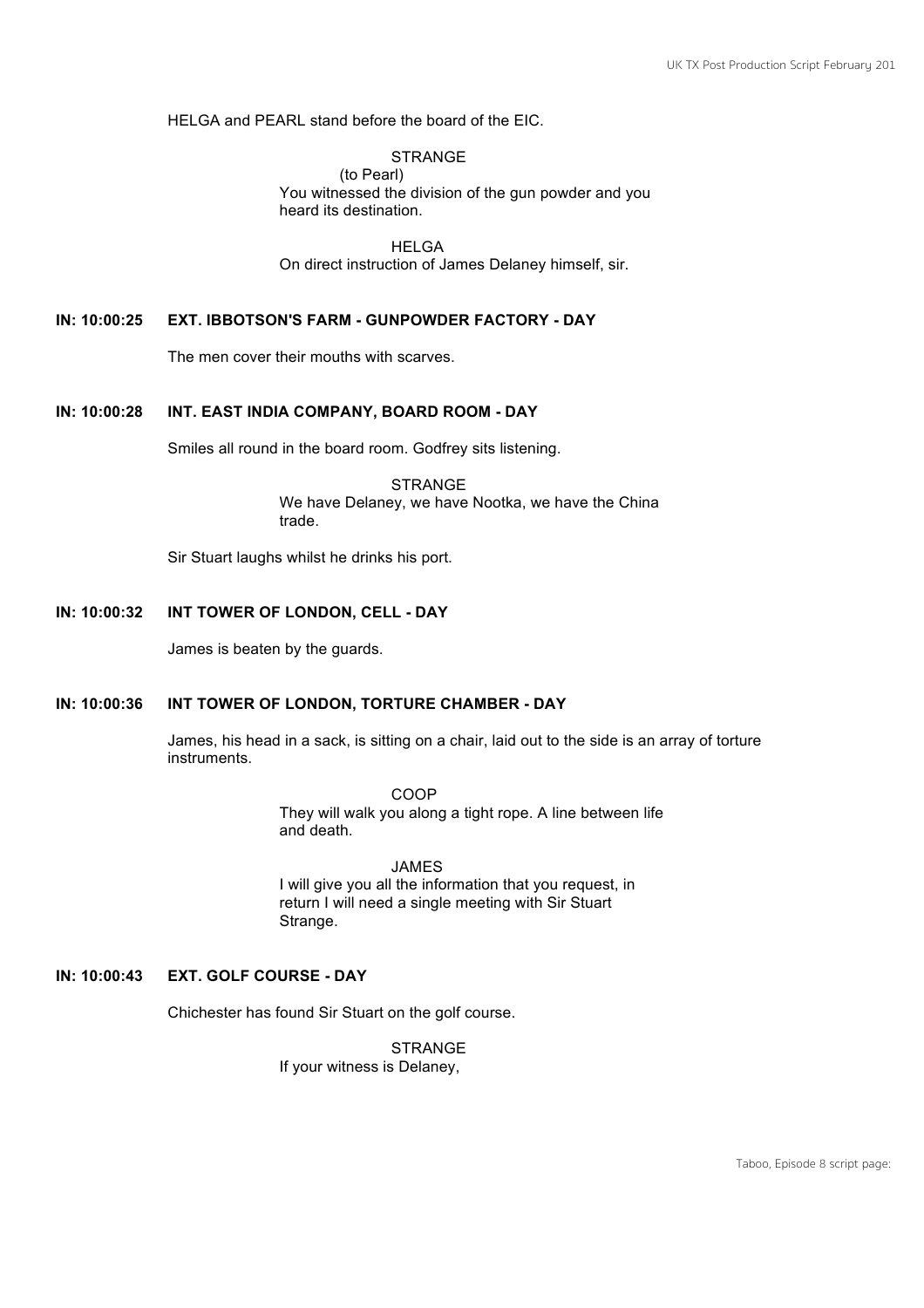HELGA and PEARL stand before the board of the EIC.

STRANGE
(to Pearl)
You witnessed the division of the gun powder and you heard its destination.

HELGA
On direct instruction of James Delaney himself, sir.

**IN: 10:00:25 EXT. IBBOTSON'S FARM - GUNPOWDER FACTORY - DAY**

The men cover their mouths with scarves.

**IN: 10:00:28 INT. EAST INDIA COMPANY, BOARD ROOM - DAY**

Smiles all round in the board room. Godfrey sits listening.

STRANGE
We have Delaney, we have Nootka, we have the China trade.

Sir Stuart laughs whilst he drinks his port.

**IN: 10:00:32 INT TOWER OF LONDON, CELL - DAY**

James is beaten by the guards.

**IN: 10:00:36 INT TOWER OF LONDON, TORTURE CHAMBER - DAY**

James, his head in a sack, is sitting on a chair, laid out to the side is an array of torture instruments.

COOP
They will walk you along a tight rope. A line between life and death.

JAMES
I will give you all the information that you request, in return I will need a single meeting with Sir Stuart Strange.

**IN: 10:00:43 EXT. GOLF COURSE - DAY**

Chichester has found Sir Stuart on the golf course.

STRANGE
If your witness is Delaney,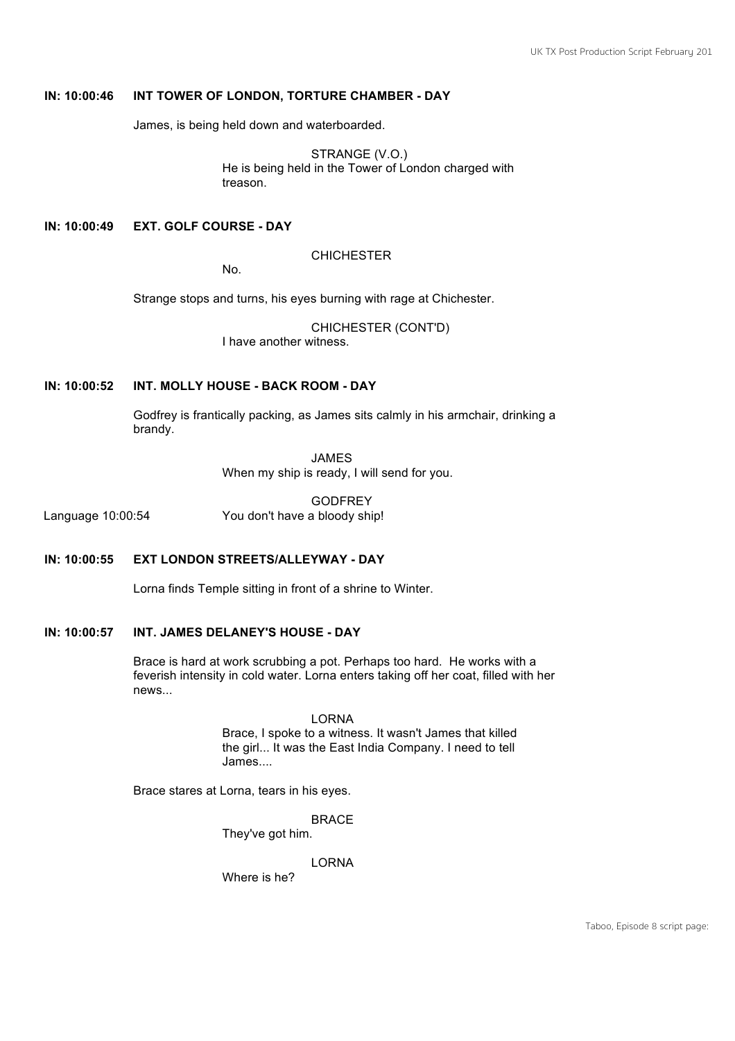**IN: 10:00:46 INT TOWER OF LONDON, TORTURE CHAMBER - DAY**

James, is being held down and waterboarded.

STRANGE (V.O.)
He is being held in the Tower of London charged with treason.

**IN: 10:00:49 EXT. GOLF COURSE - DAY**

CHICHESTER
No.

Strange stops and turns, his eyes burning with rage at Chichester.

CHICHESTER (CONT'D)
I have another witness.

**IN: 10:00:52 INT. MOLLY HOUSE - BACK ROOM - DAY**

Godfrey is frantically packing, as James sits calmly in his armchair, drinking a brandy.

JAMES
When my ship is ready, I will send for you.

GODFREY
Language 10:00:54 You don't have a bloody ship!

**IN: 10:00:55 EXT LONDON STREETS/ALLEYWAY - DAY**

Lorna finds Temple sitting in front of a shrine to Winter.

**IN: 10:00:57 INT. JAMES DELANEY'S HOUSE - DAY**

Brace is hard at work scrubbing a pot. Perhaps too hard. He works with a feverish intensity in cold water. Lorna enters taking off her coat, filled with her news...

LORNA
Brace, I spoke to a witness. It wasn't James that killed the girl... It was the East India Company. I need to tell James....

Brace stares at Lorna, tears in his eyes.

BRACE
They've got him.

LORNA
Where is he?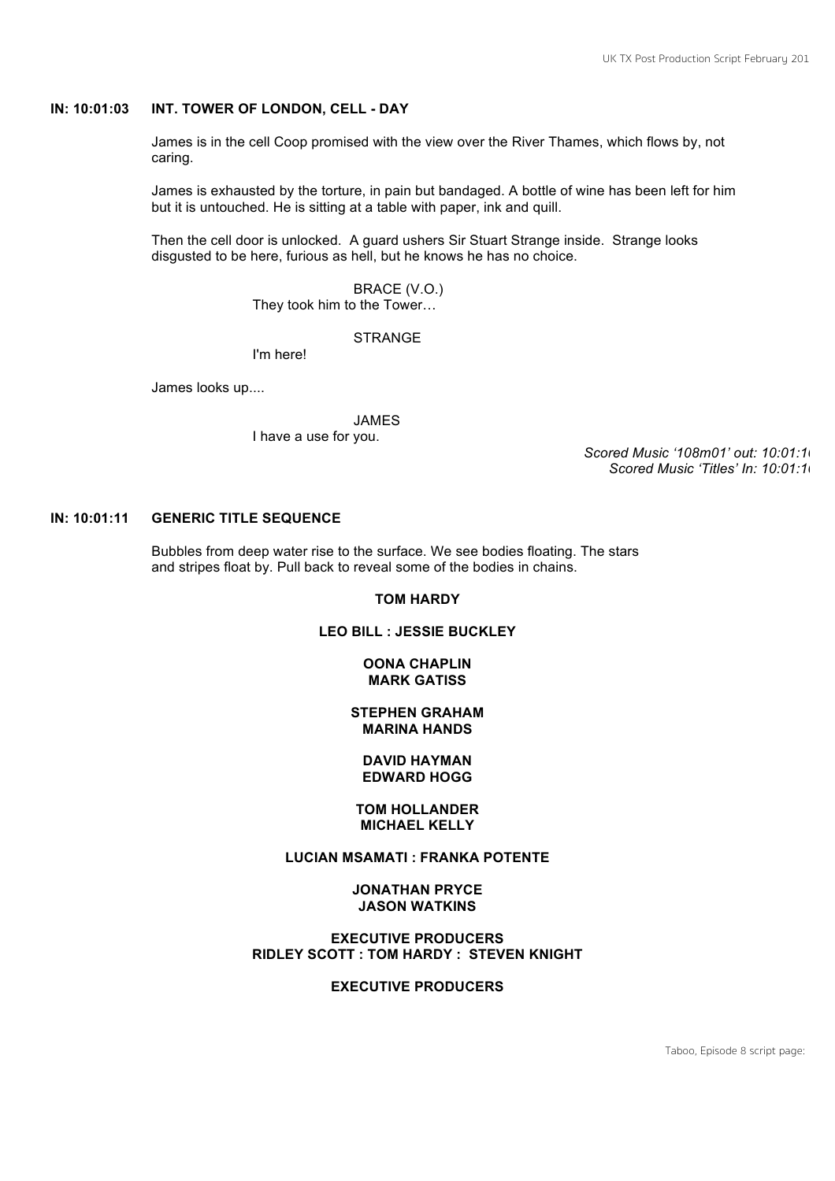**IN: 10:01:03 INT. TOWER OF LONDON, CELL - DAY**

James is in the cell Coop promised with the view over the River Thames, which flows by, not caring.

James is exhausted by the torture, in pain but bandaged. A bottle of wine has been left for him but it is untouched. He is sitting at a table with paper, ink and quill.

Then the cell door is unlocked. A guard ushers Sir Stuart Strange inside. Strange looks disgusted to be here, furious as hell, but he knows he has no choice.

BRACE (V.O.)
They took him to the Tower…

STRANGE
I'm here!

James looks up....

JAMES
I have a use for you.

*Scored Music '108m01' out: 10:01:1*
*Scored Music 'Titles' In: 10:01:1*

**IN: 10:01:11 GENERIC TITLE SEQUENCE**

Bubbles from deep water rise to the surface. We see bodies floating. The stars and stripes float by. Pull back to reveal some of the bodies in chains.

**TOM HARDY**

**LEO BILL : JESSIE BUCKLEY**

**OONA CHAPLIN**
**MARK GATISS**

**STEPHEN GRAHAM**
**MARINA HANDS**

**DAVID HAYMAN**
**EDWARD HOGG**

**TOM HOLLANDER**
**MICHAEL KELLY**

**LUCIAN MSAMATI : FRANKA POTENTE**

**JONATHAN PRYCE**
**JASON WATKINS**

**EXECUTIVE PRODUCERS**
**RIDLEY SCOTT : TOM HARDY : STEVEN KNIGHT**

**EXECUTIVE PRODUCERS**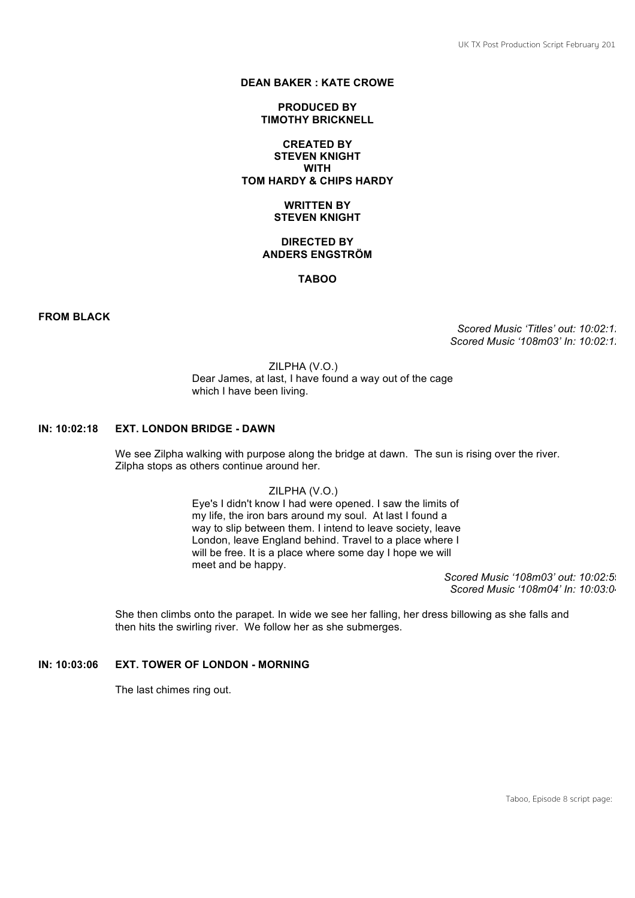**DEAN BAKER : KATE CROWE**

**PRODUCED BY**
**TIMOTHY BRICKNELL**

**CREATED BY**
**STEVEN KNIGHT**
**WITH**
**TOM HARDY & CHIPS HARDY**

**WRITTEN BY**
**STEVEN KNIGHT**

**DIRECTED BY**
**ANDERS ENGSTRÖM**

**TABOO**

**FROM BLACK**

*Scored Music 'Titles' out: 10:02:1*
*Scored Music '108m03' In: 10:02:1*

ZILPHA (V.O.)
Dear James, at last, I have found a way out of the cage which I have been living.

**IN: 10:02:18 EXT. LONDON BRIDGE - DAWN**

We see Zilpha walking with purpose along the bridge at dawn. The sun is rising over the river. Zilpha stops as others continue around her.

ZILPHA (V.O.)
Eye's I didn't know I had were opened. I saw the limits of my life, the iron bars around my soul. At last I found a way to slip between them. I intend to leave society, leave London, leave England behind. Travel to a place where I will be free. It is a place where some day I hope we will meet and be happy.

*Scored Music '108m03' out: 10:02:5*
*Scored Music '108m04' In: 10:03:0*

She then climbs onto the parapet. In wide we see her falling, her dress billowing as she falls and then hits the swirling river. We follow her as she submerges.

**IN: 10:03:06 EXT. TOWER OF LONDON - MORNING**

The last chimes ring out.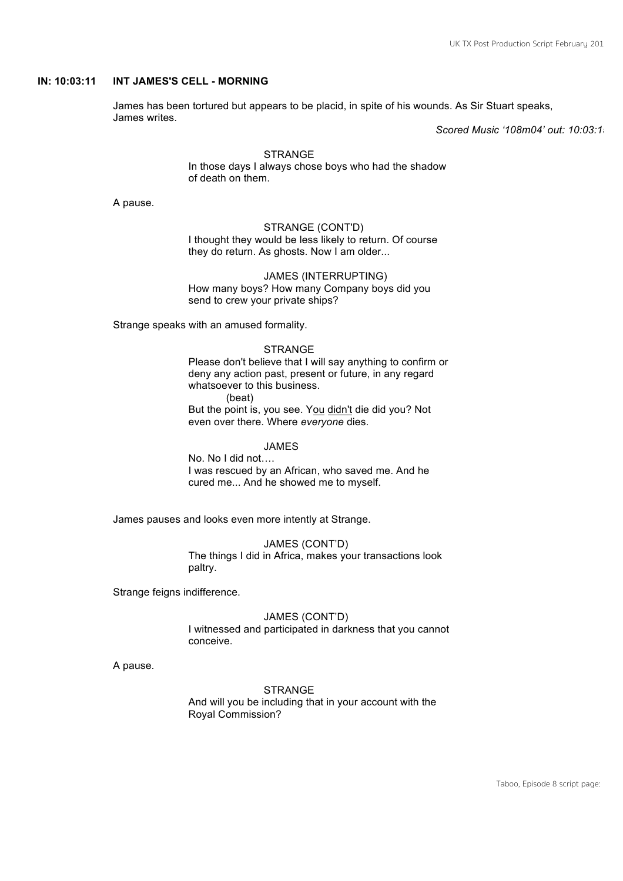**IN: 10:03:11 INT JAMES'S CELL - MORNING**

James has been tortured but appears to be placid, in spite of his wounds. As Sir Stuart speaks, James writes.

*Scored Music '108m04' out: 10:03:1*

STRANGE
In those days I always chose boys who had the shadow of death on them.

A pause.

STRANGE (CONT'D)
I thought they would be less likely to return. Of course they do return. As ghosts. Now I am older...

JAMES (INTERRUPTING)
How many boys? How many Company boys did you send to crew your private ships?

Strange speaks with an amused formality.

STRANGE
Please don't believe that I will say anything to confirm or deny any action past, present or future, in any regard whatsoever to this business.
(beat)
But the point is, you see. Y<u>ou</u> <u>didn't</u> die did you? Not even over there. Where *everyone* dies.

JAMES
No. No I did not….
I was rescued by an African, who saved me. And he cured me... And he showed me to myself.

James pauses and looks even more intently at Strange.

JAMES (CONT'D)
The things I did in Africa, makes your transactions look paltry.

Strange feigns indifference.

JAMES (CONT'D)
I witnessed and participated in darkness that you cannot conceive.

A pause.

STRANGE
And will you be including that in your account with the Royal Commission?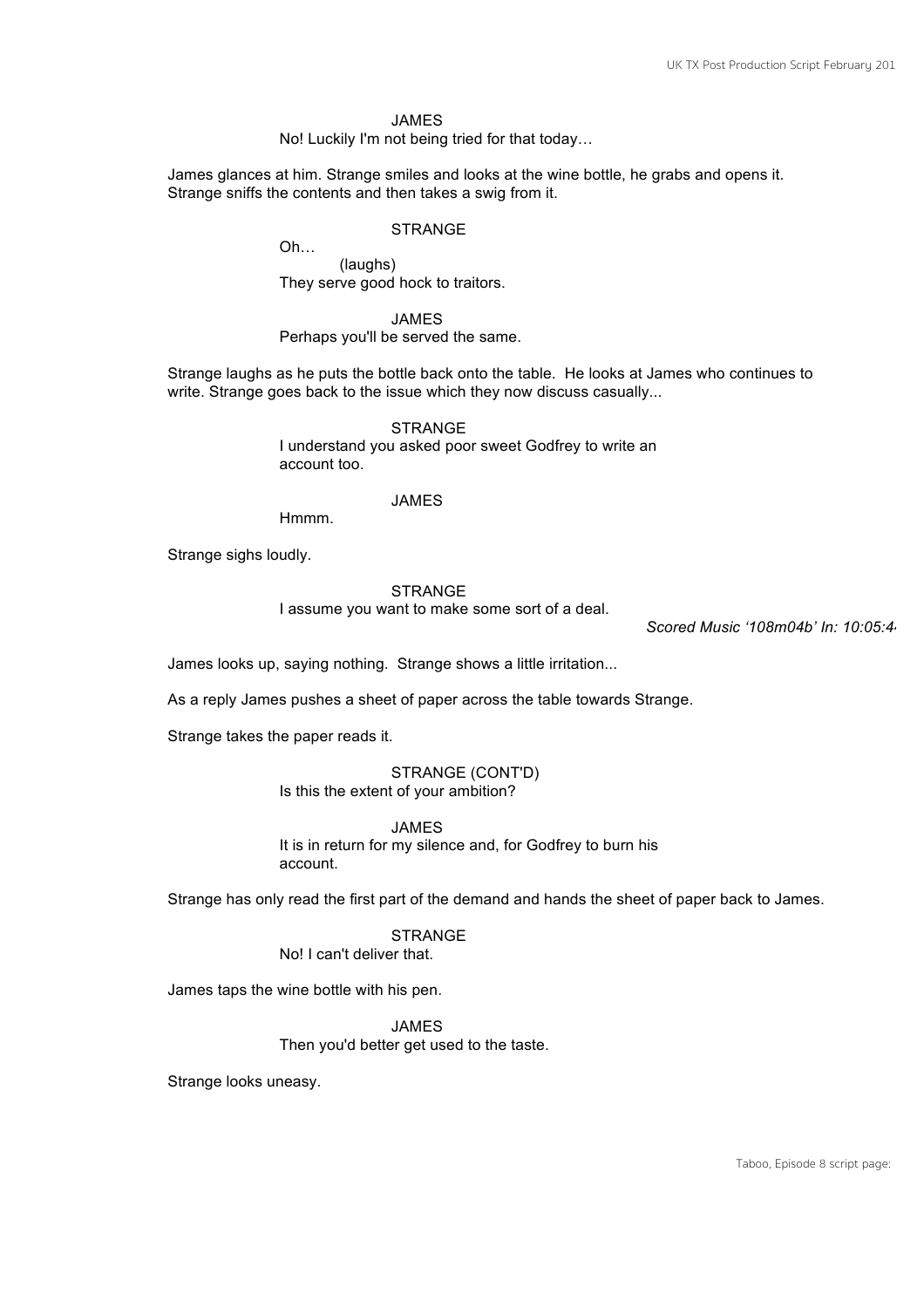JAMES
No! Luckily I'm not being tried for that today…

James glances at him. Strange smiles and looks at the wine bottle, he grabs and opens it. Strange sniffs the contents and then takes a swig from it.

STRANGE
Oh…
(laughs)
They serve good hock to traitors.

JAMES
Perhaps you'll be served the same.

Strange laughs as he puts the bottle back onto the table. He looks at James who continues to write. Strange goes back to the issue which they now discuss casually...

STRANGE
I understand you asked poor sweet Godfrey to write an account too.

JAMES
Hmmm.

Strange sighs loudly.

STRANGE
I assume you want to make some sort of a deal.

*Scored Music '108m04b' In: 10:05:4*

James looks up, saying nothing. Strange shows a little irritation...

As a reply James pushes a sheet of paper across the table towards Strange.

Strange takes the paper reads it.

STRANGE (CONT'D)
Is this the extent of your ambition?

JAMES
It is in return for my silence and, for Godfrey to burn his account.

Strange has only read the first part of the demand and hands the sheet of paper back to James.

STRANGE
No! I can't deliver that.

James taps the wine bottle with his pen.

JAMES
Then you'd better get used to the taste.

Strange looks uneasy.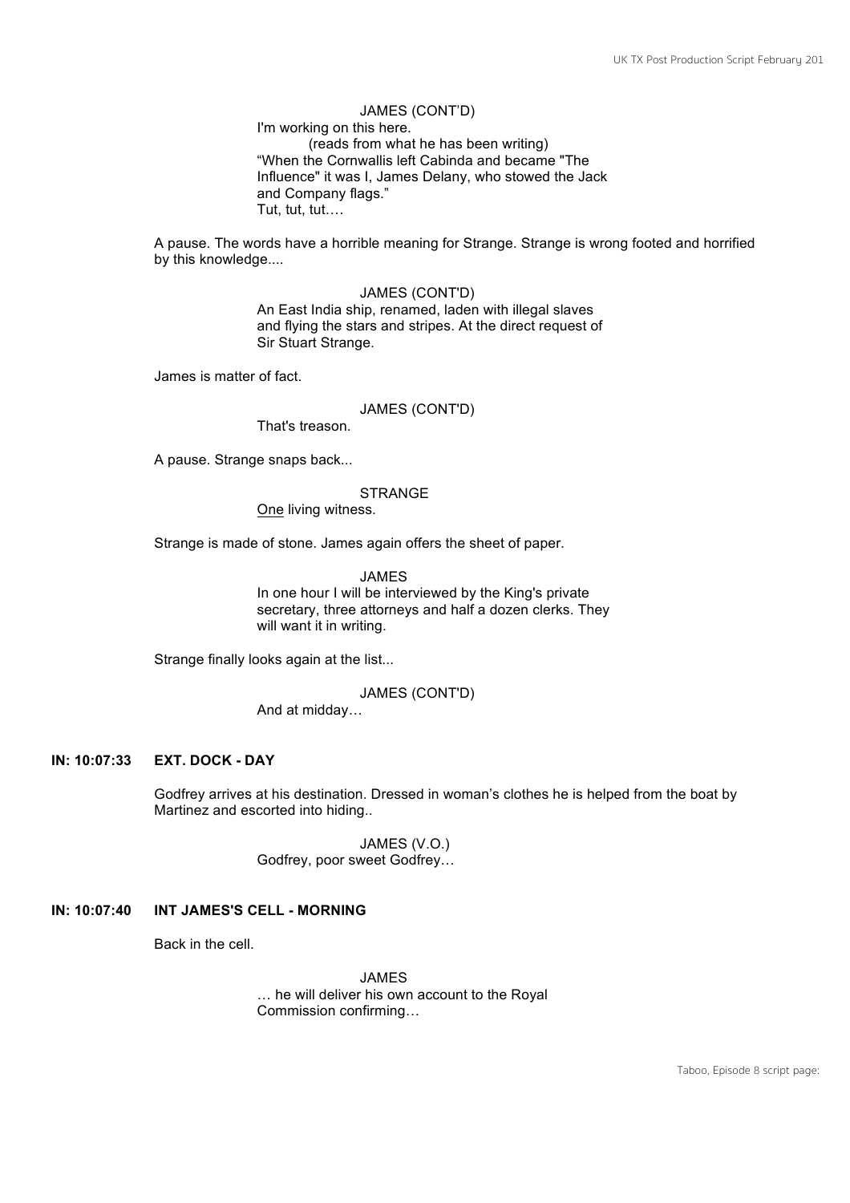JAMES (CONT'D)
I'm working on this here.
(reads from what he has been writing)
"When the Cornwallis left Cabinda and became "The Influence" it was I, James Delany, who stowed the Jack and Company flags."
Tut, tut, tut….

A pause. The words have a horrible meaning for Strange. Strange is wrong footed and horrified by this knowledge....

JAMES (CONT'D)
An East India ship, renamed, laden with illegal slaves and flying the stars and stripes. At the direct request of Sir Stuart Strange.

James is matter of fact.

JAMES (CONT'D)
That's treason.

A pause. Strange snaps back...

STRANGE
One living witness.

Strange is made of stone. James again offers the sheet of paper.

JAMES
In one hour I will be interviewed by the King's private secretary, three attorneys and half a dozen clerks. They will want it in writing.

Strange finally looks again at the list...

JAMES (CONT'D)
And at midday…

**IN: 10:07:33 EXT. DOCK - DAY**

Godfrey arrives at his destination. Dressed in woman's clothes he is helped from the boat by Martinez and escorted into hiding..

JAMES (V.O.)
Godfrey, poor sweet Godfrey…

**IN: 10:07:40 INT JAMES'S CELL - MORNING**

Back in the cell.

JAMES
… he will deliver his own account to the Royal Commission confirming…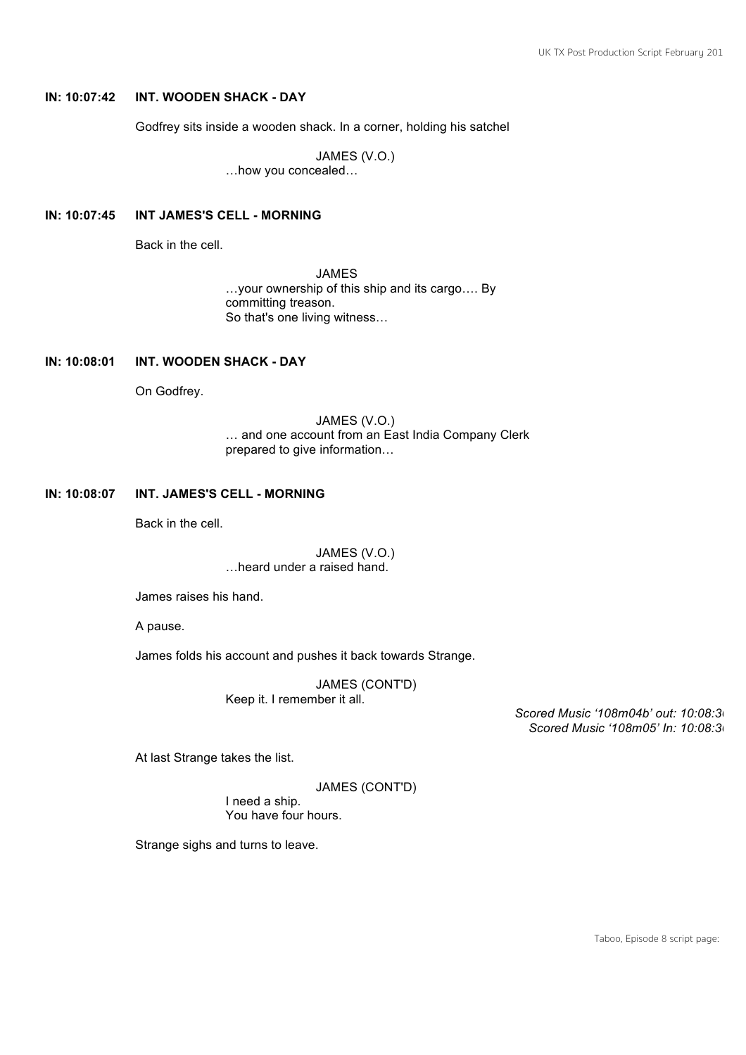**IN: 10:07:42 INT. WOODEN SHACK - DAY**

Godfrey sits inside a wooden shack. In a corner, holding his satchel

JAMES (V.O.)
…how you concealed…

**IN: 10:07:45 INT JAMES'S CELL - MORNING**

Back in the cell.

JAMES
…your ownership of this ship and its cargo…. By committing treason.
So that's one living witness…

**IN: 10:08:01 INT. WOODEN SHACK - DAY**

On Godfrey.

JAMES (V.O.)
… and one account from an East India Company Clerk prepared to give information…

**IN: 10:08:07 INT. JAMES'S CELL - MORNING**

Back in the cell.

JAMES (V.O.)
…heard under a raised hand.

James raises his hand.

A pause.

James folds his account and pushes it back towards Strange.

JAMES (CONT'D)
Keep it. I remember it all.

*Scored Music '108m04b' out: 10:08:3*
*Scored Music '108m05' In: 10:08:3*

At last Strange takes the list.

JAMES (CONT'D)
I need a ship.
You have four hours.

Strange sighs and turns to leave.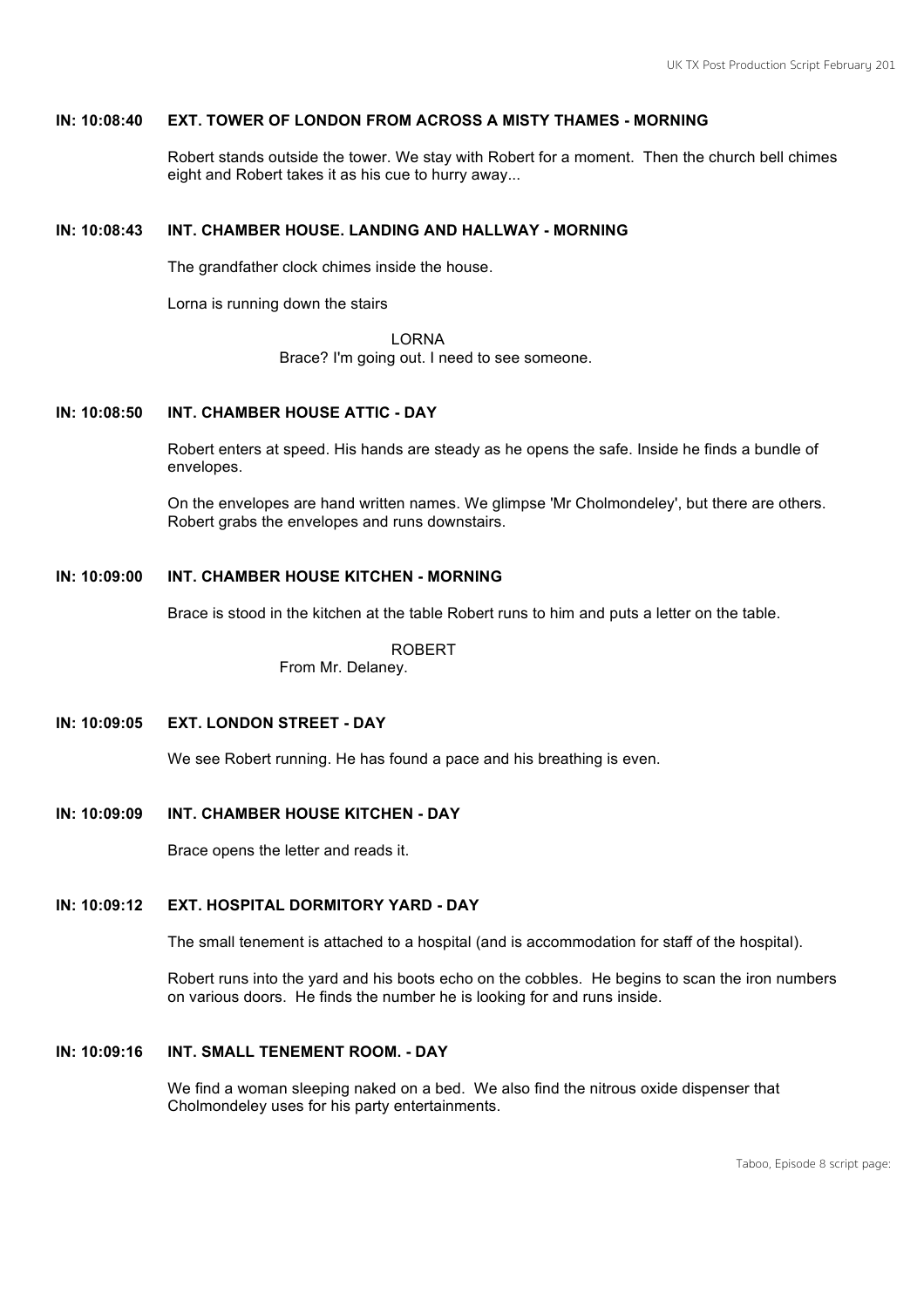**IN: 10:08:40 EXT. TOWER OF LONDON FROM ACROSS A MISTY THAMES - MORNING**

Robert stands outside the tower. We stay with Robert for a moment. Then the church bell chimes eight and Robert takes it as his cue to hurry away...

**IN: 10:08:43 INT. CHAMBER HOUSE. LANDING AND HALLWAY - MORNING**

The grandfather clock chimes inside the house.

Lorna is running down the stairs

LORNA
Brace? I'm going out. I need to see someone.

**IN: 10:08:50 INT. CHAMBER HOUSE ATTIC - DAY**

Robert enters at speed. His hands are steady as he opens the safe. Inside he finds a bundle of envelopes.

On the envelopes are hand written names. We glimpse 'Mr Cholmondeley', but there are others. Robert grabs the envelopes and runs downstairs.

**IN: 10:09:00 INT. CHAMBER HOUSE KITCHEN - MORNING**

Brace is stood in the kitchen at the table Robert runs to him and puts a letter on the table.

ROBERT
From Mr. Delaney.

**IN: 10:09:05 EXT. LONDON STREET - DAY**

We see Robert running. He has found a pace and his breathing is even.

**IN: 10:09:09 INT. CHAMBER HOUSE KITCHEN - DAY**

Brace opens the letter and reads it.

**IN: 10:09:12 EXT. HOSPITAL DORMITORY YARD - DAY**

The small tenement is attached to a hospital (and is accommodation for staff of the hospital).

Robert runs into the yard and his boots echo on the cobbles. He begins to scan the iron numbers on various doors. He finds the number he is looking for and runs inside.

**IN: 10:09:16 INT. SMALL TENEMENT ROOM. - DAY**

We find a woman sleeping naked on a bed. We also find the nitrous oxide dispenser that Cholmondeley uses for his party entertainments.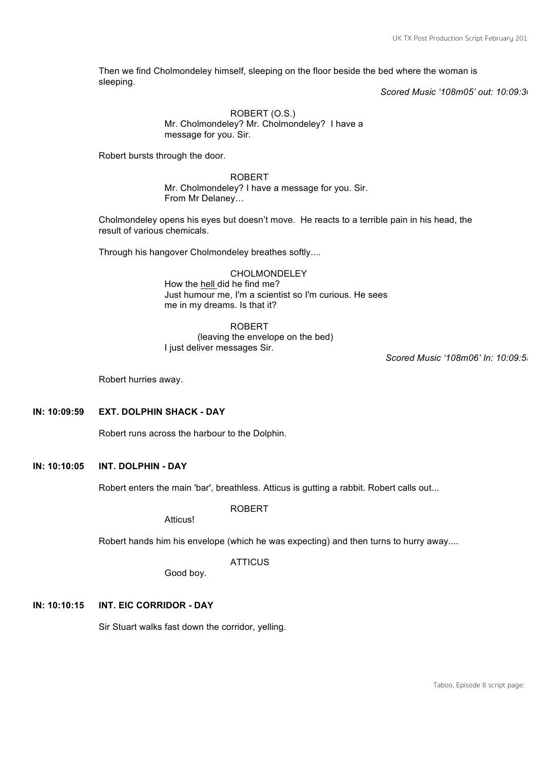Then we find Cholmondeley himself, sleeping on the floor beside the bed where the woman is sleeping.

*Scored Music '108m05' out: 10:09:3*

ROBERT (O.S.)
Mr. Cholmondeley? Mr. Cholmondeley? I have a message for you. Sir.

Robert bursts through the door.

ROBERT
Mr. Cholmondeley? I have a message for you. Sir. From Mr Delaney…

Cholmondeley opens his eyes but doesn't move. He reacts to a terrible pain in his head, the result of various chemicals.

Through his hangover Cholmondeley breathes softly....

CHOLMONDELEY
How the hell did he find me?
Just humour me, I'm a scientist so I'm curious. He sees me in my dreams. Is that it?

ROBERT
(leaving the envelope on the bed)
I just deliver messages Sir.

*Scored Music '108m06' In: 10:09:5*

Robert hurries away.

**IN: 10:09:59 EXT. DOLPHIN SHACK - DAY**

Robert runs across the harbour to the Dolphin.

**IN: 10:10:05 INT. DOLPHIN - DAY**

Robert enters the main 'bar', breathless. Atticus is gutting a rabbit. Robert calls out...

ROBERT
Atticus!

Robert hands him his envelope (which he was expecting) and then turns to hurry away....

ATTICUS
Good boy.

**IN: 10:10:15 INT. EIC CORRIDOR - DAY**

Sir Stuart walks fast down the corridor, yelling.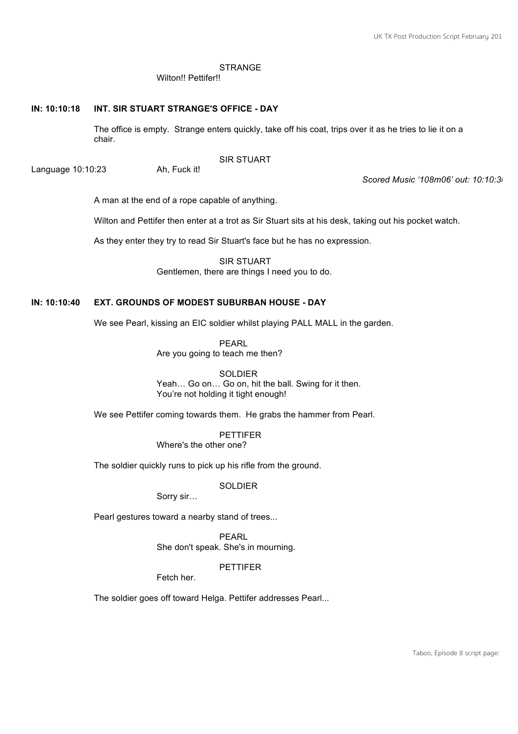STRANGE
Wilton!! Pettifer!!

**IN: 10:10:18 INT. SIR STUART STRANGE'S OFFICE - DAY**

The office is empty. Strange enters quickly, take off his coat, trips over it as he tries to lie it on a chair.

SIR STUART

Language 10:10:23 Ah, Fuck it!

*Scored Music '108m06' out: 10:10:3*

A man at the end of a rope capable of anything.

Wilton and Pettifer then enter at a trot as Sir Stuart sits at his desk, taking out his pocket watch.

As they enter they try to read Sir Stuart's face but he has no expression.

SIR STUART
Gentlemen, there are things I need you to do.

**IN: 10:10:40 EXT. GROUNDS OF MODEST SUBURBAN HOUSE - DAY**

We see Pearl, kissing an EIC soldier whilst playing PALL MALL in the garden.

PEARL
Are you going to teach me then?

SOLDIER
Yeah… Go on… Go on, hit the ball. Swing for it then.
You're not holding it tight enough!

We see Pettifer coming towards them. He grabs the hammer from Pearl.

PETTIFER
Where's the other one?

The soldier quickly runs to pick up his rifle from the ground.

SOLDIER
Sorry sir…

Pearl gestures toward a nearby stand of trees...

PEARL
She don't speak. She's in mourning.

PETTIFER
Fetch her.

The soldier goes off toward Helga. Pettifer addresses Pearl...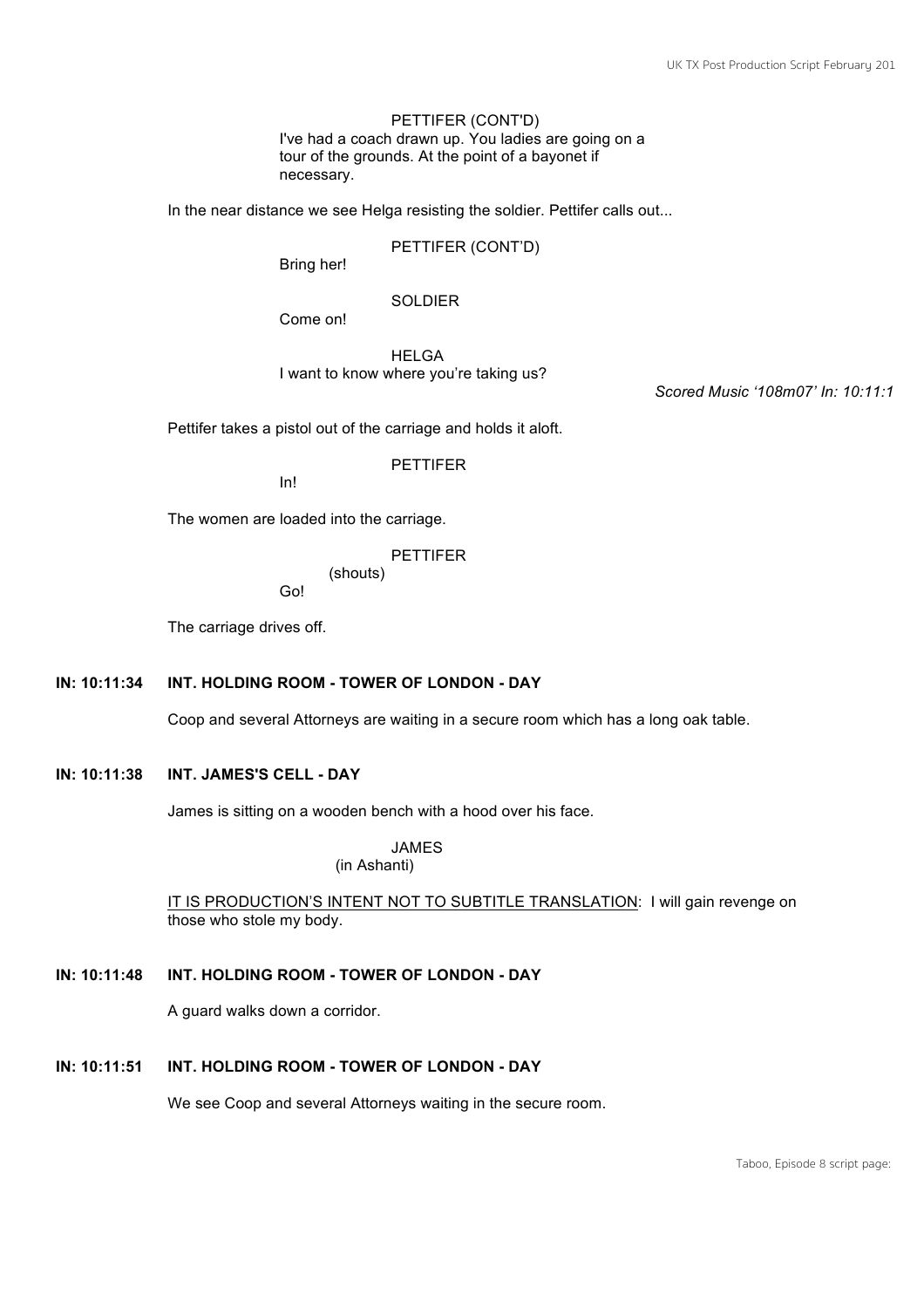PETTIFER (CONT'D)

I've had a coach drawn up. You ladies are going on a tour of the grounds. At the point of a bayonet if necessary.

In the near distance we see Helga resisting the soldier. Pettifer calls out...

PETTIFER (CONT'D)

Bring her!

SOLDIER

Come on!

HELGA

I want to know where you're taking us?

*Scored Music '108m07' In: 10:11:1*

Pettifer takes a pistol out of the carriage and holds it aloft.

PETTIFER

In!

The women are loaded into the carriage.

PETTIFER

(shouts)

Go!

The carriage drives off.

**IN: 10:11:34 INT. HOLDING ROOM - TOWER OF LONDON - DAY**

Coop and several Attorneys are waiting in a secure room which has a long oak table.

**IN: 10:11:38 INT. JAMES'S CELL - DAY**

James is sitting on a wooden bench with a hood over his face.

JAMES

(in Ashanti)

<u>IT IS PRODUCTION'S INTENT NOT TO SUBTITLE TRANSLATION</u>: I will gain revenge on those who stole my body.

**IN: 10:11:48 INT. HOLDING ROOM - TOWER OF LONDON - DAY**

A guard walks down a corridor.

**IN: 10:11:51 INT. HOLDING ROOM - TOWER OF LONDON - DAY**

We see Coop and several Attorneys waiting in the secure room.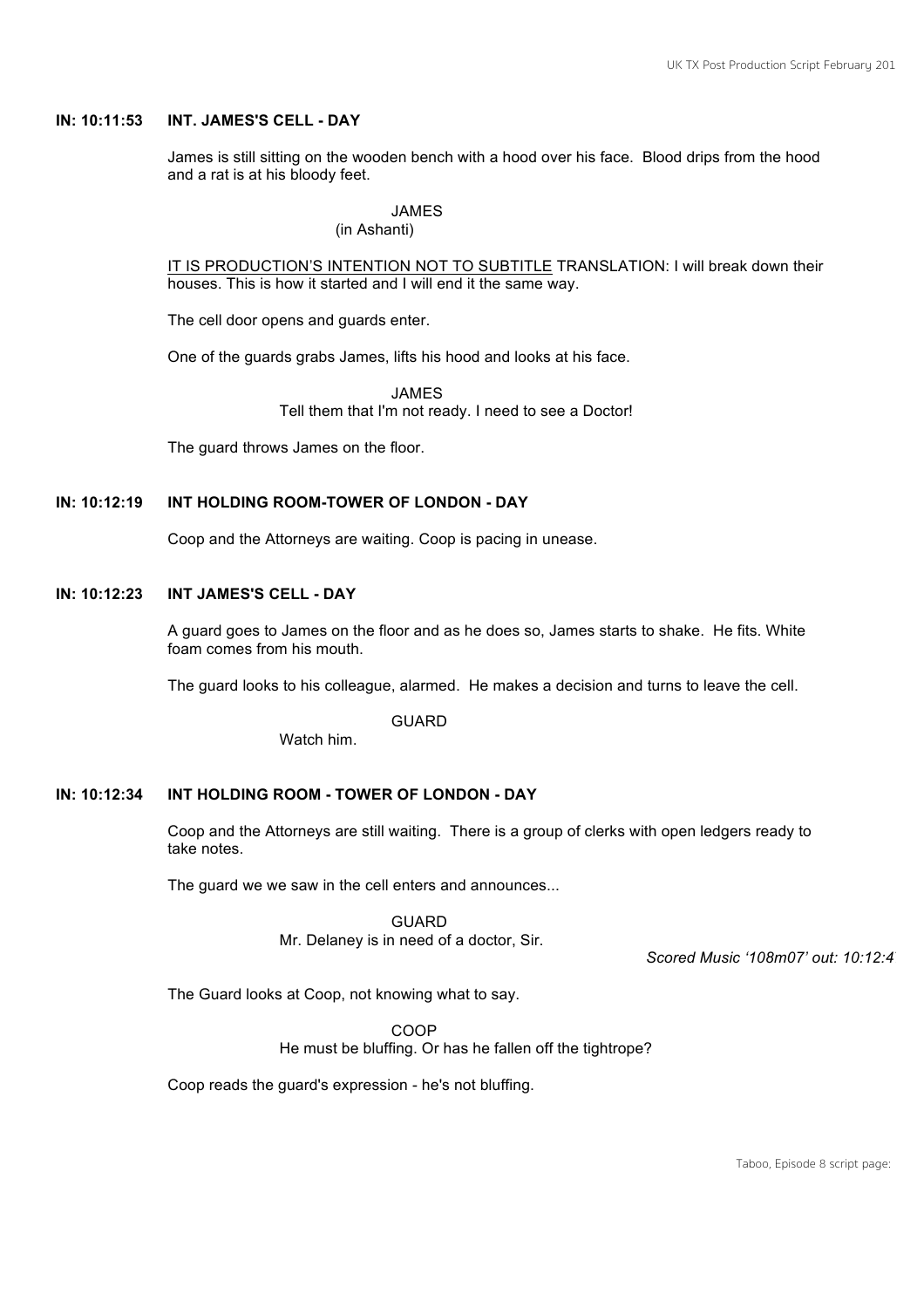**IN: 10:11:53 INT. JAMES'S CELL - DAY**

James is still sitting on the wooden bench with a hood over his face. Blood drips from the hood and a rat is at his bloody feet.

JAMES
(in Ashanti)

IT IS PRODUCTION'S INTENTION NOT TO SUBTITLE TRANSLATION: I will break down their houses. This is how it started and I will end it the same way.

The cell door opens and guards enter.

One of the guards grabs James, lifts his hood and looks at his face.

JAMES
Tell them that I'm not ready. I need to see a Doctor!

The guard throws James on the floor.

**IN: 10:12:19 INT HOLDING ROOM-TOWER OF LONDON - DAY**

Coop and the Attorneys are waiting. Coop is pacing in unease.

**IN: 10:12:23 INT JAMES'S CELL - DAY**

A guard goes to James on the floor and as he does so, James starts to shake. He fits. White foam comes from his mouth.

The guard looks to his colleague, alarmed. He makes a decision and turns to leave the cell.

GUARD
Watch him.

**IN: 10:12:34 INT HOLDING ROOM - TOWER OF LONDON - DAY**

Coop and the Attorneys are still waiting. There is a group of clerks with open ledgers ready to take notes.

The guard we we saw in the cell enters and announces...

GUARD
Mr. Delaney is in need of a doctor, Sir.

*Scored Music '108m07' out: 10:12:4*

The Guard looks at Coop, not knowing what to say.

COOP
He must be bluffing. Or has he fallen off the tightrope?

Coop reads the guard's expression - he's not bluffing.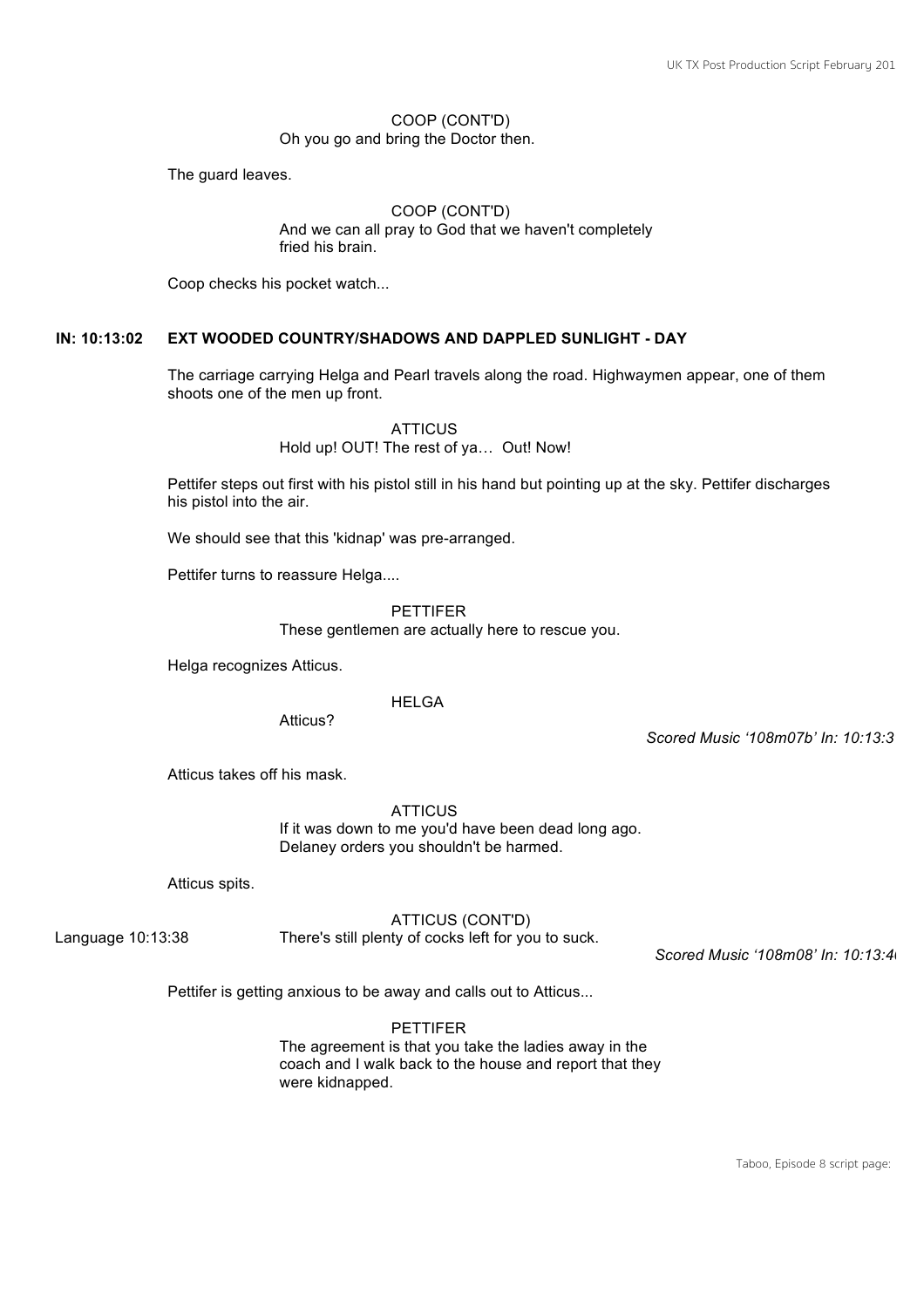COOP (CONT'D)
Oh you go and bring the Doctor then.

The guard leaves.

COOP (CONT'D)
And we can all pray to God that we haven't completely fried his brain.

Coop checks his pocket watch...

**IN: 10:13:02 EXT WOODED COUNTRY/SHADOWS AND DAPPLED SUNLIGHT - DAY**

The carriage carrying Helga and Pearl travels along the road. Highwaymen appear, one of them shoots one of the men up front.

ATTICUS
Hold up! OUT! The rest of ya… Out! Now!

Pettifer steps out first with his pistol still in his hand but pointing up at the sky. Pettifer discharges his pistol into the air.

We should see that this 'kidnap' was pre-arranged.

Pettifer turns to reassure Helga....

PETTIFER
These gentlemen are actually here to rescue you.

Helga recognizes Atticus.

HELGA
Atticus?

*Scored Music '108m07b' In: 10:13:3*

Atticus takes off his mask.

ATTICUS
If it was down to me you'd have been dead long ago. Delaney orders you shouldn't be harmed.

Atticus spits.

ATTICUS (CONT'D)
Language 10:13:38 There's still plenty of cocks left for you to suck.

*Scored Music '108m08' In: 10:13:4*

Pettifer is getting anxious to be away and calls out to Atticus...

PETTIFER
The agreement is that you take the ladies away in the coach and I walk back to the house and report that they were kidnapped.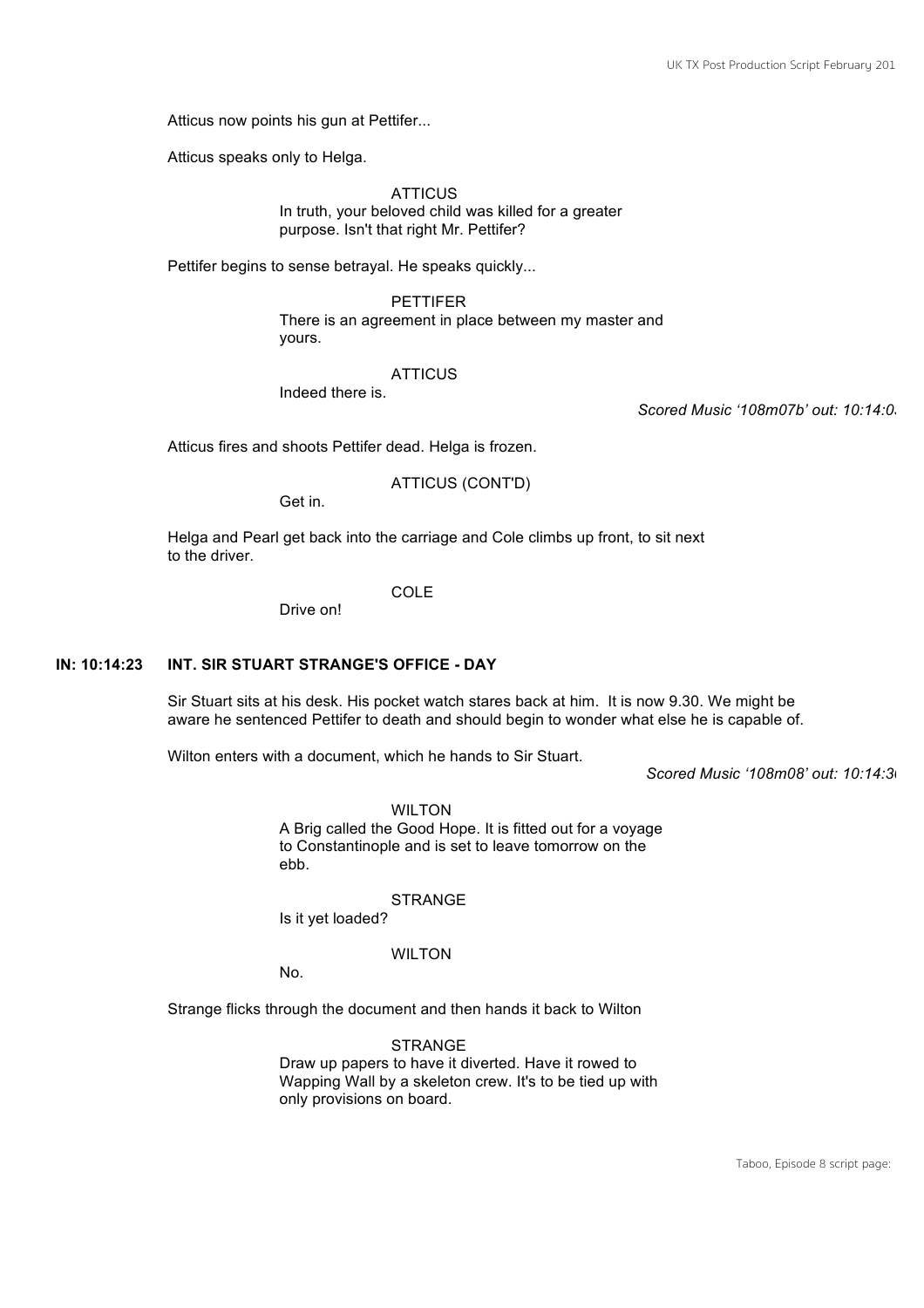Atticus now points his gun at Pettifer...

Atticus speaks only to Helga.

ATTICUS
In truth, your beloved child was killed for a greater purpose. Isn't that right Mr. Pettifer?

Pettifer begins to sense betrayal. He speaks quickly...

PETTIFER
There is an agreement in place between my master and yours.

ATTICUS
Indeed there is.

*Scored Music '108m07b' out: 10:14:0*

Atticus fires and shoots Pettifer dead. Helga is frozen.

ATTICUS (CONT'D)
Get in.

Helga and Pearl get back into the carriage and Cole climbs up front, to sit next to the driver.

COLE
Drive on!

**IN: 10:14:23 INT. SIR STUART STRANGE'S OFFICE - DAY**

Sir Stuart sits at his desk. His pocket watch stares back at him. It is now 9.30. We might be aware he sentenced Pettifer to death and should begin to wonder what else he is capable of.

Wilton enters with a document, which he hands to Sir Stuart.

*Scored Music '108m08' out: 10:14:3*

WILTON
A Brig called the Good Hope. It is fitted out for a voyage to Constantinople and is set to leave tomorrow on the ebb.

STRANGE
Is it yet loaded?

WILTON
No.

Strange flicks through the document and then hands it back to Wilton

STRANGE
Draw up papers to have it diverted. Have it rowed to Wapping Wall by a skeleton crew. It's to be tied up with only provisions on board.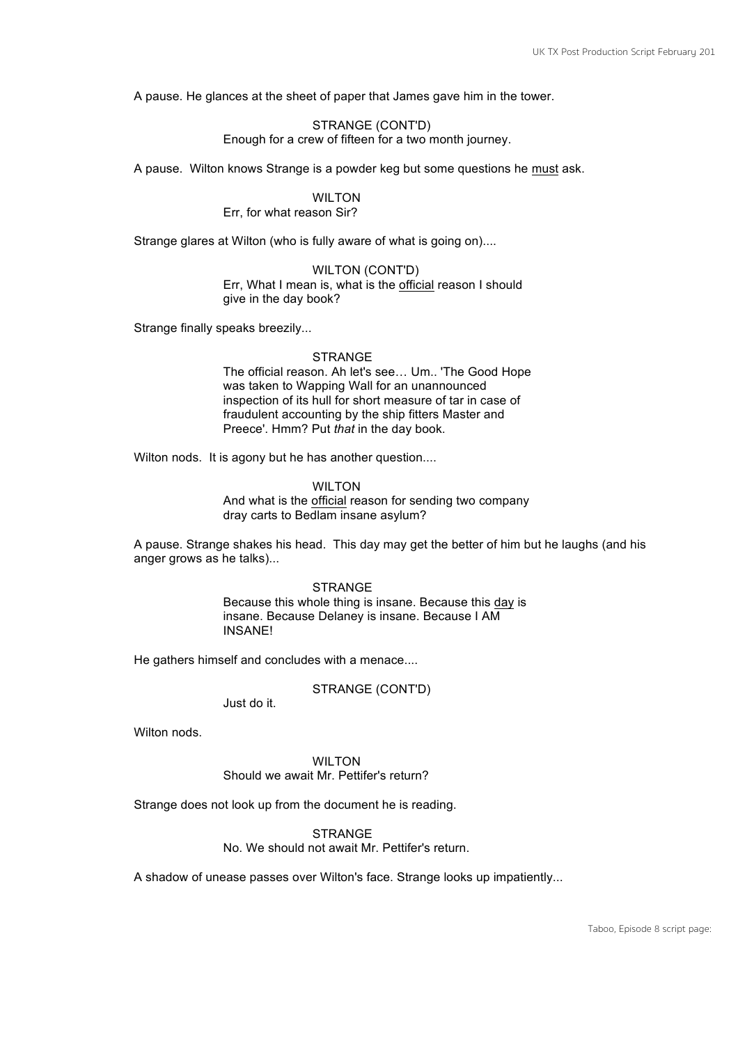A pause. He glances at the sheet of paper that James gave him in the tower.

STRANGE (CONT'D)
Enough for a crew of fifteen for a two month journey.

A pause. Wilton knows Strange is a powder keg but some questions he must ask.

WILTON
Err, for what reason Sir?

Strange glares at Wilton (who is fully aware of what is going on)....

WILTON (CONT'D)
Err, What I mean is, what is the official reason I should give in the day book?

Strange finally speaks breezily...

STRANGE
The official reason. Ah let's see… Um.. 'The Good Hope was taken to Wapping Wall for an unannounced inspection of its hull for short measure of tar in case of fraudulent accounting by the ship fitters Master and Preece'. Hmm? Put *that* in the day book.

Wilton nods. It is agony but he has another question....

WILTON
And what is the official reason for sending two company dray carts to Bedlam insane asylum?

A pause. Strange shakes his head. This day may get the better of him but he laughs (and his anger grows as he talks)...

STRANGE
Because this whole thing is insane. Because this day is insane. Because Delaney is insane. Because I AM INSANE!

He gathers himself and concludes with a menace....

STRANGE (CONT'D)
Just do it.

Wilton nods.

WILTON
Should we await Mr. Pettifer's return?

Strange does not look up from the document he is reading.

STRANGE
No. We should not await Mr. Pettifer's return.

A shadow of unease passes over Wilton's face. Strange looks up impatiently...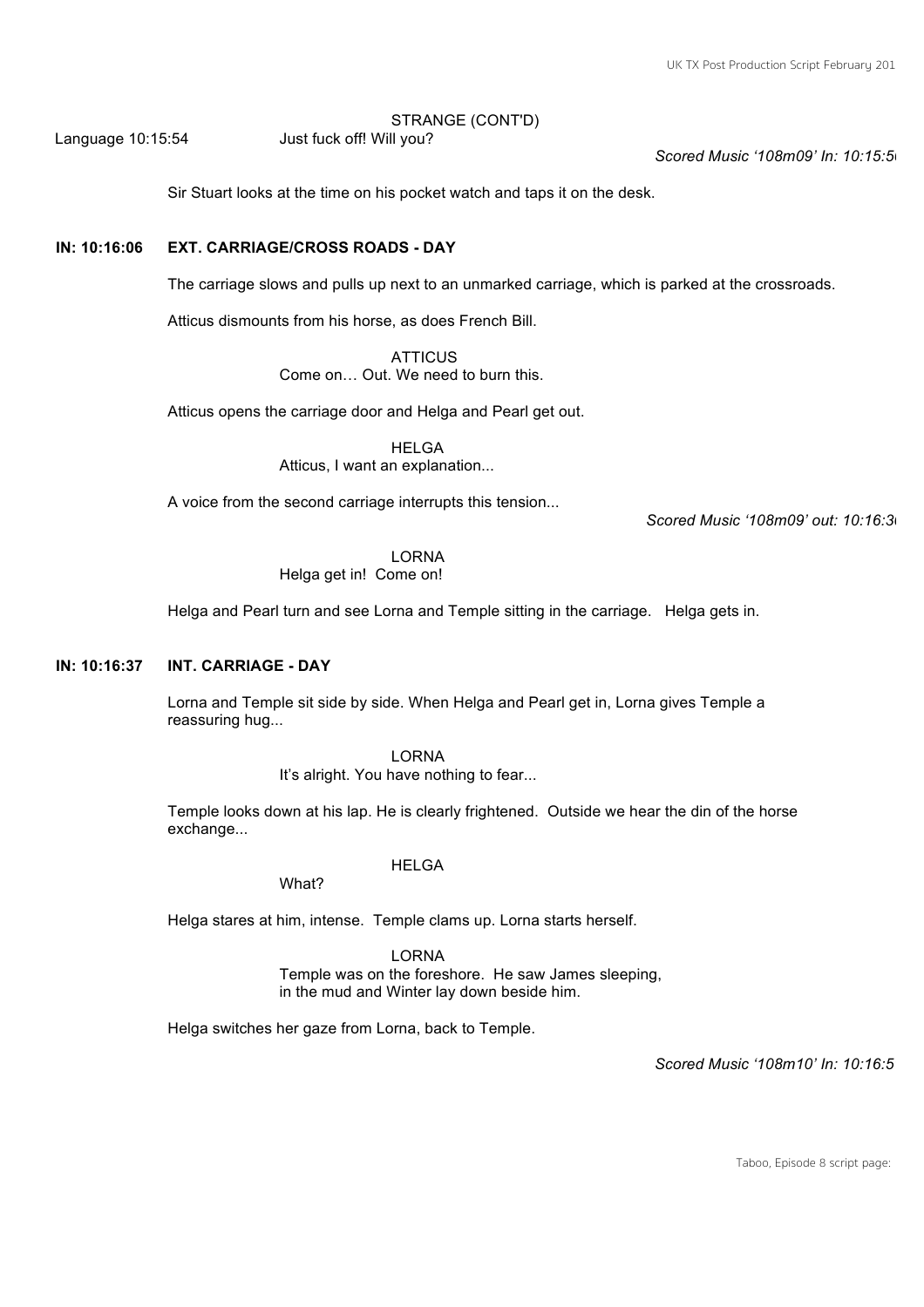STRANGE (CONT'D)

Language 10:15:54 Just fuck off! Will you?

*Scored Music '108m09' In: 10:15:5*

Sir Stuart looks at the time on his pocket watch and taps it on the desk.

**IN: 10:16:06 EXT. CARRIAGE/CROSS ROADS - DAY**

The carriage slows and pulls up next to an unmarked carriage, which is parked at the crossroads.

Atticus dismounts from his horse, as does French Bill.

ATTICUS
Come on… Out. We need to burn this.

Atticus opens the carriage door and Helga and Pearl get out.

HELGA
Atticus, I want an explanation...

A voice from the second carriage interrupts this tension...

*Scored Music '108m09' out: 10:16:3*

LORNA
Helga get in! Come on!

Helga and Pearl turn and see Lorna and Temple sitting in the carriage. Helga gets in.

**IN: 10:16:37 INT. CARRIAGE - DAY**

Lorna and Temple sit side by side. When Helga and Pearl get in, Lorna gives Temple a reassuring hug...

LORNA
It's alright. You have nothing to fear...

Temple looks down at his lap. He is clearly frightened. Outside we hear the din of the horse exchange...

HELGA
What?

Helga stares at him, intense. Temple clams up. Lorna starts herself.

LORNA
Temple was on the foreshore. He saw James sleeping, in the mud and Winter lay down beside him.

Helga switches her gaze from Lorna, back to Temple.

*Scored Music '108m10' In: 10:16:5*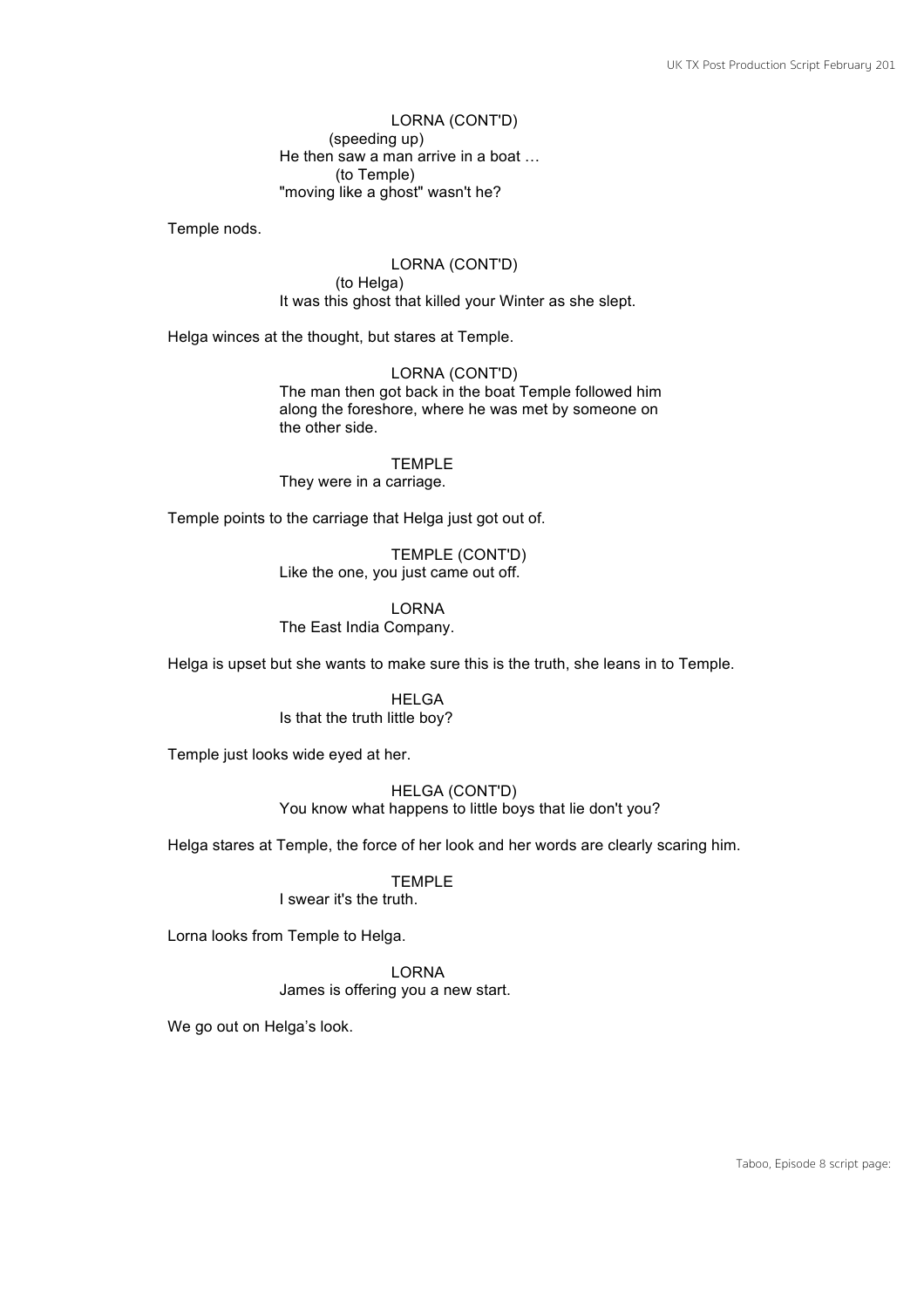LORNA (CONT'D)
(speeding up)
He then saw a man arrive in a boat …
(to Temple)
"moving like a ghost" wasn't he?

Temple nods.

LORNA (CONT'D)
(to Helga)
It was this ghost that killed your Winter as she slept.

Helga winces at the thought, but stares at Temple.

LORNA (CONT'D)
The man then got back in the boat Temple followed him along the foreshore, where he was met by someone on the other side.

TEMPLE
They were in a carriage.

Temple points to the carriage that Helga just got out of.

TEMPLE (CONT'D)
Like the one, you just came out off.

LORNA
The East India Company.

Helga is upset but she wants to make sure this is the truth, she leans in to Temple.

HELGA
Is that the truth little boy?

Temple just looks wide eyed at her.

HELGA (CONT'D)
You know what happens to little boys that lie don't you?

Helga stares at Temple, the force of her look and her words are clearly scaring him.

TEMPLE
I swear it's the truth.

Lorna looks from Temple to Helga.

LORNA
James is offering you a new start.

We go out on Helga's look.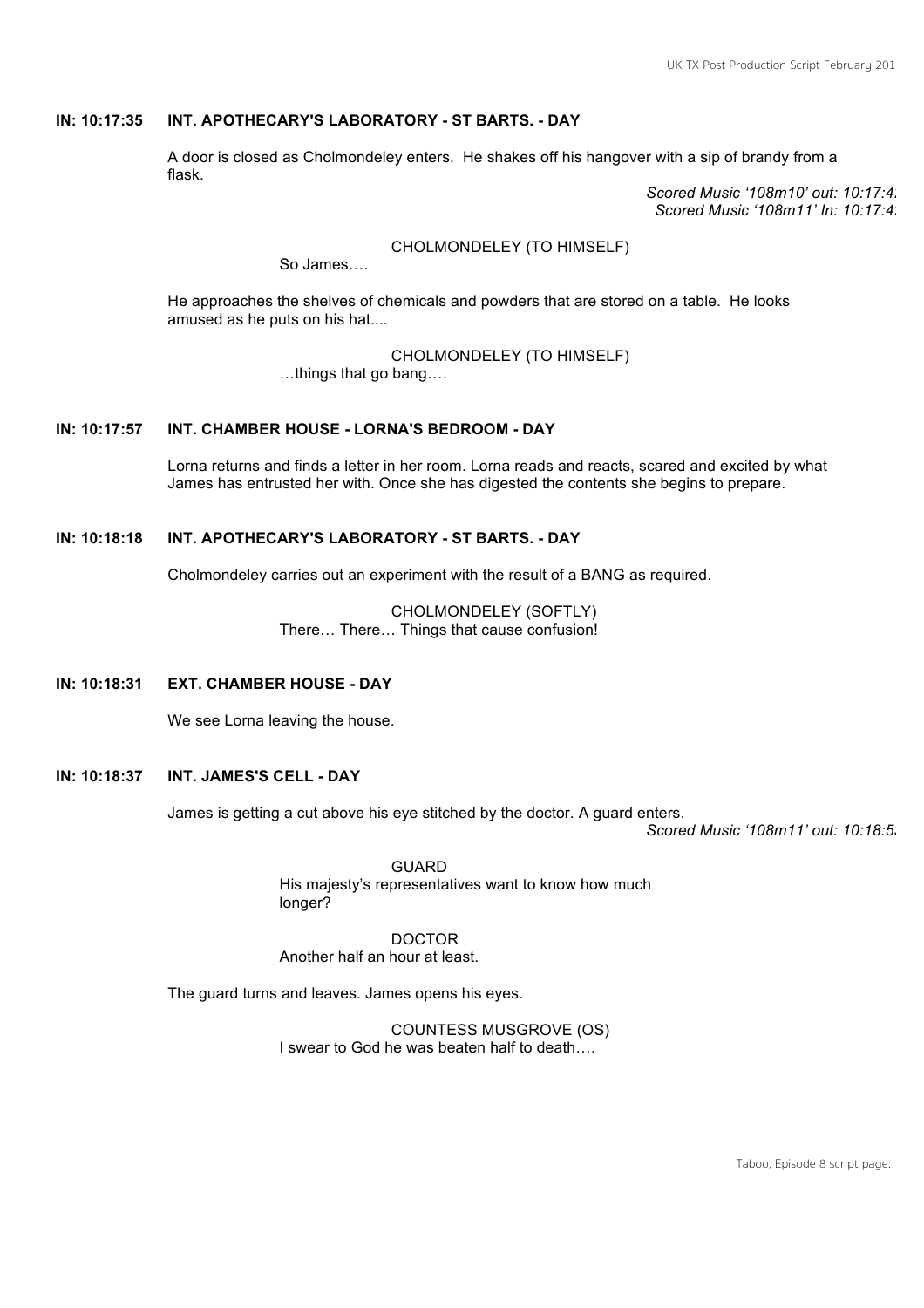**IN: 10:17:35 INT. APOTHECARY'S LABORATORY - ST BARTS. - DAY**

A door is closed as Cholmondeley enters. He shakes off his hangover with a sip of brandy from a flask.

*Scored Music '108m10' out: 10:17:4*
*Scored Music '108m11' In: 10:17:4*

CHOLMONDELEY (TO HIMSELF)
So James….

He approaches the shelves of chemicals and powders that are stored on a table. He looks amused as he puts on his hat....

CHOLMONDELEY (TO HIMSELF)
…things that go bang….

**IN: 10:17:57 INT. CHAMBER HOUSE - LORNA'S BEDROOM - DAY**

Lorna returns and finds a letter in her room. Lorna reads and reacts, scared and excited by what James has entrusted her with. Once she has digested the contents she begins to prepare.

**IN: 10:18:18 INT. APOTHECARY'S LABORATORY - ST BARTS. - DAY**

Cholmondeley carries out an experiment with the result of a BANG as required.

CHOLMONDELEY (SOFTLY)
There… There… Things that cause confusion!

**IN: 10:18:31 EXT. CHAMBER HOUSE - DAY**

We see Lorna leaving the house.

**IN: 10:18:37 INT. JAMES'S CELL - DAY**

James is getting a cut above his eye stitched by the doctor. A guard enters.

*Scored Music '108m11' out: 10:18:5*

GUARD
His majesty's representatives want to know how much longer?

DOCTOR
Another half an hour at least.

The guard turns and leaves. James opens his eyes.

COUNTESS MUSGROVE (OS)
I swear to God he was beaten half to death….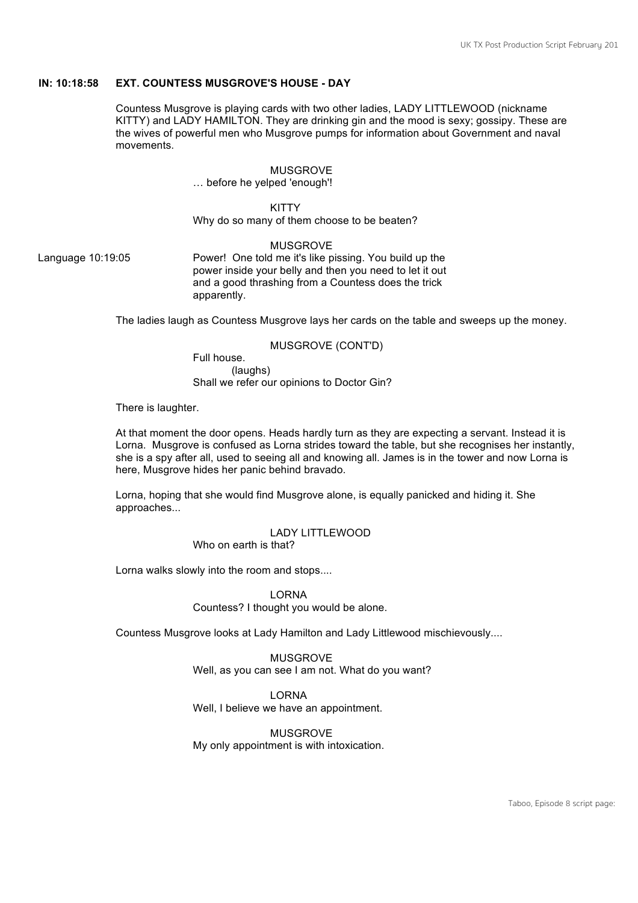**IN: 10:18:58 EXT. COUNTESS MUSGROVE'S HOUSE - DAY**

Countess Musgrove is playing cards with two other ladies, LADY LITTLEWOOD (nickname KITTY) and LADY HAMILTON. They are drinking gin and the mood is sexy; gossipy. These are the wives of powerful men who Musgrove pumps for information about Government and naval movements.

MUSGROVE
… before he yelped 'enough'!

KITTY
Why do so many of them choose to be beaten?

Language 10:19:05

MUSGROVE
Power! One told me it's like pissing. You build up the power inside your belly and then you need to let it out and a good thrashing from a Countess does the trick apparently.

The ladies laugh as Countess Musgrove lays her cards on the table and sweeps up the money.

MUSGROVE (CONT'D)
Full house.
(laughs)
Shall we refer our opinions to Doctor Gin?

There is laughter.

At that moment the door opens. Heads hardly turn as they are expecting a servant. Instead it is Lorna. Musgrove is confused as Lorna strides toward the table, but she recognises her instantly, she is a spy after all, used to seeing all and knowing all. James is in the tower and now Lorna is here, Musgrove hides her panic behind bravado.

Lorna, hoping that she would find Musgrove alone, is equally panicked and hiding it. She approaches...

LADY LITTLEWOOD
Who on earth is that?

Lorna walks slowly into the room and stops....

LORNA
Countess? I thought you would be alone.

Countess Musgrove looks at Lady Hamilton and Lady Littlewood mischievously....

MUSGROVE
Well, as you can see I am not. What do you want?

LORNA
Well, I believe we have an appointment.

MUSGROVE
My only appointment is with intoxication.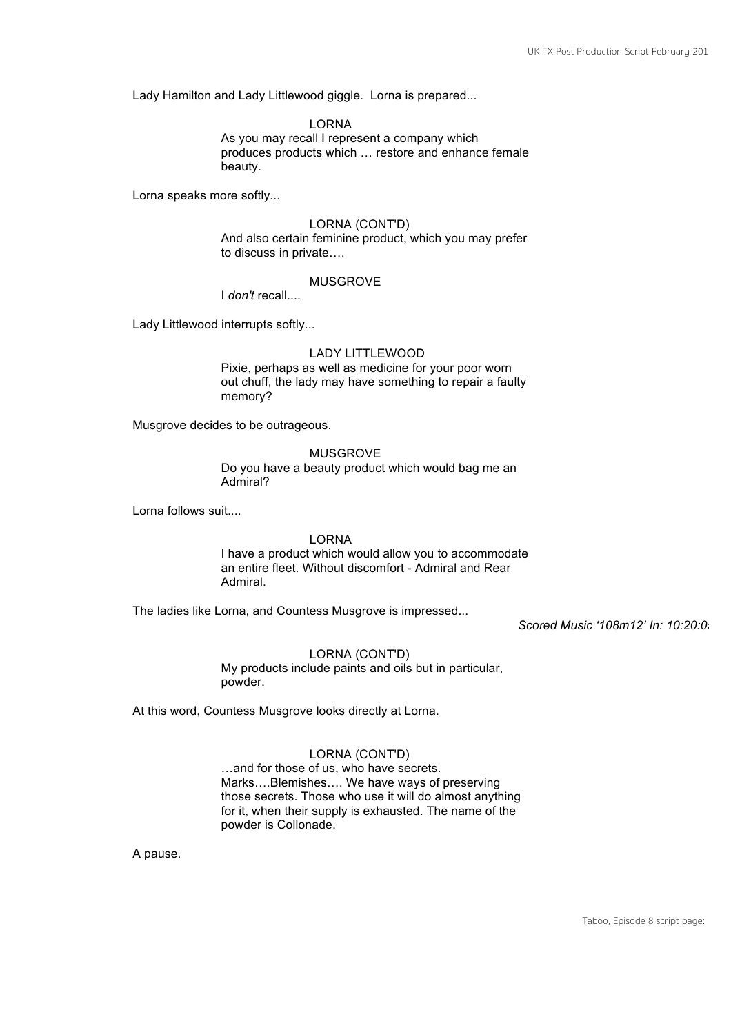Lady Hamilton and Lady Littlewood giggle. Lorna is prepared...

LORNA
As you may recall I represent a company which produces products which … restore and enhance female beauty.

Lorna speaks more softly...

LORNA (CONT'D)
And also certain feminine product, which you may prefer to discuss in private….

MUSGROVE
I *don't* recall....

Lady Littlewood interrupts softly...

LADY LITTLEWOOD
Pixie, perhaps as well as medicine for your poor worn out chuff, the lady may have something to repair a faulty memory?

Musgrove decides to be outrageous.

MUSGROVE
Do you have a beauty product which would bag me an Admiral?

Lorna follows suit....

LORNA
I have a product which would allow you to accommodate an entire fleet. Without discomfort - Admiral and Rear Admiral.

The ladies like Lorna, and Countess Musgrove is impressed...

*Scored Music '108m12' In: 10:20:0*

LORNA (CONT'D)
My products include paints and oils but in particular, powder.

At this word, Countess Musgrove looks directly at Lorna.

LORNA (CONT'D)
…and for those of us, who have secrets. Marks….Blemishes…. We have ways of preserving those secrets. Those who use it will do almost anything for it, when their supply is exhausted. The name of the powder is Collonade.

A pause.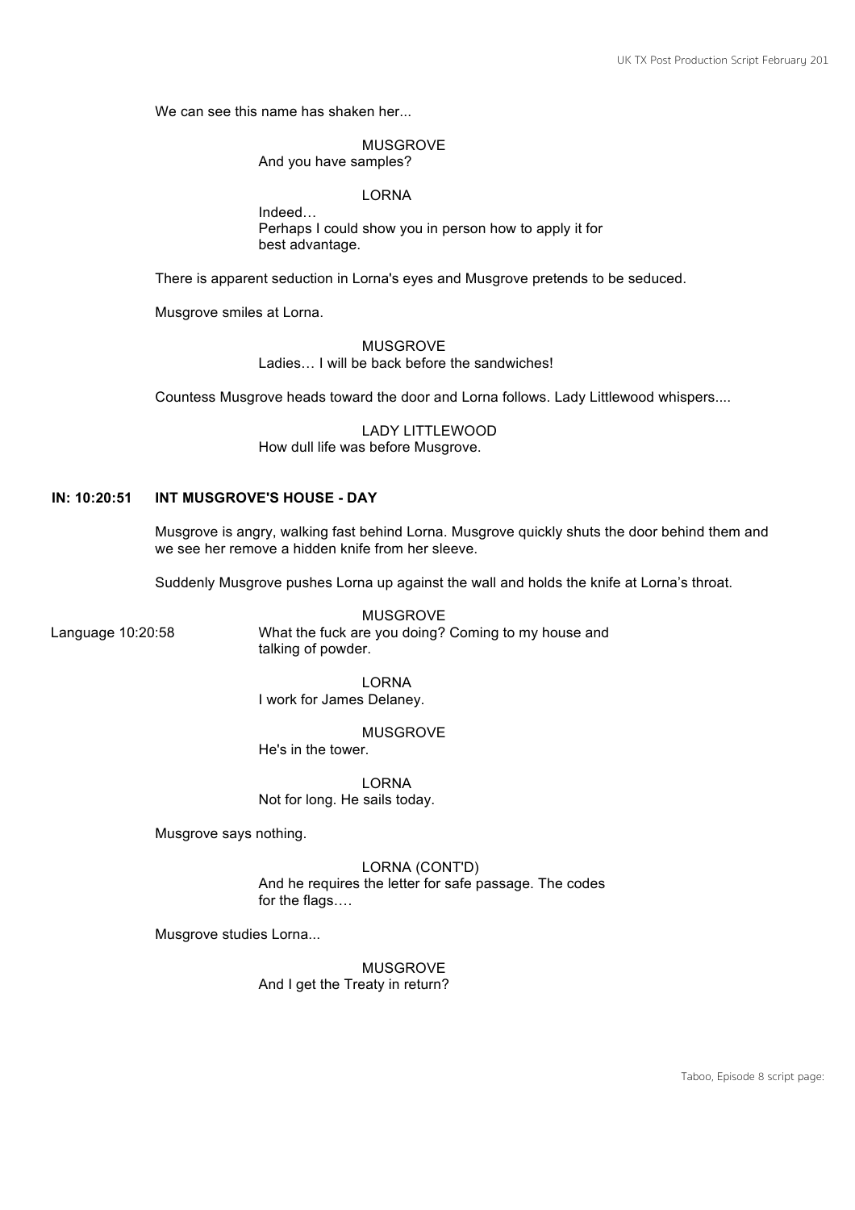We can see this name has shaken her...

MUSGROVE
And you have samples?

LORNA
Indeed…
Perhaps I could show you in person how to apply it for best advantage.

There is apparent seduction in Lorna's eyes and Musgrove pretends to be seduced.

Musgrove smiles at Lorna.

MUSGROVE
Ladies… I will be back before the sandwiches!

Countess Musgrove heads toward the door and Lorna follows. Lady Littlewood whispers....

LADY LITTLEWOOD
How dull life was before Musgrove.

**IN: 10:20:51 INT MUSGROVE'S HOUSE - DAY**

Musgrove is angry, walking fast behind Lorna. Musgrove quickly shuts the door behind them and we see her remove a hidden knife from her sleeve.

Suddenly Musgrove pushes Lorna up against the wall and holds the knife at Lorna's throat.

MUSGROVE
Language 10:20:58 What the fuck are you doing? Coming to my house and talking of powder.

LORNA
I work for James Delaney.

MUSGROVE
He's in the tower.

LORNA
Not for long. He sails today.

Musgrove says nothing.

LORNA (CONT'D)
And he requires the letter for safe passage. The codes for the flags….

Musgrove studies Lorna...

MUSGROVE
And I get the Treaty in return?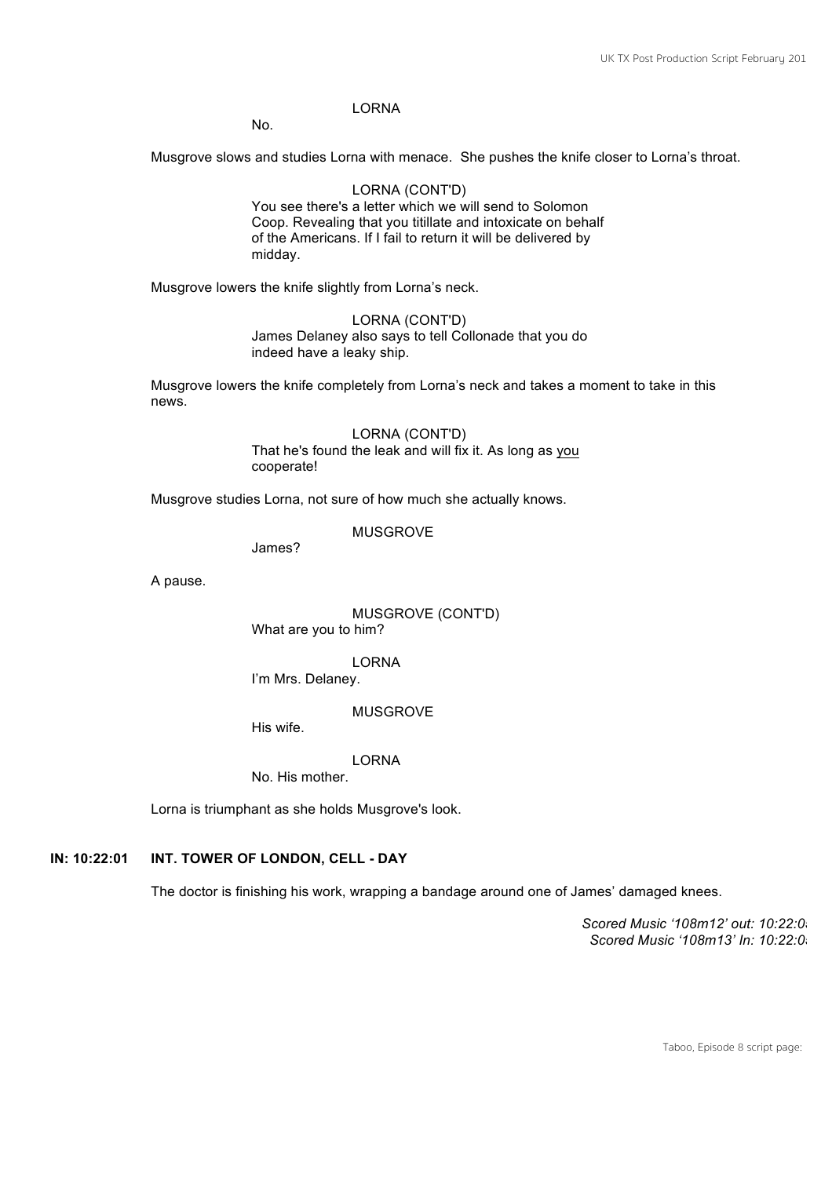LORNA

No.

Musgrove slows and studies Lorna with menace. She pushes the knife closer to Lorna's throat.

LORNA (CONT'D)

You see there's a letter which we will send to Solomon Coop. Revealing that you titillate and intoxicate on behalf of the Americans. If I fail to return it will be delivered by midday.

Musgrove lowers the knife slightly from Lorna's neck.

LORNA (CONT'D)

James Delaney also says to tell Collonade that you do indeed have a leaky ship.

Musgrove lowers the knife completely from Lorna's neck and takes a moment to take in this news.

LORNA (CONT'D)

That he's found the leak and will fix it. As long as <u>you</u> cooperate!

Musgrove studies Lorna, not sure of how much she actually knows.

MUSGROVE

James?

A pause.

MUSGROVE (CONT'D)

What are you to him?

LORNA

I'm Mrs. Delaney.

MUSGROVE

His wife.

LORNA

No. His mother.

Lorna is triumphant as she holds Musgrove's look.

**IN: 10:22:01 INT. TOWER OF LONDON, CELL - DAY**

The doctor is finishing his work, wrapping a bandage around one of James' damaged knees.

*Scored Music '108m12' out: 10:22:0*
*Scored Music '108m13' In: 10:22:0*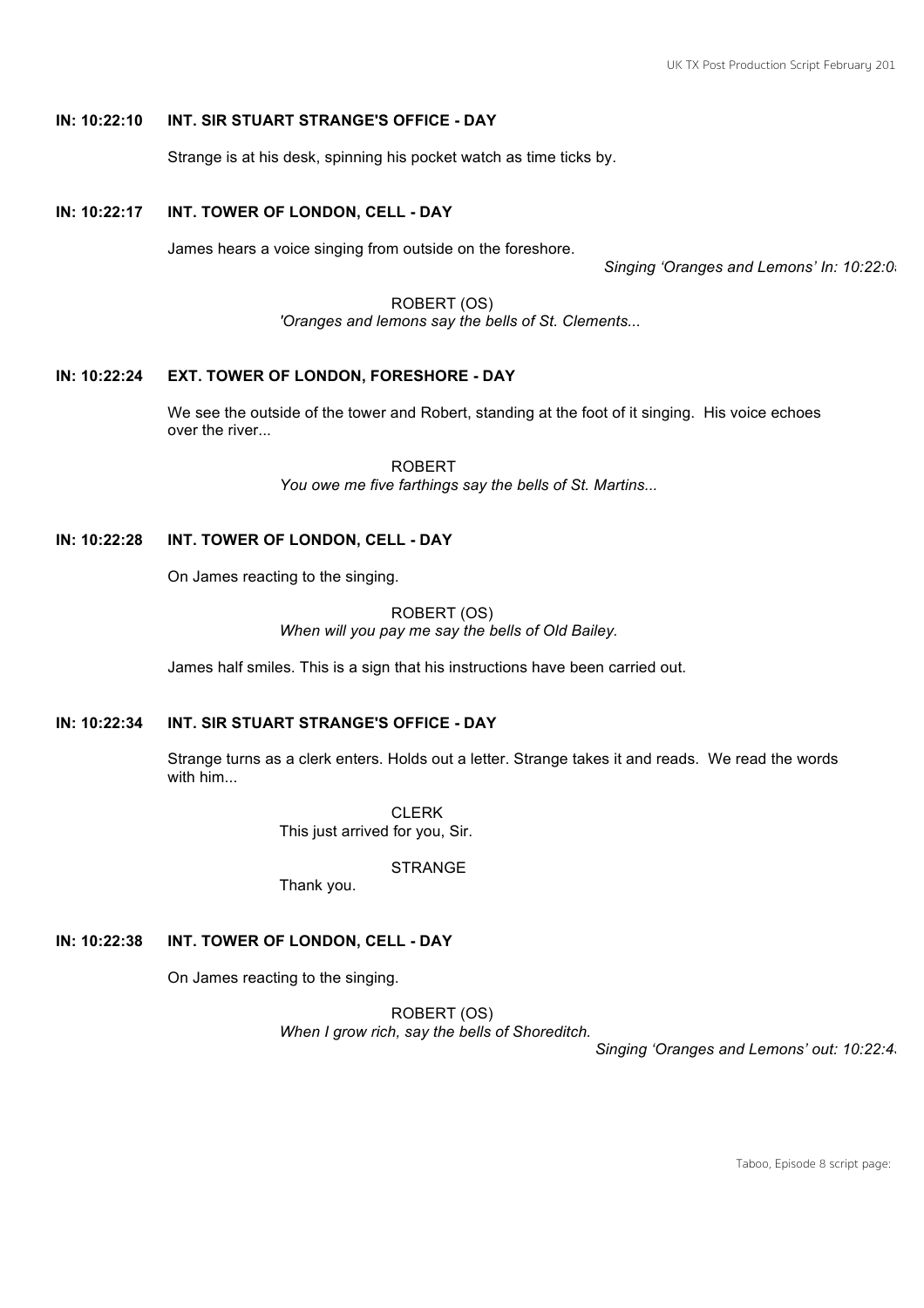**IN: 10:22:10 INT. SIR STUART STRANGE'S OFFICE - DAY**

Strange is at his desk, spinning his pocket watch as time ticks by.

**IN: 10:22:17 INT. TOWER OF LONDON, CELL - DAY**

James hears a voice singing from outside on the foreshore.

*Singing 'Oranges and Lemons' In: 10:22:0*

ROBERT (OS)
*'Oranges and lemons say the bells of St. Clements...*

**IN: 10:22:24 EXT. TOWER OF LONDON, FORESHORE - DAY**

We see the outside of the tower and Robert, standing at the foot of it singing. His voice echoes over the river...

ROBERT
*You owe me five farthings say the bells of St. Martins...*

**IN: 10:22:28 INT. TOWER OF LONDON, CELL - DAY**

On James reacting to the singing.

ROBERT (OS)
*When will you pay me say the bells of Old Bailey.*

James half smiles. This is a sign that his instructions have been carried out.

**IN: 10:22:34 INT. SIR STUART STRANGE'S OFFICE - DAY**

Strange turns as a clerk enters. Holds out a letter. Strange takes it and reads. We read the words with him...

CLERK
This just arrived for you, Sir.

STRANGE
Thank you.

**IN: 10:22:38 INT. TOWER OF LONDON, CELL - DAY**

On James reacting to the singing.

ROBERT (OS)
*When I grow rich, say the bells of Shoreditch.*

*Singing 'Oranges and Lemons' out: 10:22:4*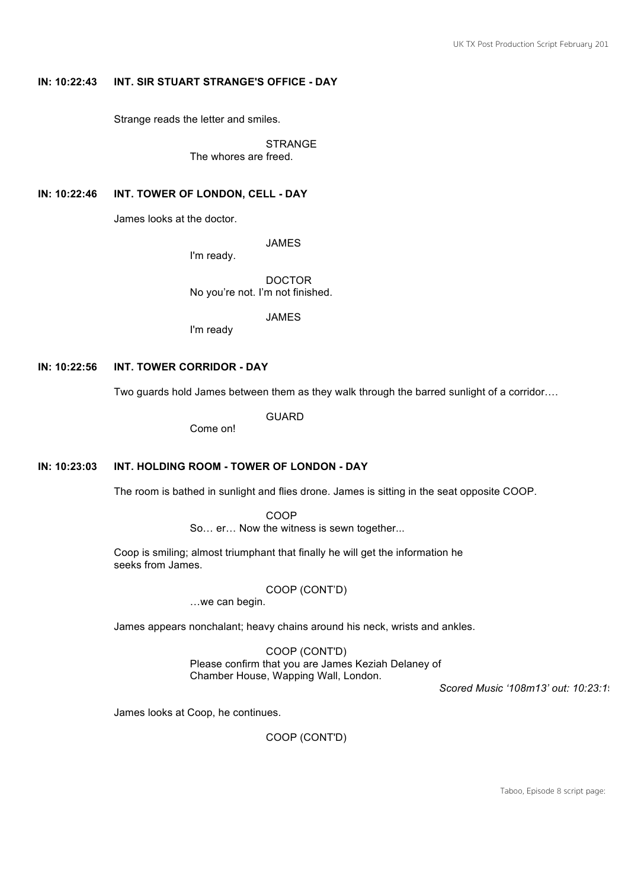**IN: 10:22:43 INT. SIR STUART STRANGE'S OFFICE - DAY**

Strange reads the letter and smiles.

STRANGE
The whores are freed.

**IN: 10:22:46 INT. TOWER OF LONDON, CELL - DAY**

James looks at the doctor.

JAMES
I'm ready.

DOCTOR
No you're not. I'm not finished.

JAMES
I'm ready

**IN: 10:22:56 INT. TOWER CORRIDOR - DAY**

Two guards hold James between them as they walk through the barred sunlight of a corridor….

GUARD
Come on!

**IN: 10:23:03 INT. HOLDING ROOM - TOWER OF LONDON - DAY**

The room is bathed in sunlight and flies drone. James is sitting in the seat opposite COOP.

COOP
So… er… Now the witness is sewn together...

Coop is smiling; almost triumphant that finally he will get the information he seeks from James.

COOP (CONT'D)
…we can begin.

James appears nonchalant; heavy chains around his neck, wrists and ankles.

COOP (CONT'D)
Please confirm that you are James Keziah Delaney of Chamber House, Wapping Wall, London.

*Scored Music '108m13' out: 10:23:1*

James looks at Coop, he continues.

COOP (CONT'D)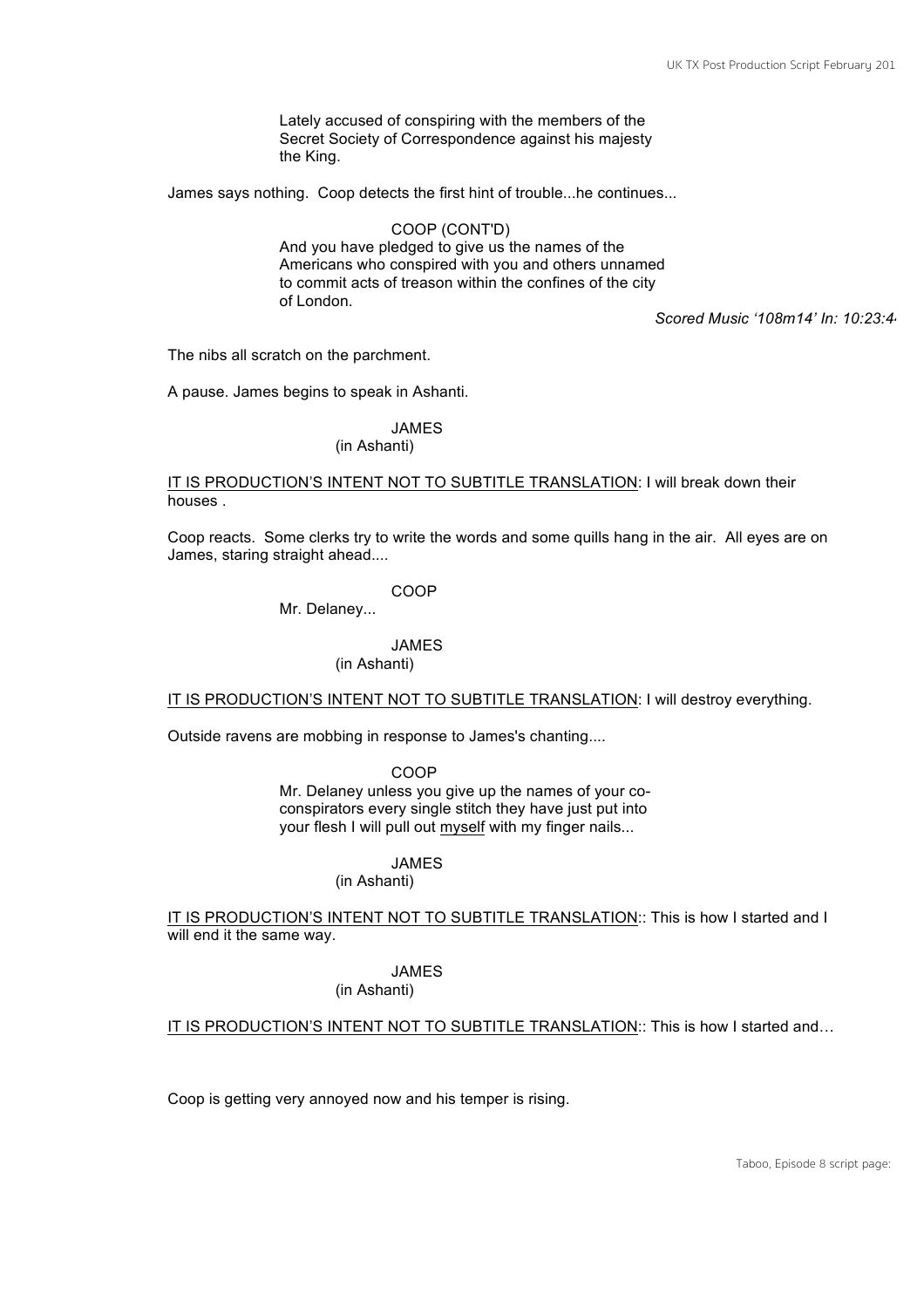Lately accused of conspiring with the members of the Secret Society of Correspondence against his majesty the King.

James says nothing. Coop detects the first hint of trouble...he continues...

COOP (CONT'D)
And you have pledged to give us the names of the Americans who conspired with you and others unnamed to commit acts of treason within the confines of the city of London.

*Scored Music '108m14' In: 10:23:4*

The nibs all scratch on the parchment.

A pause. James begins to speak in Ashanti.

JAMES
(in Ashanti)

IT IS PRODUCTION'S INTENT NOT TO SUBTITLE TRANSLATION: I will break down their houses .

Coop reacts. Some clerks try to write the words and some quills hang in the air. All eyes are on James, staring straight ahead....

COOP
Mr. Delaney...

JAMES
(in Ashanti)

IT IS PRODUCTION'S INTENT NOT TO SUBTITLE TRANSLATION: I will destroy everything.

Outside ravens are mobbing in response to James's chanting....

COOP
Mr. Delaney unless you give up the names of your co-conspirators every single stitch they have just put into your flesh I will pull out myself with my finger nails...

JAMES
(in Ashanti)

IT IS PRODUCTION'S INTENT NOT TO SUBTITLE TRANSLATION:: This is how I started and I will end it the same way.

JAMES
(in Ashanti)

IT IS PRODUCTION'S INTENT NOT TO SUBTITLE TRANSLATION:: This is how I started and…

Coop is getting very annoyed now and his temper is rising.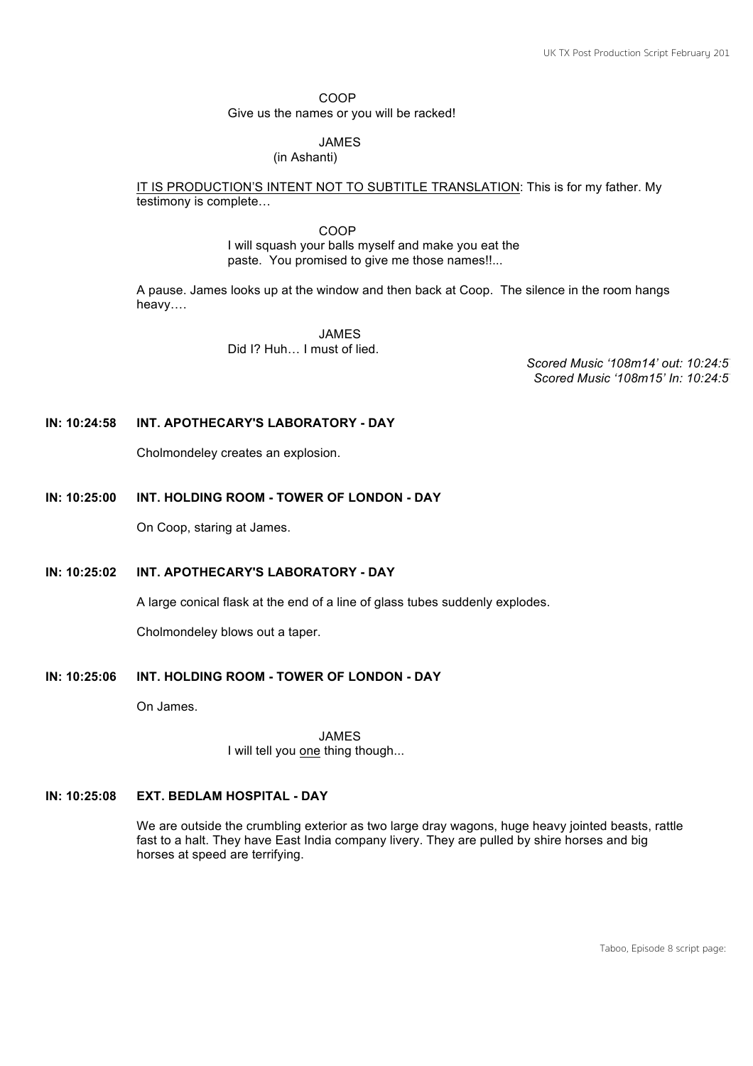COOP
Give us the names or you will be racked!

JAMES
(in Ashanti)

IT IS PRODUCTION'S INTENT NOT TO SUBTITLE TRANSLATION: This is for my father. My testimony is complete…

COOP
I will squash your balls myself and make you eat the paste. You promised to give me those names!!...

A pause. James looks up at the window and then back at Coop. The silence in the room hangs heavy….

JAMES
Did I? Huh… I must of lied.

*Scored Music '108m14' out: 10:24:5*
*Scored Music '108m15' In: 10:24:5*

**IN: 10:24:58 INT. APOTHECARY'S LABORATORY - DAY**

Cholmondeley creates an explosion.

**IN: 10:25:00 INT. HOLDING ROOM - TOWER OF LONDON - DAY**

On Coop, staring at James.

**IN: 10:25:02 INT. APOTHECARY'S LABORATORY - DAY**

A large conical flask at the end of a line of glass tubes suddenly explodes.

Cholmondeley blows out a taper.

**IN: 10:25:06 INT. HOLDING ROOM - TOWER OF LONDON - DAY**

On James.

JAMES
I will tell you one thing though...

**IN: 10:25:08 EXT. BEDLAM HOSPITAL - DAY**

We are outside the crumbling exterior as two large dray wagons, huge heavy jointed beasts, rattle fast to a halt. They have East India company livery. They are pulled by shire horses and big horses at speed are terrifying.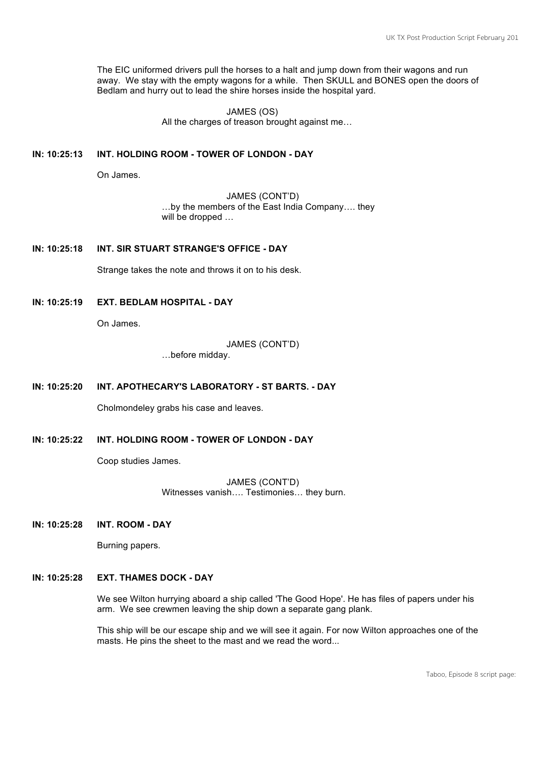The EIC uniformed drivers pull the horses to a halt and jump down from their wagons and run away. We stay with the empty wagons for a while. Then SKULL and BONES open the doors of Bedlam and hurry out to lead the shire horses inside the hospital yard.

JAMES (OS)
All the charges of treason brought against me…

**IN: 10:25:13 INT. HOLDING ROOM - TOWER OF LONDON - DAY**

On James.

JAMES (CONT'D)
…by the members of the East India Company…. they will be dropped …

**IN: 10:25:18 INT. SIR STUART STRANGE'S OFFICE - DAY**

Strange takes the note and throws it on to his desk.

**IN: 10:25:19 EXT. BEDLAM HOSPITAL - DAY**

On James.

JAMES (CONT'D)
…before midday.

**IN: 10:25:20 INT. APOTHECARY'S LABORATORY - ST BARTS. - DAY**

Cholmondeley grabs his case and leaves.

**IN: 10:25:22 INT. HOLDING ROOM - TOWER OF LONDON - DAY**

Coop studies James.

JAMES (CONT'D)
Witnesses vanish…. Testimonies… they burn.

**IN: 10:25:28 INT. ROOM - DAY**

Burning papers.

**IN: 10:25:28 EXT. THAMES DOCK - DAY**

We see Wilton hurrying aboard a ship called 'The Good Hope'. He has files of papers under his arm. We see crewmen leaving the ship down a separate gang plank.

This ship will be our escape ship and we will see it again. For now Wilton approaches one of the masts. He pins the sheet to the mast and we read the word...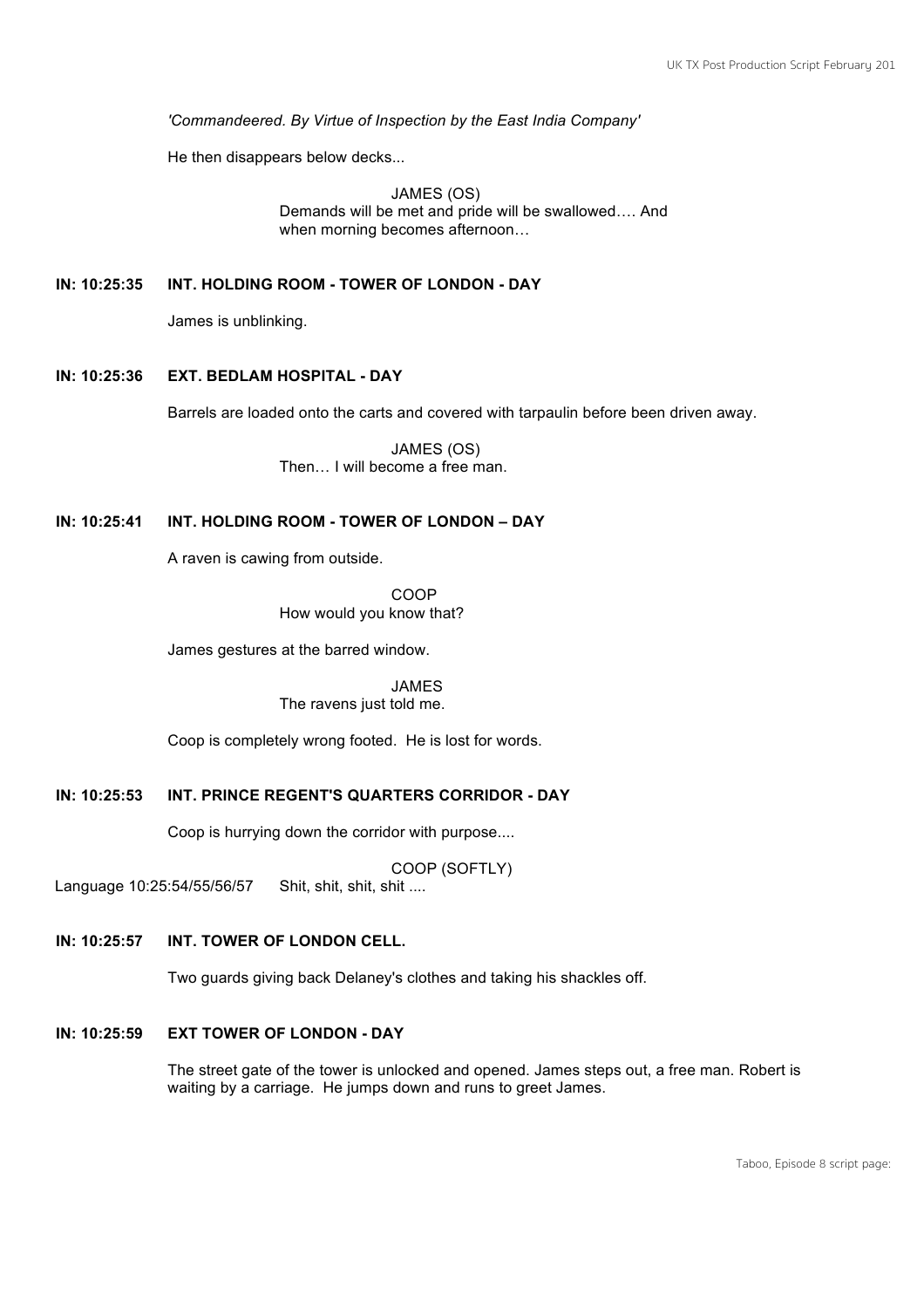*'Commandeered. By Virtue of Inspection by the East India Company'*

He then disappears below decks...

JAMES (OS)
Demands will be met and pride will be swallowed…. And when morning becomes afternoon…

**IN: 10:25:35 INT. HOLDING ROOM - TOWER OF LONDON - DAY**

James is unblinking.

**IN: 10:25:36 EXT. BEDLAM HOSPITAL - DAY**

Barrels are loaded onto the carts and covered with tarpaulin before been driven away.

JAMES (OS)
Then… I will become a free man.

**IN: 10:25:41 INT. HOLDING ROOM - TOWER OF LONDON – DAY**

A raven is cawing from outside.

COOP
How would you know that?

James gestures at the barred window.

JAMES
The ravens just told me.

Coop is completely wrong footed. He is lost for words.

**IN: 10:25:53 INT. PRINCE REGENT'S QUARTERS CORRIDOR - DAY**

Coop is hurrying down the corridor with purpose....

COOP (SOFTLY)
Language 10:25:54/55/56/57 Shit, shit, shit, shit ....

**IN: 10:25:57 INT. TOWER OF LONDON CELL.**

Two guards giving back Delaney's clothes and taking his shackles off.

**IN: 10:25:59 EXT TOWER OF LONDON - DAY**

The street gate of the tower is unlocked and opened. James steps out, a free man. Robert is waiting by a carriage. He jumps down and runs to greet James.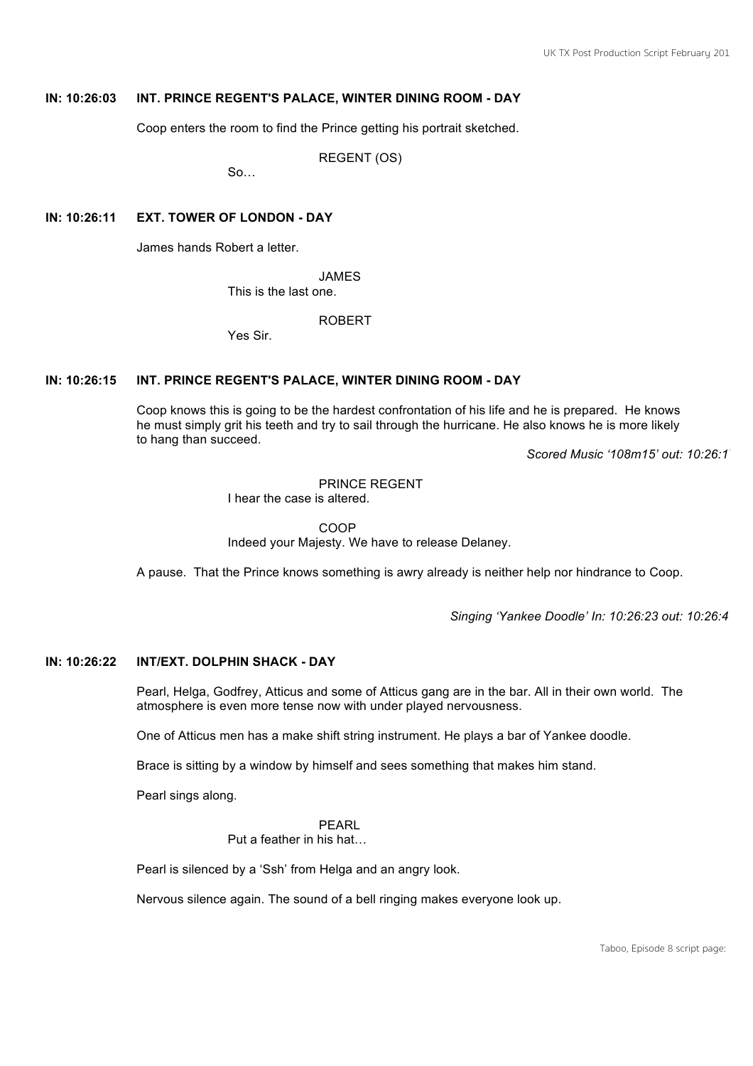**IN: 10:26:03 INT. PRINCE REGENT'S PALACE, WINTER DINING ROOM - DAY**

Coop enters the room to find the Prince getting his portrait sketched.

REGENT (OS)
So…

**IN: 10:26:11 EXT. TOWER OF LONDON - DAY**

James hands Robert a letter.

JAMES
This is the last one.

ROBERT
Yes Sir.

**IN: 10:26:15 INT. PRINCE REGENT'S PALACE, WINTER DINING ROOM - DAY**

Coop knows this is going to be the hardest confrontation of his life and he is prepared. He knows he must simply grit his teeth and try to sail through the hurricane. He also knows he is more likely to hang than succeed.

*Scored Music '108m15' out: 10:26:1*

PRINCE REGENT
I hear the case is altered.

COOP
Indeed your Majesty. We have to release Delaney.

A pause. That the Prince knows something is awry already is neither help nor hindrance to Coop.

*Singing 'Yankee Doodle' In: 10:26:23 out: 10:26:4*

**IN: 10:26:22 INT/EXT. DOLPHIN SHACK - DAY**

Pearl, Helga, Godfrey, Atticus and some of Atticus gang are in the bar. All in their own world. The atmosphere is even more tense now with under played nervousness.

One of Atticus men has a make shift string instrument. He plays a bar of Yankee doodle.

Brace is sitting by a window by himself and sees something that makes him stand.

Pearl sings along.

PEARL
Put a feather in his hat…

Pearl is silenced by a 'Ssh' from Helga and an angry look.

Nervous silence again. The sound of a bell ringing makes everyone look up.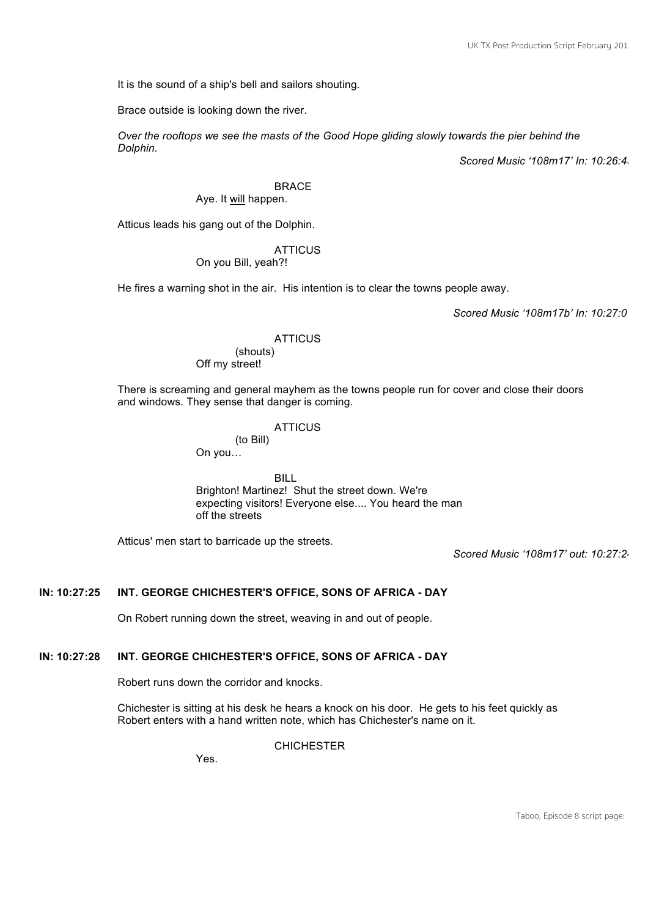It is the sound of a ship's bell and sailors shouting.

Brace outside is looking down the river.

*Over the rooftops we see the masts of the Good Hope gliding slowly towards the pier behind the Dolphin.*

*Scored Music '108m17' In: 10:26:4*

BRACE
Aye. It will happen.

Atticus leads his gang out of the Dolphin.

ATTICUS
On you Bill, yeah?!

He fires a warning shot in the air. His intention is to clear the towns people away.

*Scored Music '108m17b' In: 10:27:0*

ATTICUS
(shouts)
Off my street!

There is screaming and general mayhem as the towns people run for cover and close their doors and windows. They sense that danger is coming.

ATTICUS
(to Bill)
On you…

BILL
Brighton! Martinez! Shut the street down. We're expecting visitors! Everyone else.... You heard the man off the streets

Atticus' men start to barricade up the streets.

*Scored Music '108m17' out: 10:27:2*

**IN: 10:27:25 INT. GEORGE CHICHESTER'S OFFICE, SONS OF AFRICA - DAY**

On Robert running down the street, weaving in and out of people.

**IN: 10:27:28 INT. GEORGE CHICHESTER'S OFFICE, SONS OF AFRICA - DAY**

Robert runs down the corridor and knocks.

Chichester is sitting at his desk he hears a knock on his door. He gets to his feet quickly as Robert enters with a hand written note, which has Chichester's name on it.

CHICHESTER
Yes.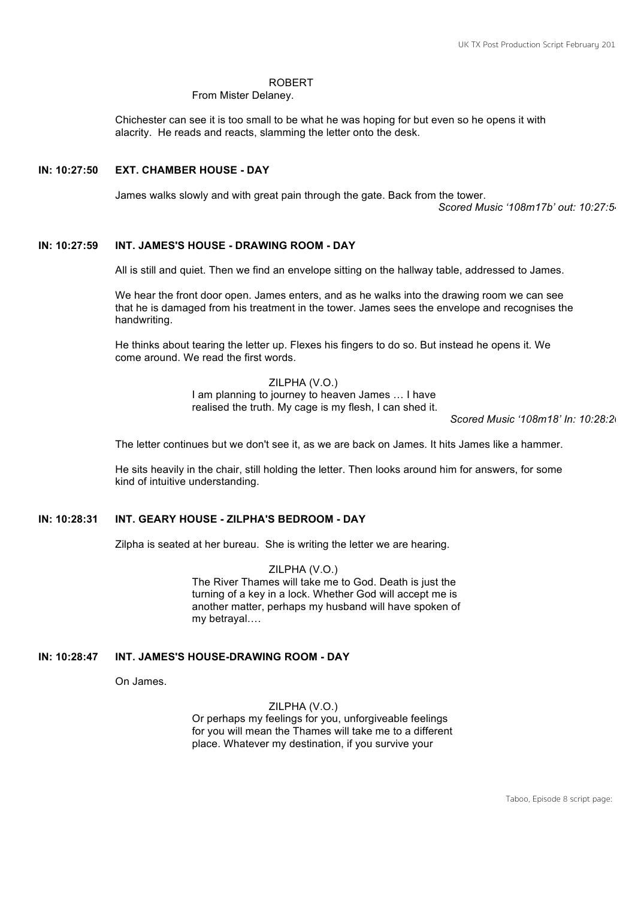ROBERT
From Mister Delaney.

Chichester can see it is too small to be what he was hoping for but even so he opens it with alacrity. He reads and reacts, slamming the letter onto the desk.

**IN: 10:27:50 EXT. CHAMBER HOUSE - DAY**

James walks slowly and with great pain through the gate. Back from the tower.

*Scored Music '108m17b' out: 10:27:54*

**IN: 10:27:59 INT. JAMES'S HOUSE - DRAWING ROOM - DAY**

All is still and quiet. Then we find an envelope sitting on the hallway table, addressed to James.

We hear the front door open. James enters, and as he walks into the drawing room we can see that he is damaged from his treatment in the tower. James sees the envelope and recognises the handwriting.

He thinks about tearing the letter up. Flexes his fingers to do so. But instead he opens it. We come around. We read the first words.

ZILPHA (V.O.)
I am planning to journey to heaven James … I have realised the truth. My cage is my flesh, I can shed it.

*Scored Music '108m18' In: 10:28:2*

The letter continues but we don't see it, as we are back on James. It hits James like a hammer.

He sits heavily in the chair, still holding the letter. Then looks around him for answers, for some kind of intuitive understanding.

**IN: 10:28:31 INT. GEARY HOUSE - ZILPHA'S BEDROOM - DAY**

Zilpha is seated at her bureau. She is writing the letter we are hearing.

ZILPHA (V.O.)
The River Thames will take me to God. Death is just the turning of a key in a lock. Whether God will accept me is another matter, perhaps my husband will have spoken of my betrayal….

**IN: 10:28:47 INT. JAMES'S HOUSE-DRAWING ROOM - DAY**

On James.

ZILPHA (V.O.)
Or perhaps my feelings for you, unforgiveable feelings for you will mean the Thames will take me to a different place. Whatever my destination, if you survive your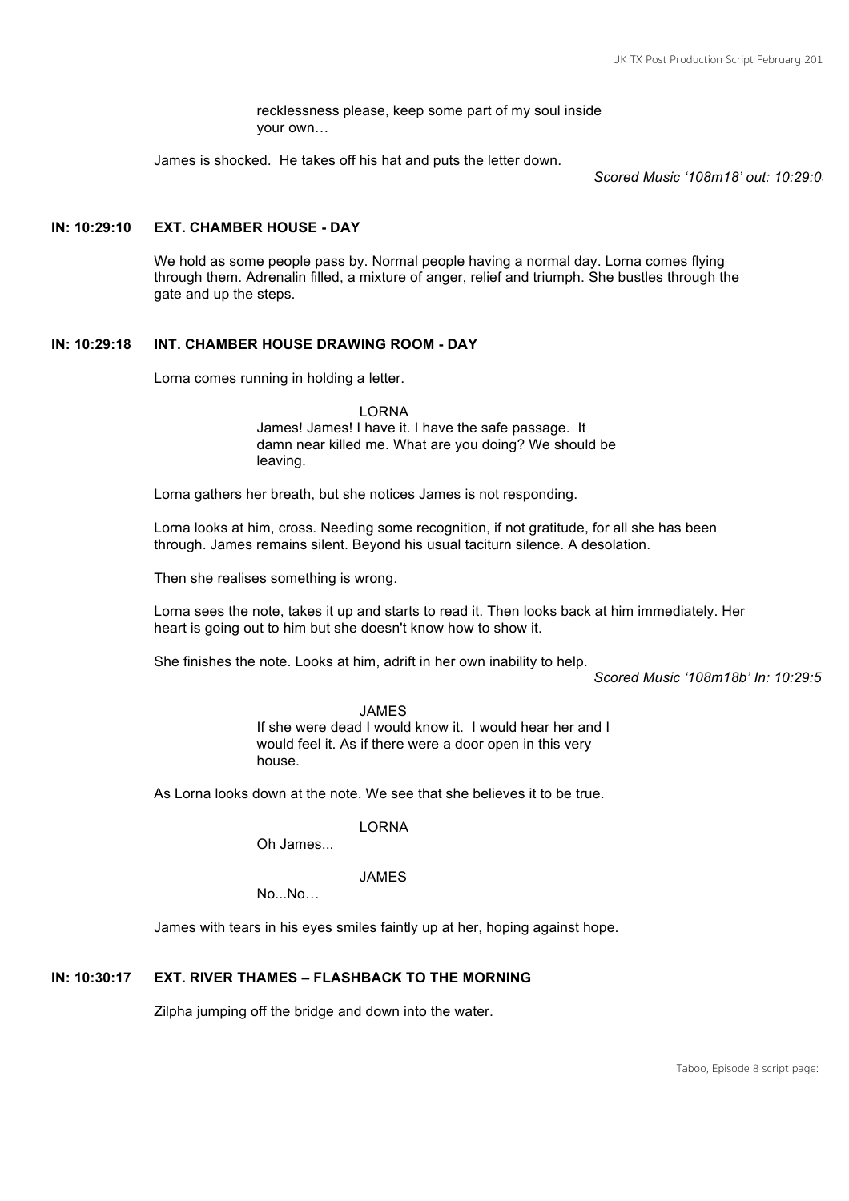recklessness please, keep some part of my soul inside your own…

James is shocked. He takes off his hat and puts the letter down.

*Scored Music '108m18' out: 10:29:0*

**IN: 10:29:10 EXT. CHAMBER HOUSE - DAY**

We hold as some people pass by. Normal people having a normal day. Lorna comes flying through them. Adrenalin filled, a mixture of anger, relief and triumph. She bustles through the gate and up the steps.

**IN: 10:29:18 INT. CHAMBER HOUSE DRAWING ROOM - DAY**

Lorna comes running in holding a letter.

LORNA
James! James! I have it. I have the safe passage. It damn near killed me. What are you doing? We should be leaving.

Lorna gathers her breath, but she notices James is not responding.

Lorna looks at him, cross. Needing some recognition, if not gratitude, for all she has been through. James remains silent. Beyond his usual taciturn silence. A desolation.

Then she realises something is wrong.

Lorna sees the note, takes it up and starts to read it. Then looks back at him immediately. Her heart is going out to him but she doesn't know how to show it.

She finishes the note. Looks at him, adrift in her own inability to help.

*Scored Music '108m18b' In: 10:29:5*

JAMES
If she were dead I would know it. I would hear her and I would feel it. As if there were a door open in this very house.

As Lorna looks down at the note. We see that she believes it to be true.

LORNA
Oh James...

JAMES
No...No…

James with tears in his eyes smiles faintly up at her, hoping against hope.

**IN: 10:30:17 EXT. RIVER THAMES – FLASHBACK TO THE MORNING**

Zilpha jumping off the bridge and down into the water.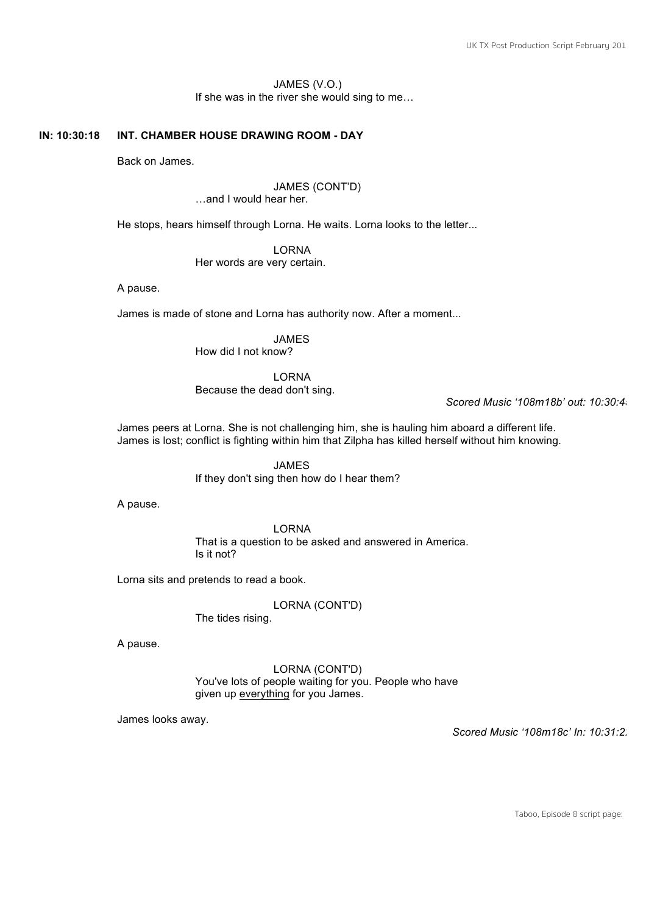JAMES (V.O.)
If she was in the river she would sing to me…

**IN: 10:30:18 INT. CHAMBER HOUSE DRAWING ROOM - DAY**

Back on James.

JAMES (CONT'D)
…and I would hear her.

He stops, hears himself through Lorna. He waits. Lorna looks to the letter...

LORNA
Her words are very certain.

A pause.

James is made of stone and Lorna has authority now. After a moment...

JAMES
How did I not know?

LORNA
Because the dead don't sing.

*Scored Music '108m18b' out: 10:30:4*

James peers at Lorna. She is not challenging him, she is hauling him aboard a different life. James is lost; conflict is fighting within him that Zilpha has killed herself without him knowing.

JAMES
If they don't sing then how do I hear them?

A pause.

LORNA
That is a question to be asked and answered in America.
Is it not?

Lorna sits and pretends to read a book.

LORNA (CONT'D)
The tides rising.

A pause.

LORNA (CONT'D)
You've lots of people waiting for you. People who have given up <u>everything</u> for you James.

James looks away.

*Scored Music '108m18c' In: 10:31:2*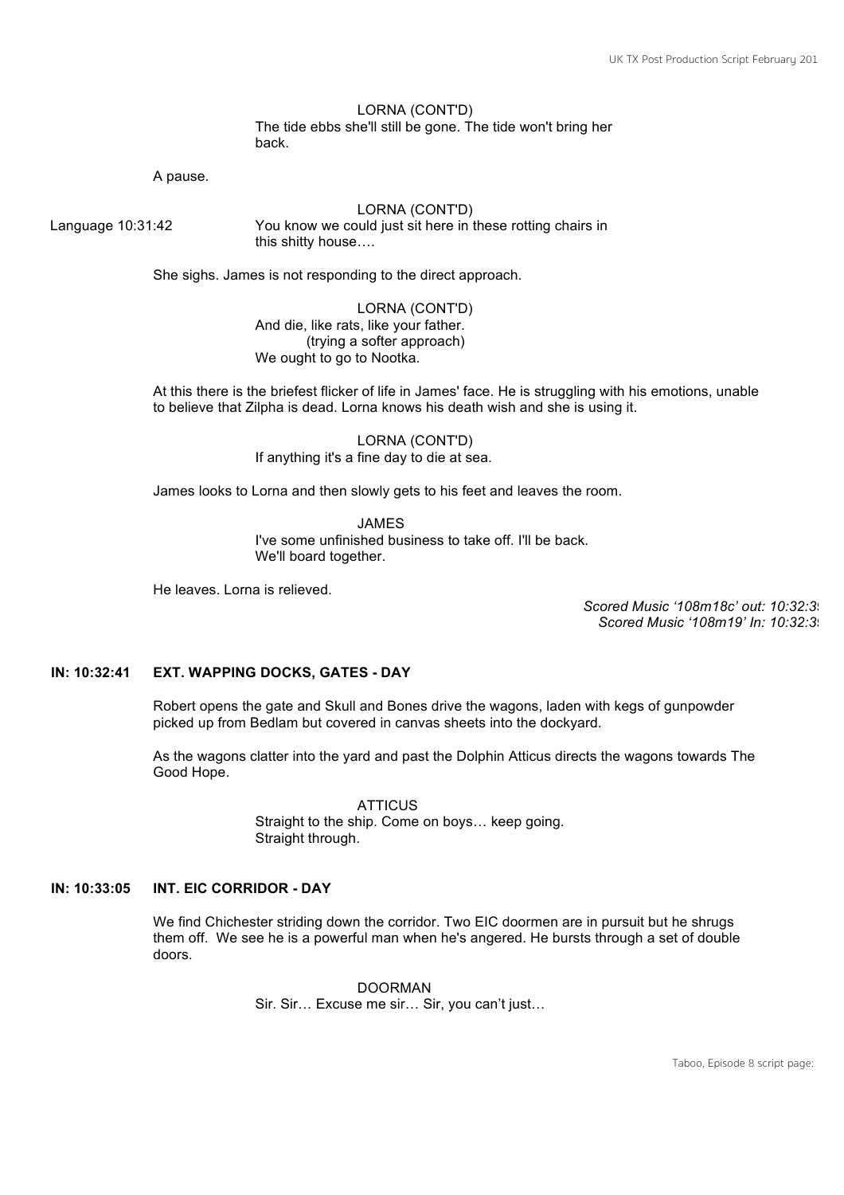LORNA (CONT'D)
The tide ebbs she'll still be gone. The tide won't bring her back.

A pause.

LORNA (CONT'D)
Language 10:31:42 You know we could just sit here in these rotting chairs in this shitty house….

She sighs. James is not responding to the direct approach.

LORNA (CONT'D)
And die, like rats, like your father.
(trying a softer approach)
We ought to go to Nootka.

At this there is the briefest flicker of life in James' face. He is struggling with his emotions, unable to believe that Zilpha is dead. Lorna knows his death wish and she is using it.

LORNA (CONT'D)
If anything it's a fine day to die at sea.

James looks to Lorna and then slowly gets to his feet and leaves the room.

JAMES
I've some unfinished business to take off. I'll be back.
We'll board together.

He leaves. Lorna is relieved.

*Scored Music '108m18c' out: 10:32:3*
*Scored Music '108m19' In: 10:32:3*

**IN: 10:32:41 EXT. WAPPING DOCKS, GATES - DAY**

Robert opens the gate and Skull and Bones drive the wagons, laden with kegs of gunpowder picked up from Bedlam but covered in canvas sheets into the dockyard.

As the wagons clatter into the yard and past the Dolphin Atticus directs the wagons towards The Good Hope.

ATTICUS
Straight to the ship. Come on boys… keep going.
Straight through.

**IN: 10:33:05 INT. EIC CORRIDOR - DAY**

We find Chichester striding down the corridor. Two EIC doormen are in pursuit but he shrugs them off. We see he is a powerful man when he's angered. He bursts through a set of double doors.

DOORMAN
Sir. Sir… Excuse me sir… Sir, you can't just…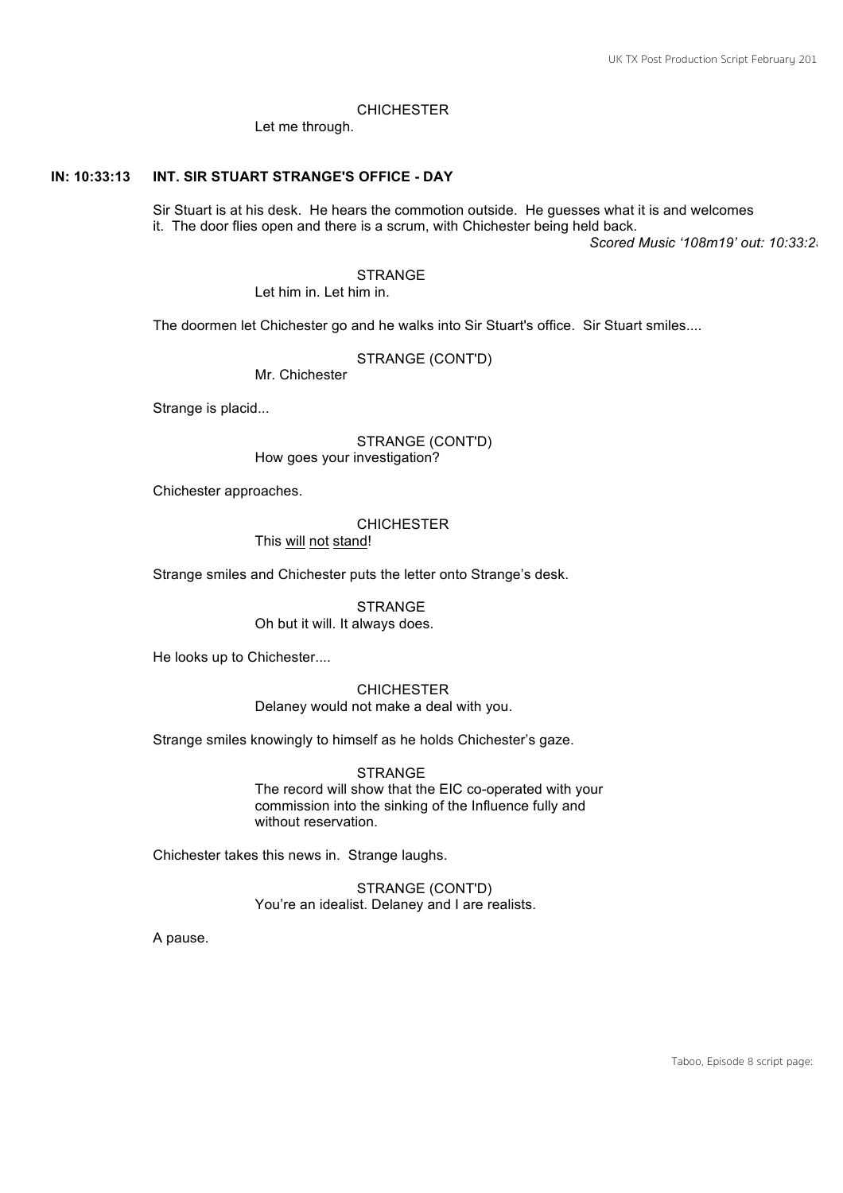CHICHESTER

Let me through.

**IN: 10:33:13 INT. SIR STUART STRANGE'S OFFICE - DAY**

Sir Stuart is at his desk. He hears the commotion outside. He guesses what it is and welcomes it. The door flies open and there is a scrum, with Chichester being held back.

*Scored Music '108m19' out: 10:33:2*

STRANGE

Let him in. Let him in.

The doormen let Chichester go and he walks into Sir Stuart's office. Sir Stuart smiles....

STRANGE (CONT'D)

Mr. Chichester

Strange is placid...

STRANGE (CONT'D)

How goes your investigation?

Chichester approaches.

CHICHESTER

This <u>will</u> <u>not</u> <u>stand</u>!

Strange smiles and Chichester puts the letter onto Strange's desk.

STRANGE

Oh but it will. It always does.

He looks up to Chichester....

CHICHESTER

Delaney would not make a deal with you.

Strange smiles knowingly to himself as he holds Chichester's gaze.

STRANGE

The record will show that the EIC co-operated with your commission into the sinking of the Influence fully and without reservation.

Chichester takes this news in. Strange laughs.

STRANGE (CONT'D)

You're an idealist. Delaney and I are realists.

A pause.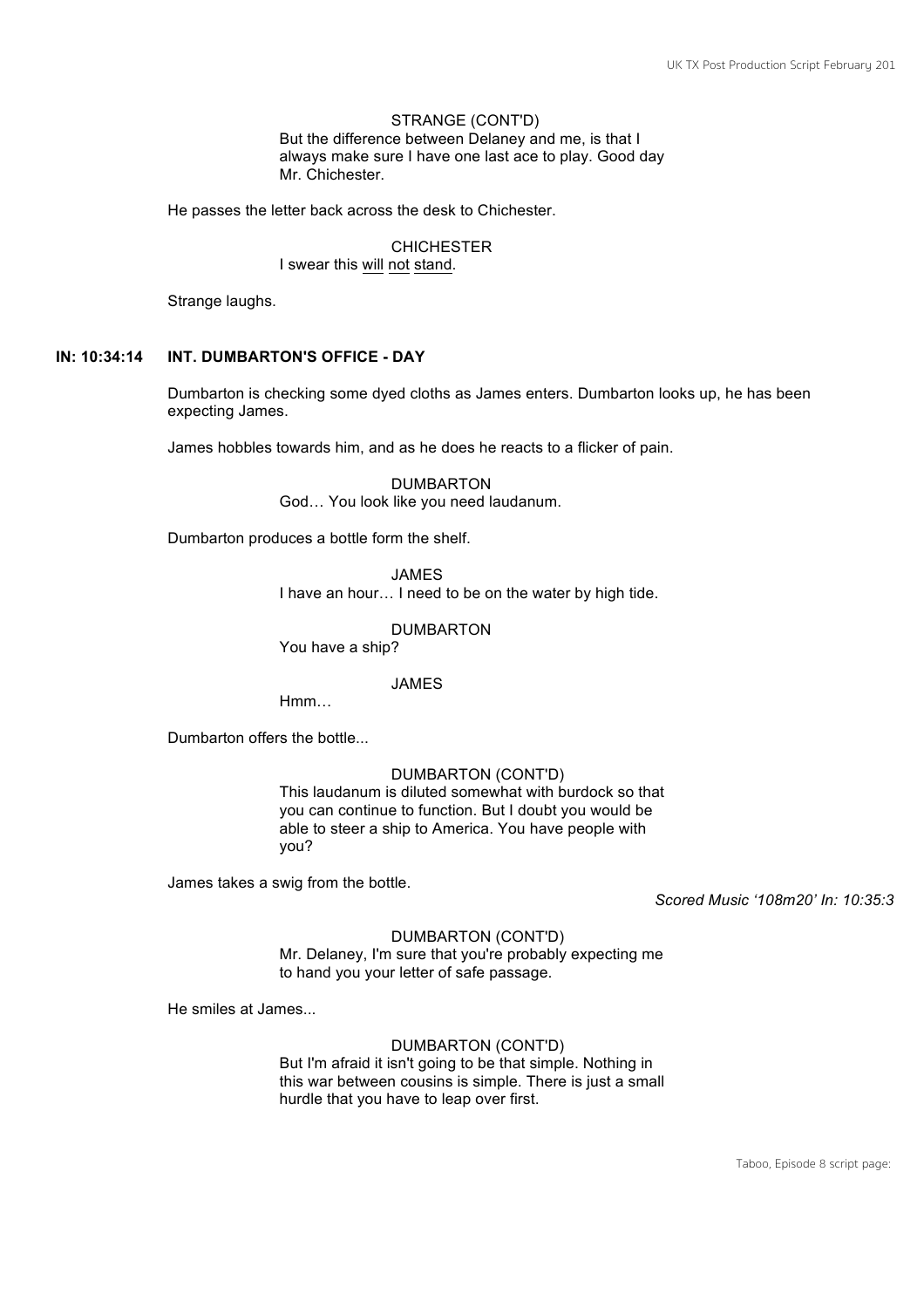STRANGE (CONT'D)
But the difference between Delaney and me, is that I always make sure I have one last ace to play. Good day Mr. Chichester.

He passes the letter back across the desk to Chichester.

CHICHESTER
I swear this <u>will</u> <u>not</u> <u>stand</u>.

Strange laughs.

**IN: 10:34:14 INT. DUMBARTON'S OFFICE - DAY**

Dumbarton is checking some dyed cloths as James enters. Dumbarton looks up, he has been expecting James.

James hobbles towards him, and as he does he reacts to a flicker of pain.

DUMBARTON
God… You look like you need laudanum.

Dumbarton produces a bottle form the shelf.

JAMES
I have an hour… I need to be on the water by high tide.

DUMBARTON
You have a ship?

JAMES
Hmm…

Dumbarton offers the bottle...

DUMBARTON (CONT'D)
This laudanum is diluted somewhat with burdock so that you can continue to function. But I doubt you would be able to steer a ship to America. You have people with you?

James takes a swig from the bottle.

*Scored Music '108m20' In: 10:35:3*

DUMBARTON (CONT'D)
Mr. Delaney, I'm sure that you're probably expecting me to hand you your letter of safe passage.

He smiles at James...

DUMBARTON (CONT'D)
But I'm afraid it isn't going to be that simple. Nothing in this war between cousins is simple. There is just a small hurdle that you have to leap over first.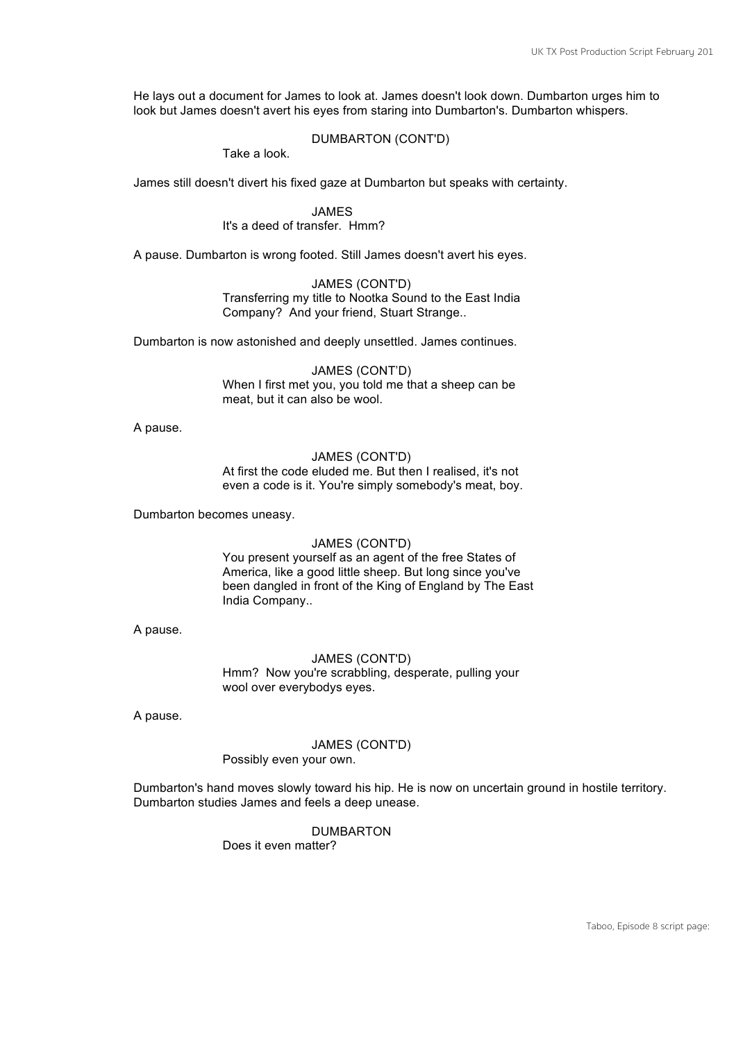He lays out a document for James to look at. James doesn't look down. Dumbarton urges him to look but James doesn't avert his eyes from staring into Dumbarton's. Dumbarton whispers.

DUMBARTON (CONT'D)
Take a look.

James still doesn't divert his fixed gaze at Dumbarton but speaks with certainty.

JAMES
It's a deed of transfer.  Hmm?

A pause. Dumbarton is wrong footed. Still James doesn't avert his eyes.

JAMES (CONT'D)
Transferring my title to Nootka Sound to the East India Company?  And your friend, Stuart Strange..

Dumbarton is now astonished and deeply unsettled. James continues.

JAMES (CONT'D)
When I first met you, you told me that a sheep can be meat, but it can also be wool.

A pause.

JAMES (CONT'D)
At first the code eluded me. But then I realised, it's not even a code is it. You're simply somebody's meat, boy.

Dumbarton becomes uneasy.

JAMES (CONT'D)
You present yourself as an agent of the free States of America, like a good little sheep. But long since you've been dangled in front of the King of England by The East India Company..

A pause.

JAMES (CONT'D)
Hmm?  Now you're scrabbling, desperate, pulling your wool over everybodys eyes.

A pause.

JAMES (CONT'D)
Possibly even your own.

Dumbarton's hand moves slowly toward his hip. He is now on uncertain ground in hostile territory. Dumbarton studies James and feels a deep unease.

DUMBARTON
Does it even matter?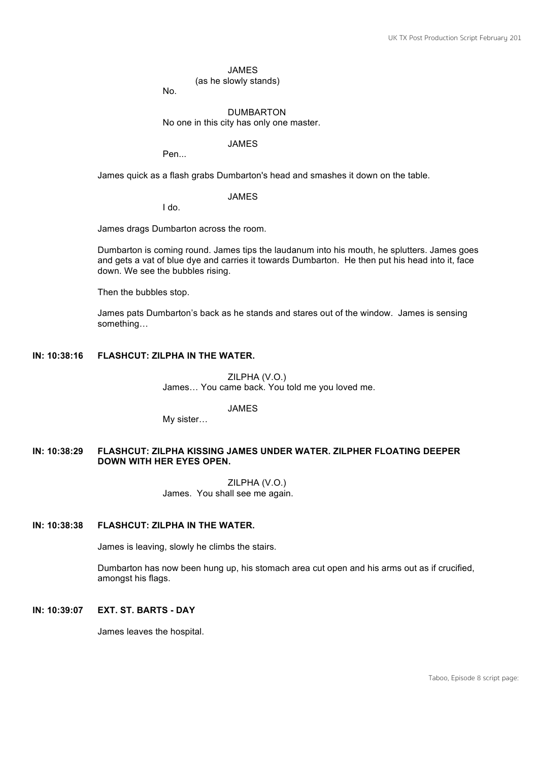JAMES
(as he slowly stands)
No.

DUMBARTON
No one in this city has only one master.

JAMES
Pen...

James quick as a flash grabs Dumbarton's head and smashes it down on the table.

JAMES
I do.

James drags Dumbarton across the room.

Dumbarton is coming round. James tips the laudanum into his mouth, he splutters. James goes and gets a vat of blue dye and carries it towards Dumbarton. He then put his head into it, face down. We see the bubbles rising.

Then the bubbles stop.

James pats Dumbarton's back as he stands and stares out of the window. James is sensing something…

**IN: 10:38:16 FLASHCUT: ZILPHA IN THE WATER.**

ZILPHA (V.O.)
James… You came back. You told me you loved me.

JAMES
My sister…

**IN: 10:38:29 FLASHCUT: ZILPHA KISSING JAMES UNDER WATER. ZILPHER FLOATING DEEPER DOWN WITH HER EYES OPEN.**

ZILPHA (V.O.)
James. You shall see me again.

**IN: 10:38:38 FLASHCUT: ZILPHA IN THE WATER.**

James is leaving, slowly he climbs the stairs.

Dumbarton has now been hung up, his stomach area cut open and his arms out as if crucified, amongst his flags.

**IN: 10:39:07 EXT. ST. BARTS - DAY**

James leaves the hospital.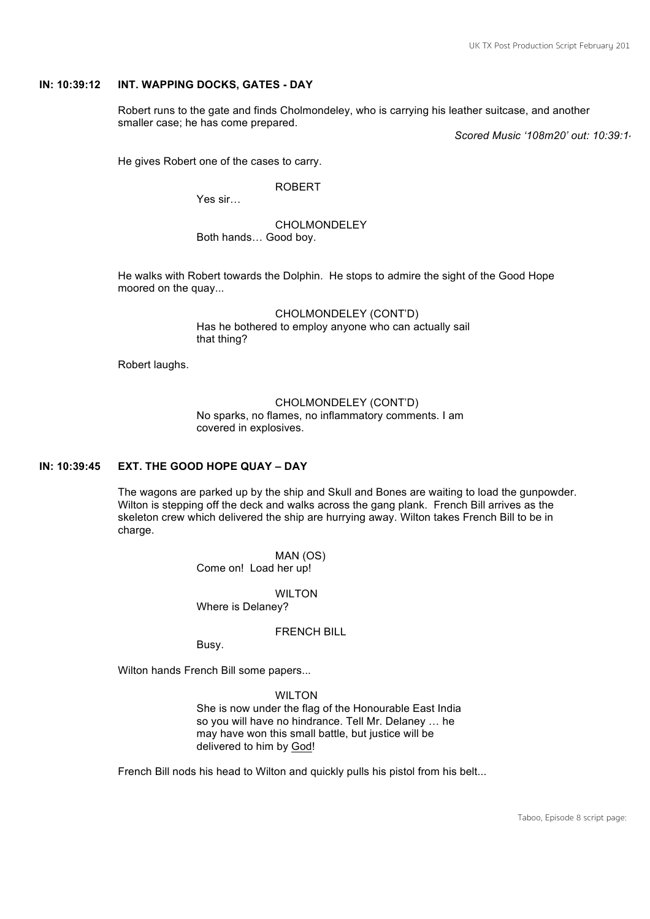**IN: 10:39:12 INT. WAPPING DOCKS, GATES - DAY**

Robert runs to the gate and finds Cholmondeley, who is carrying his leather suitcase, and another smaller case; he has come prepared.

*Scored Music '108m20' out: 10:39:1*

He gives Robert one of the cases to carry.

ROBERT
Yes sir…

CHOLMONDELEY
Both hands… Good boy.

He walks with Robert towards the Dolphin. He stops to admire the sight of the Good Hope moored on the quay...

CHOLMONDELEY (CONT'D)
Has he bothered to employ anyone who can actually sail that thing?

Robert laughs.

CHOLMONDELEY (CONT'D)
No sparks, no flames, no inflammatory comments. I am covered in explosives.

**IN: 10:39:45 EXT. THE GOOD HOPE QUAY – DAY**

The wagons are parked up by the ship and Skull and Bones are waiting to load the gunpowder. Wilton is stepping off the deck and walks across the gang plank. French Bill arrives as the skeleton crew which delivered the ship are hurrying away. Wilton takes French Bill to be in charge.

MAN (OS)
Come on! Load her up!

WILTON
Where is Delaney?

FRENCH BILL
Busy.

Wilton hands French Bill some papers...

WILTON
She is now under the flag of the Honourable East India so you will have no hindrance. Tell Mr. Delaney … he may have won this small battle, but justice will be delivered to him by <u>God</u>!

French Bill nods his head to Wilton and quickly pulls his pistol from his belt...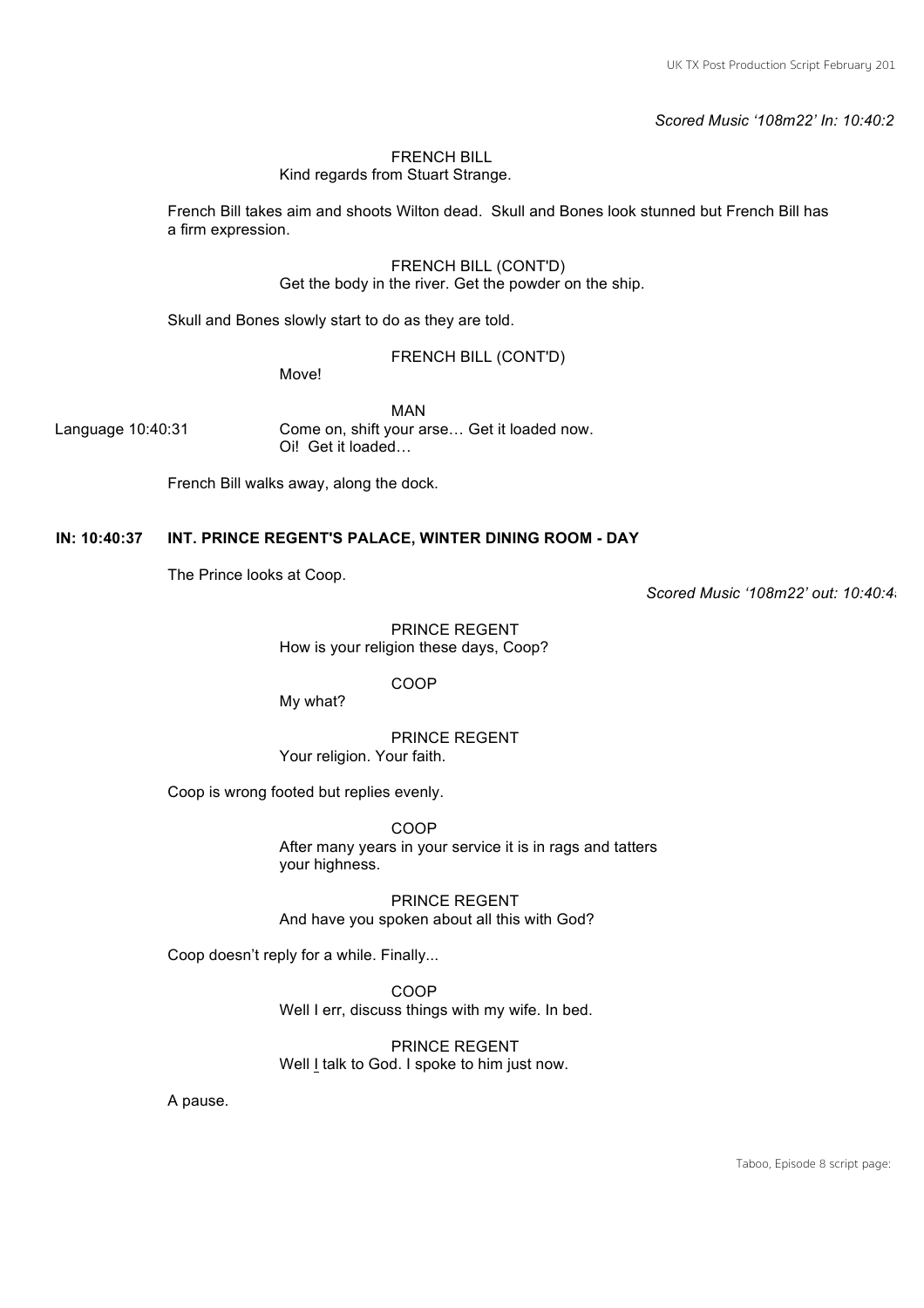*Scored Music '108m22' In: 10:40:2*

FRENCH BILL
Kind regards from Stuart Strange.

French Bill takes aim and shoots Wilton dead. Skull and Bones look stunned but French Bill has a firm expression.

FRENCH BILL (CONT'D)
Get the body in the river. Get the powder on the ship.

Skull and Bones slowly start to do as they are told.

FRENCH BILL (CONT'D)
Move!

MAN
Language 10:40:31 Come on, shift your arse… Get it loaded now. Oi! Get it loaded…

French Bill walks away, along the dock.

**IN: 10:40:37 INT. PRINCE REGENT'S PALACE, WINTER DINING ROOM - DAY**

The Prince looks at Coop.

*Scored Music '108m22' out: 10:40:4*

PRINCE REGENT
How is your religion these days, Coop?

COOP
My what?

PRINCE REGENT
Your religion. Your faith.

Coop is wrong footed but replies evenly.

COOP
After many years in your service it is in rags and tatters your highness.

PRINCE REGENT
And have you spoken about all this with God?

Coop doesn't reply for a while. Finally...

COOP
Well I err, discuss things with my wife. In bed.

PRINCE REGENT
Well I talk to God. I spoke to him just now.

A pause.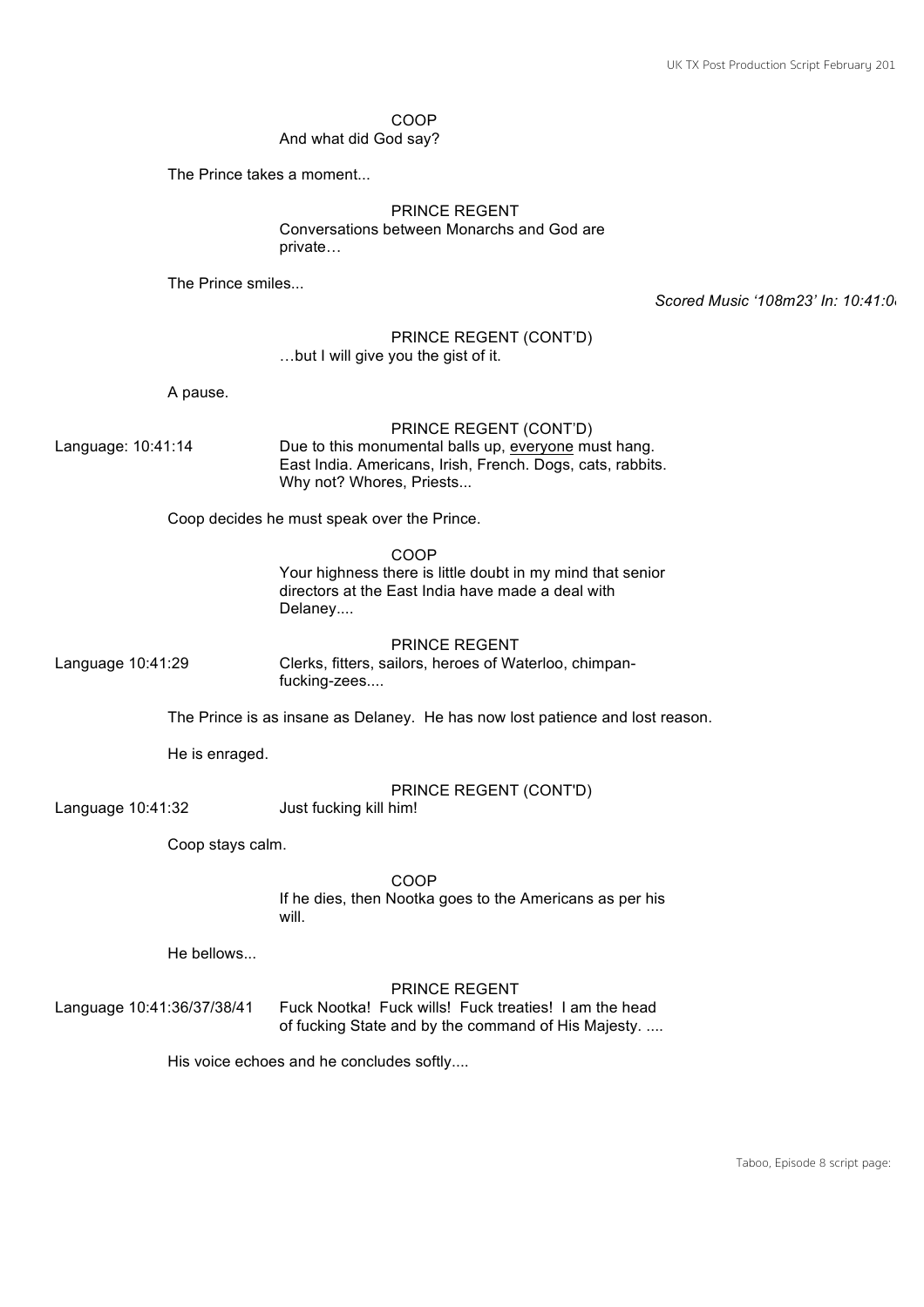COOP
And what did God say?

The Prince takes a moment...

PRINCE REGENT
Conversations between Monarchs and God are private…

The Prince smiles...

*Scored Music '108m23' In: 10:41:0*

PRINCE REGENT (CONT'D)
…but I will give you the gist of it.

A pause.

PRINCE REGENT (CONT'D)

Language: 10:41:14

Due to this monumental balls up, <u>everyone</u> must hang. East India. Americans, Irish, French. Dogs, cats, rabbits. Why not? Whores, Priests...

Coop decides he must speak over the Prince.

COOP
Your highness there is little doubt in my mind that senior directors at the East India have made a deal with Delaney....

PRINCE REGENT

Language 10:41:29

Clerks, fitters, sailors, heroes of Waterloo, chimpan-fucking-zees....

The Prince is as insane as Delaney. He has now lost patience and lost reason.

He is enraged.

PRINCE REGENT (CONT'D)

Language 10:41:32

Just fucking kill him!

Coop stays calm.

COOP
If he dies, then Nootka goes to the Americans as per his will.

He bellows...

PRINCE REGENT

Language 10:41:36/37/38/41

Fuck Nootka! Fuck wills! Fuck treaties! I am the head of fucking State and by the command of His Majesty. ....

His voice echoes and he concludes softly....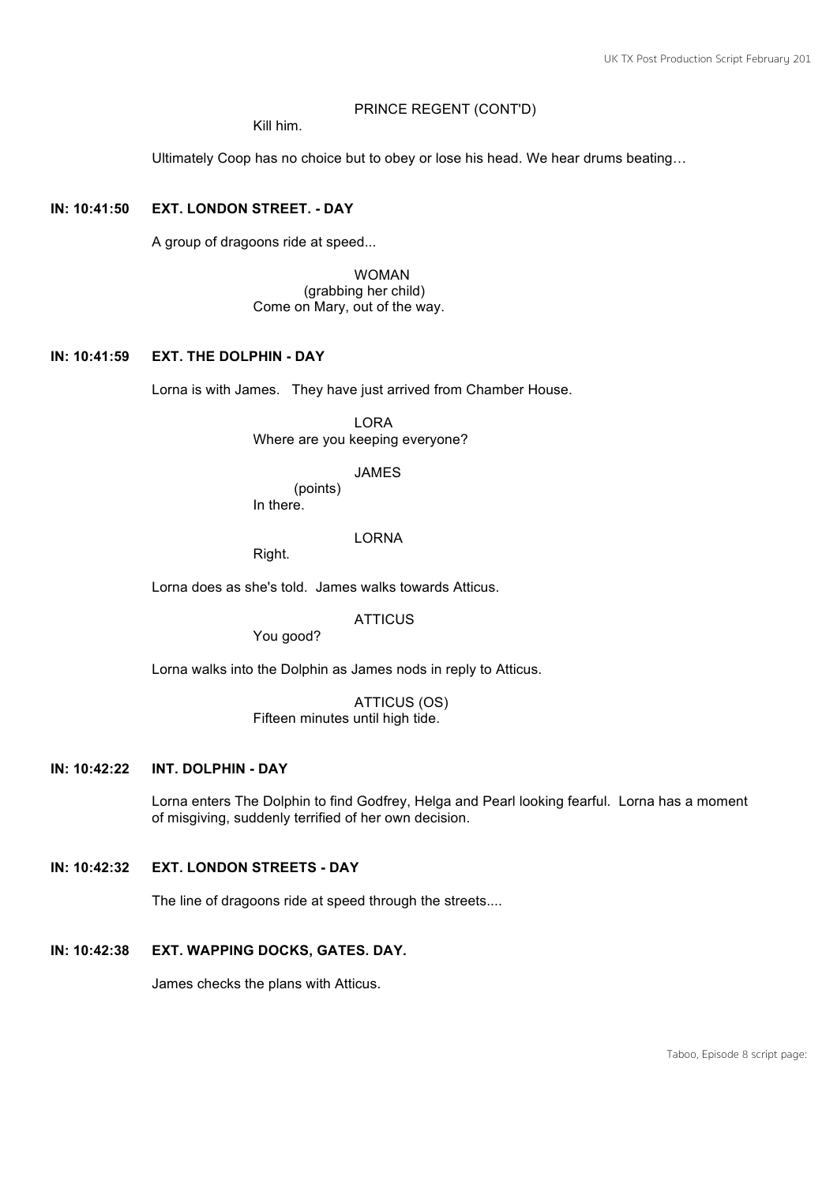PRINCE REGENT (CONT'D)

Kill him.

Ultimately Coop has no choice but to obey or lose his head. We hear drums beating…

**IN: 10:41:50 EXT. LONDON STREET. - DAY**

A group of dragoons ride at speed...

WOMAN
(grabbing her child)
Come on Mary, out of the way.

**IN: 10:41:59 EXT. THE DOLPHIN - DAY**

Lorna is with James. They have just arrived from Chamber House.

LORA
Where are you keeping everyone?

JAMES
(points)
In there.

LORNA
Right.

Lorna does as she's told. James walks towards Atticus.

ATTICUS
You good?

Lorna walks into the Dolphin as James nods in reply to Atticus.

ATTICUS (OS)
Fifteen minutes until high tide.

**IN: 10:42:22 INT. DOLPHIN - DAY**

Lorna enters The Dolphin to find Godfrey, Helga and Pearl looking fearful. Lorna has a moment of misgiving, suddenly terrified of her own decision.

**IN: 10:42:32 EXT. LONDON STREETS - DAY**

The line of dragoons ride at speed through the streets....

**IN: 10:42:38 EXT. WAPPING DOCKS, GATES. DAY.**

James checks the plans with Atticus.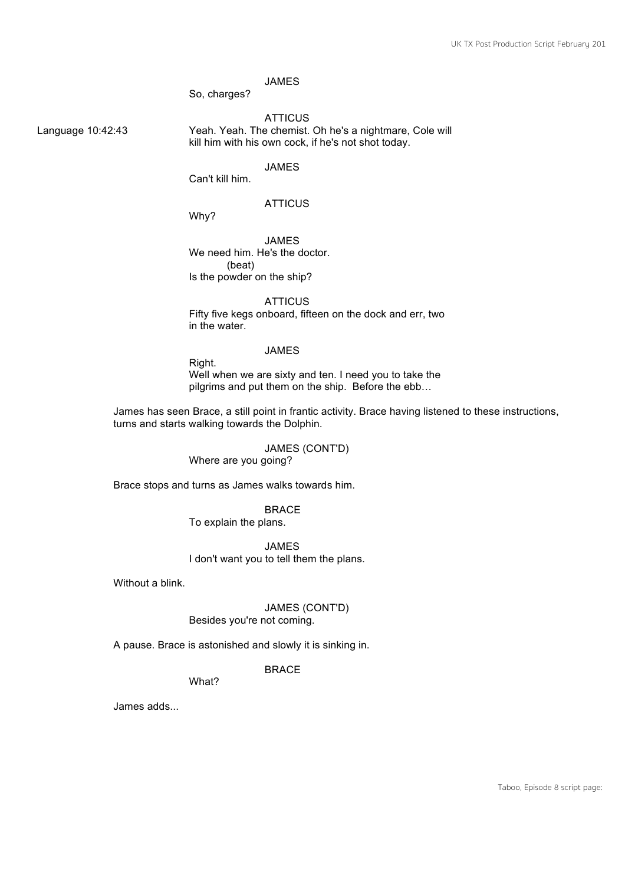JAMES
So, charges?

Language 10:42:43

ATTICUS
Yeah. Yeah. The chemist. Oh he's a nightmare, Cole will kill him with his own cock, if he's not shot today.

JAMES
Can't kill him.

ATTICUS
Why?

JAMES
We need him. He's the doctor.
(beat)
Is the powder on the ship?

ATTICUS
Fifty five kegs onboard, fifteen on the dock and err, two in the water.

JAMES
Right.
Well when we are sixty and ten. I need you to take the pilgrims and put them on the ship. Before the ebb…

James has seen Brace, a still point in frantic activity. Brace having listened to these instructions, turns and starts walking towards the Dolphin.

JAMES (CONT'D)
Where are you going?

Brace stops and turns as James walks towards him.

BRACE
To explain the plans.

JAMES
I don't want you to tell them the plans.

Without a blink.

JAMES (CONT'D)
Besides you're not coming.

A pause. Brace is astonished and slowly it is sinking in.

BRACE
What?

James adds...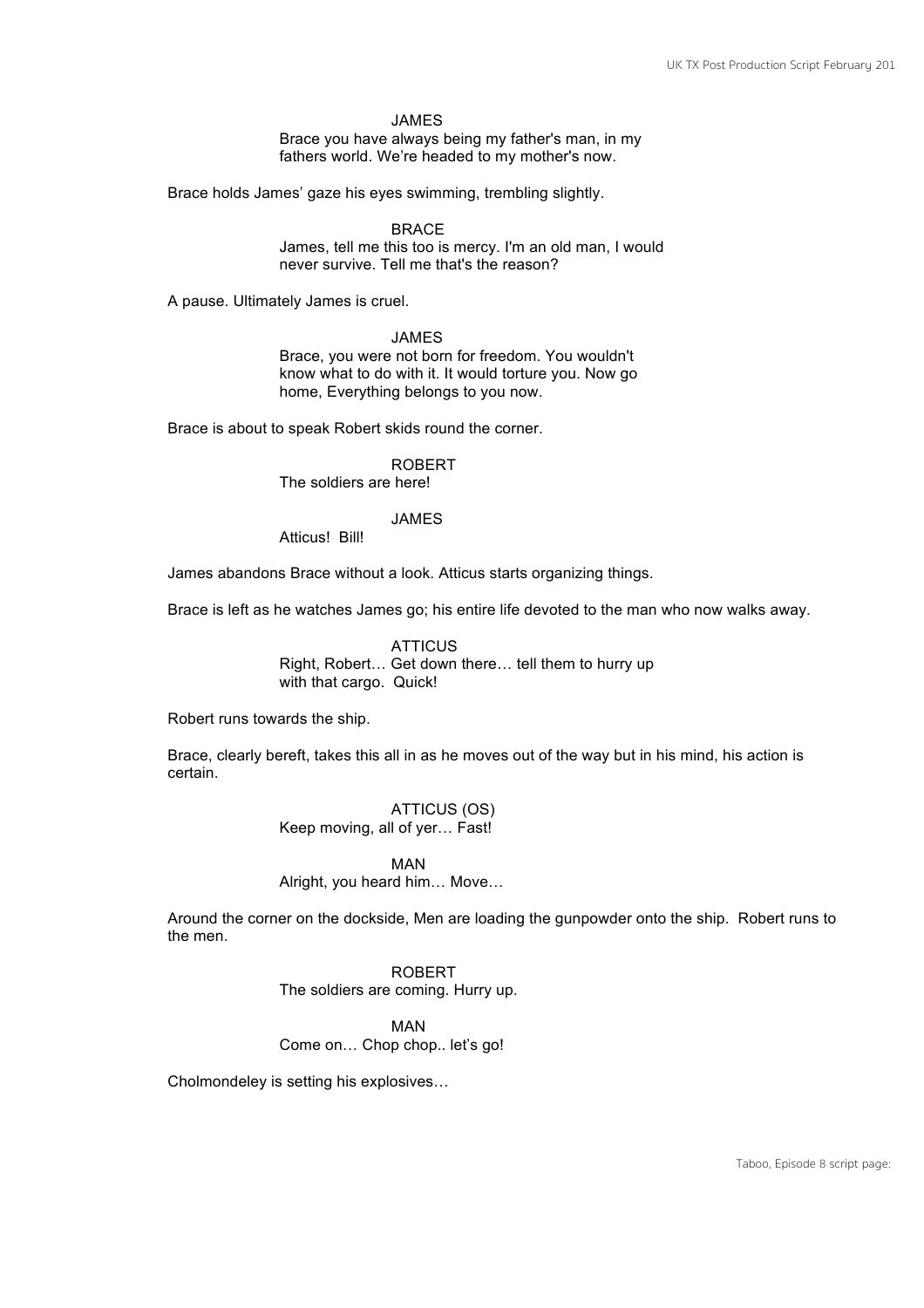JAMES

Brace you have always being my father's man, in my fathers world. We’re headed to my mother's now.

Brace holds James’ gaze his eyes swimming, trembling slightly.

BRACE

James, tell me this too is mercy. I'm an old man, I would never survive. Tell me that's the reason?

A pause. Ultimately James is cruel.

JAMES

Brace, you were not born for freedom. You wouldn't know what to do with it. It would torture you. Now go home, Everything belongs to you now.

Brace is about to speak Robert skids round the corner.

ROBERT

The soldiers are here!

JAMES

Atticus! Bill!

James abandons Brace without a look. Atticus starts organizing things.

Brace is left as he watches James go; his entire life devoted to the man who now walks away.

ATTICUS

Right, Robert… Get down there… tell them to hurry up with that cargo. Quick!

Robert runs towards the ship.

Brace, clearly bereft, takes this all in as he moves out of the way but in his mind, his action is certain.

ATTICUS (OS)

Keep moving, all of yer… Fast!

MAN

Alright, you heard him… Move…

Around the corner on the dockside, Men are loading the gunpowder onto the ship. Robert runs to the men.

ROBERT

The soldiers are coming. Hurry up.

MAN

Come on… Chop chop.. let’s go!

Cholmondeley is setting his explosives…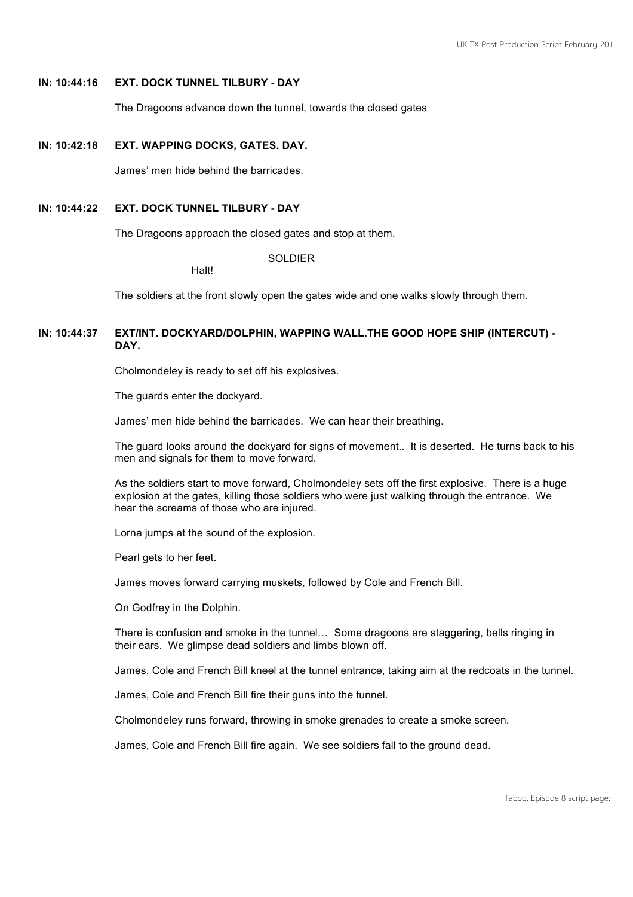**IN: 10:44:16 EXT. DOCK TUNNEL TILBURY - DAY**

The Dragoons advance down the tunnel, towards the closed gates

**IN: 10:42:18 EXT. WAPPING DOCKS, GATES. DAY.**

James' men hide behind the barricades.

**IN: 10:44:22 EXT. DOCK TUNNEL TILBURY - DAY**

The Dragoons approach the closed gates and stop at them.

SOLDIER

Halt!

The soldiers at the front slowly open the gates wide and one walks slowly through them.

**IN: 10:44:37 EXT/INT. DOCKYARD/DOLPHIN, WAPPING WALL.THE GOOD HOPE SHIP (INTERCUT) - DAY.**

Cholmondeley is ready to set off his explosives.

The guards enter the dockyard.

James' men hide behind the barricades. We can hear their breathing.

The guard looks around the dockyard for signs of movement.. It is deserted. He turns back to his men and signals for them to move forward.

As the soldiers start to move forward, Cholmondeley sets off the first explosive. There is a huge explosion at the gates, killing those soldiers who were just walking through the entrance. We hear the screams of those who are injured.

Lorna jumps at the sound of the explosion.

Pearl gets to her feet.

James moves forward carrying muskets, followed by Cole and French Bill.

On Godfrey in the Dolphin.

There is confusion and smoke in the tunnel… Some dragoons are staggering, bells ringing in their ears. We glimpse dead soldiers and limbs blown off.

James, Cole and French Bill kneel at the tunnel entrance, taking aim at the redcoats in the tunnel.

James, Cole and French Bill fire their guns into the tunnel.

Cholmondeley runs forward, throwing in smoke grenades to create a smoke screen.

James, Cole and French Bill fire again. We see soldiers fall to the ground dead.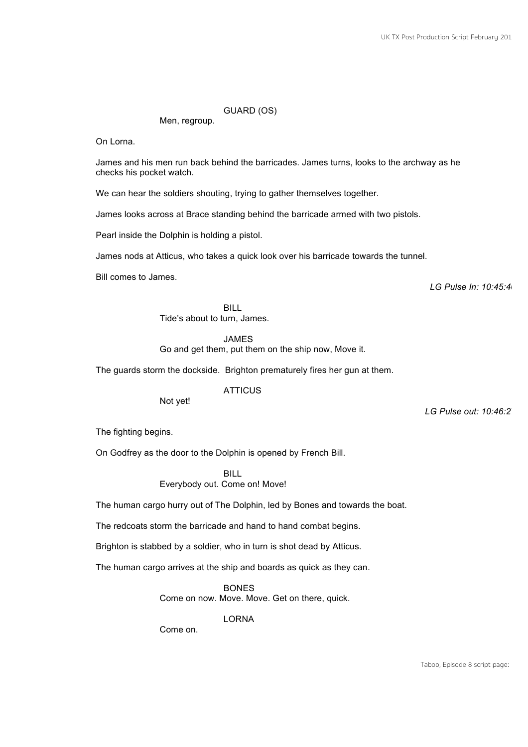GUARD (OS)
Men, regroup.

On Lorna.

James and his men run back behind the barricades. James turns, looks to the archway as he checks his pocket watch.

We can hear the soldiers shouting, trying to gather themselves together.

James looks across at Brace standing behind the barricade armed with two pistols.

Pearl inside the Dolphin is holding a pistol.

James nods at Atticus, who takes a quick look over his barricade towards the tunnel.

Bill comes to James.

*LG Pulse In: 10:45:4*

BILL
Tide's about to turn, James.

JAMES
Go and get them, put them on the ship now, Move it.

The guards storm the dockside. Brighton prematurely fires her gun at them.

ATTICUS
Not yet!

*LG Pulse out: 10:46:2*

The fighting begins.

On Godfrey as the door to the Dolphin is opened by French Bill.

BILL
Everybody out. Come on! Move!

The human cargo hurry out of The Dolphin, led by Bones and towards the boat.

The redcoats storm the barricade and hand to hand combat begins.

Brighton is stabbed by a soldier, who in turn is shot dead by Atticus.

The human cargo arrives at the ship and boards as quick as they can.

BONES
Come on now. Move. Move. Get on there, quick.

LORNA
Come on.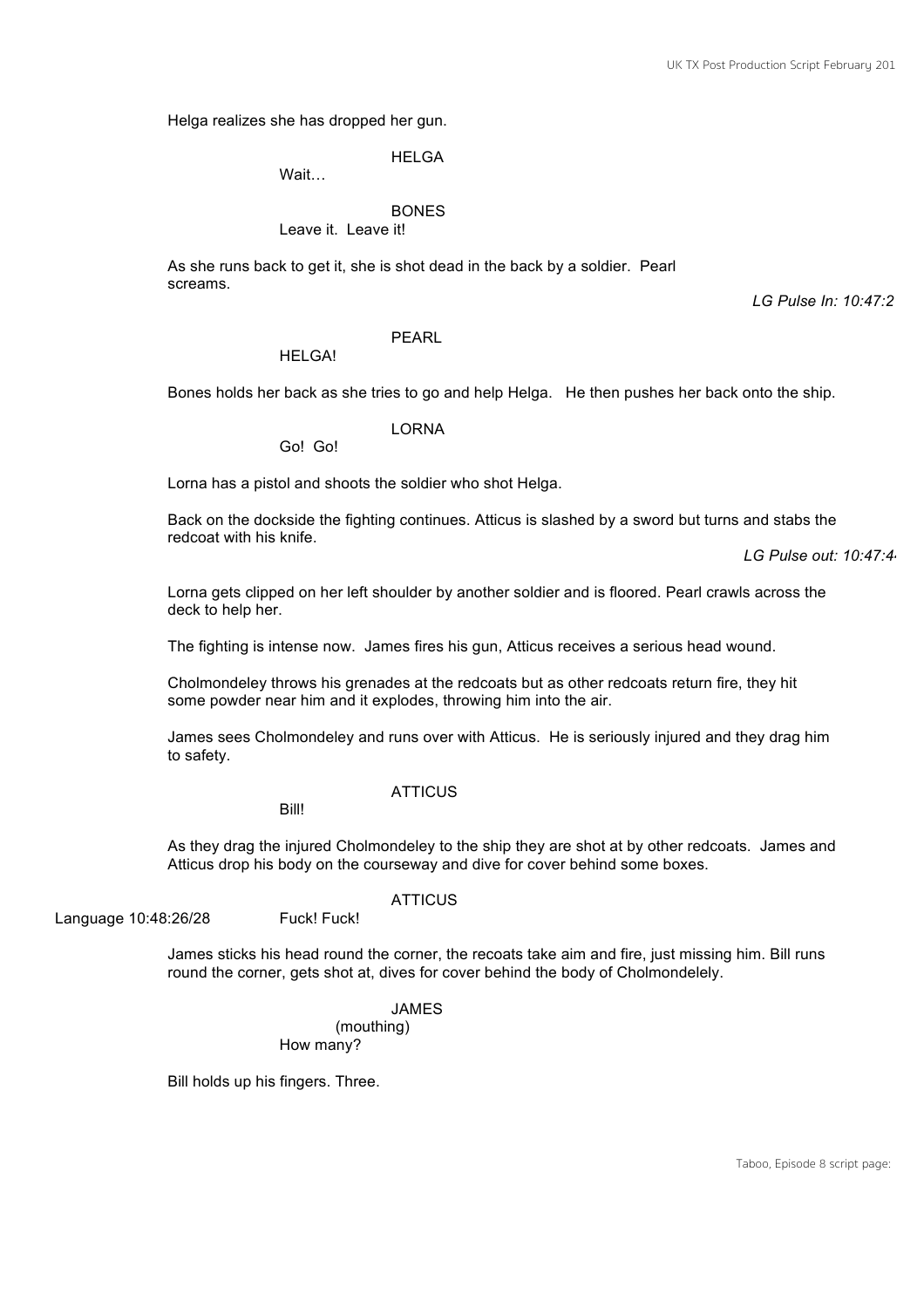Helga realizes she has dropped her gun.

HELGA
Wait…

BONES
Leave it. Leave it!

As she runs back to get it, she is shot dead in the back by a soldier. Pearl screams.

*LG Pulse In: 10:47:2*

PEARL
HELGA!

Bones holds her back as she tries to go and help Helga. He then pushes her back onto the ship.

LORNA
Go! Go!

Lorna has a pistol and shoots the soldier who shot Helga.

Back on the dockside the fighting continues. Atticus is slashed by a sword but turns and stabs the redcoat with his knife.

*LG Pulse out: 10:47:4*

Lorna gets clipped on her left shoulder by another soldier and is floored. Pearl crawls across the deck to help her.

The fighting is intense now. James fires his gun, Atticus receives a serious head wound.

Cholmondeley throws his grenades at the redcoats but as other redcoats return fire, they hit some powder near him and it explodes, throwing him into the air.

James sees Cholmondeley and runs over with Atticus. He is seriously injured and they drag him to safety.

ATTICUS
Bill!

As they drag the injured Cholmondeley to the ship they are shot at by other redcoats. James and Atticus drop his body on the courseway and dive for cover behind some boxes.

ATTICUS
Language 10:48:26/28 Fuck! Fuck!

James sticks his head round the corner, the recoats take aim and fire, just missing him. Bill runs round the corner, gets shot at, dives for cover behind the body of Cholmondelely.

JAMES
(mouthing)
How many?

Bill holds up his fingers. Three.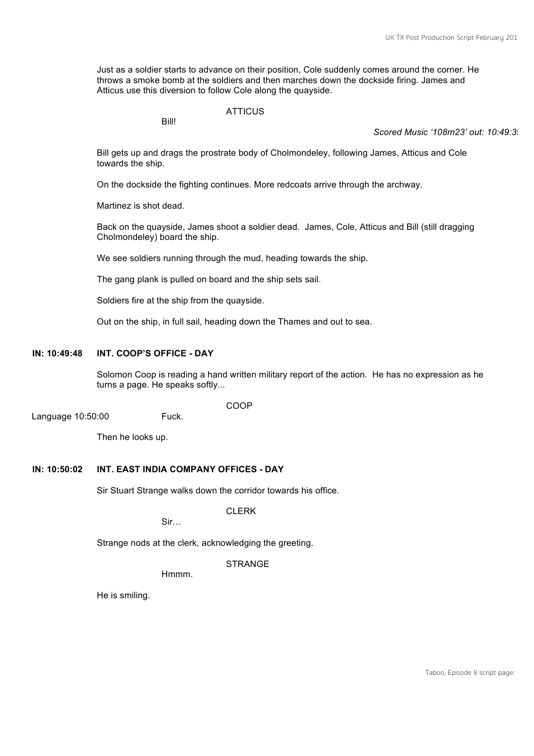Just as a soldier starts to advance on their position, Cole suddenly comes around the corner. He throws a smoke bomb at the soldiers and then marches down the dockside firing. James and Atticus use this diversion to follow Cole along the quayside.

ATTICUS

Bill!

*Scored Music '108m23' out: 10:49:3*

Bill gets up and drags the prostrate body of Cholmondeley, following James, Atticus and Cole towards the ship.

On the dockside the fighting continues. More redcoats arrive through the archway.

Martinez is shot dead.

Back on the quayside, James shoot a soldier dead. James, Cole, Atticus and Bill (still dragging Cholmondeley) board the ship.

We see soldiers running through the mud, heading towards the ship.

The gang plank is pulled on board and the ship sets sail.

Soldiers fire at the ship from the quayside.

Out on the ship, in full sail, heading down the Thames and out to sea.

**IN: 10:49:48 INT. COOP'S OFFICE - DAY**

Solomon Coop is reading a hand written military report of the action. He has no expression as he turns a page. He speaks softly...

COOP

Language 10:50:00 Fuck.

Then he looks up.

**IN: 10:50:02 INT. EAST INDIA COMPANY OFFICES - DAY**

Sir Stuart Strange walks down the corridor towards his office.

CLERK

Sir…

Strange nods at the clerk, acknowledging the greeting.

STRANGE

Hmmm.

He is smiling.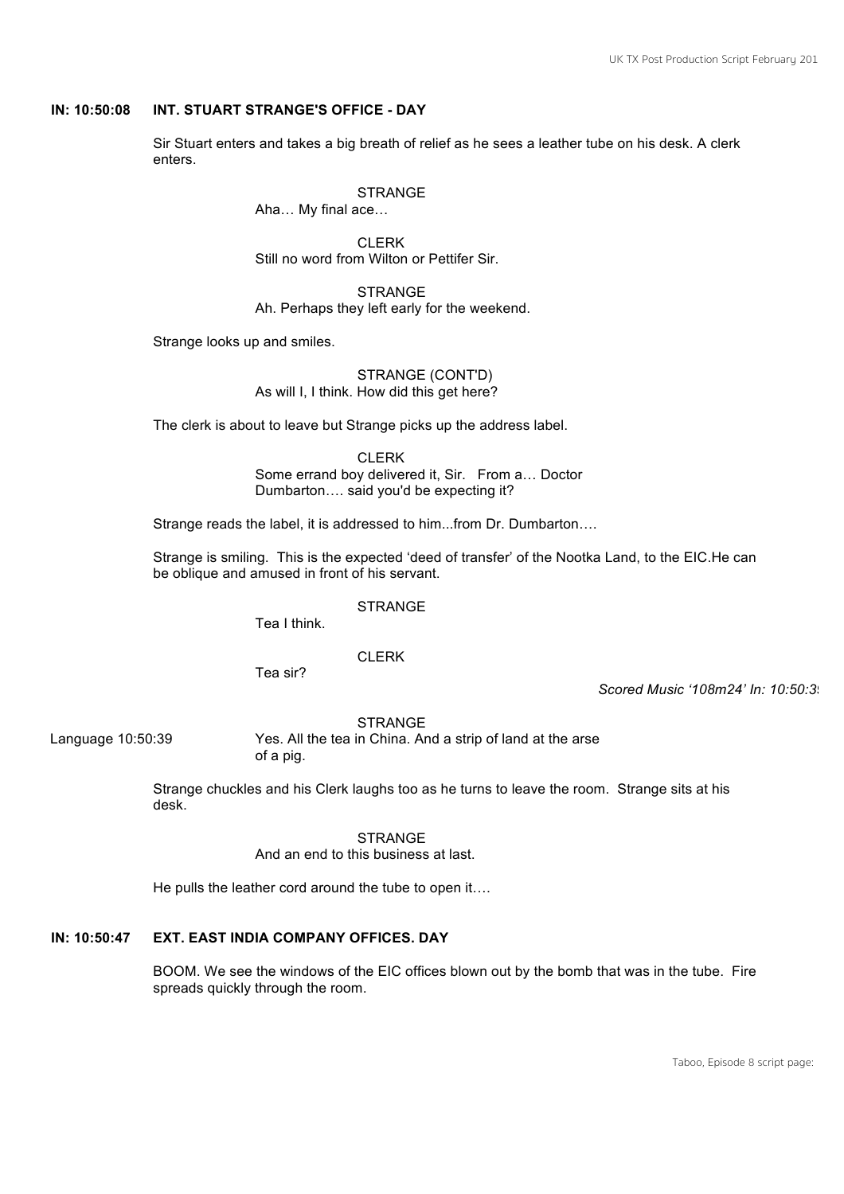**IN: 10:50:08 INT. STUART STRANGE'S OFFICE - DAY**

Sir Stuart enters and takes a big breath of relief as he sees a leather tube on his desk. A clerk enters.

STRANGE
Aha… My final ace…

CLERK
Still no word from Wilton or Pettifer Sir.

STRANGE
Ah. Perhaps they left early for the weekend.

Strange looks up and smiles.

STRANGE (CONT'D)
As will I, I think. How did this get here?

The clerk is about to leave but Strange picks up the address label.

CLERK
Some errand boy delivered it, Sir. From a… Doctor Dumbarton…. said you'd be expecting it?

Strange reads the label, it is addressed to him...from Dr. Dumbarton….

Strange is smiling. This is the expected 'deed of transfer' of the Nootka Land, to the EIC.He can be oblique and amused in front of his servant.

STRANGE
Tea I think.

CLERK
Tea sir?

*Scored Music '108m24' In: 10:50:3*

STRANGE

Language 10:50:39

Yes. All the tea in China. And a strip of land at the arse of a pig.

Strange chuckles and his Clerk laughs too as he turns to leave the room. Strange sits at his desk.

STRANGE
And an end to this business at last.

He pulls the leather cord around the tube to open it….

**IN: 10:50:47 EXT. EAST INDIA COMPANY OFFICES. DAY**

BOOM. We see the windows of the EIC offices blown out by the bomb that was in the tube. Fire spreads quickly through the room.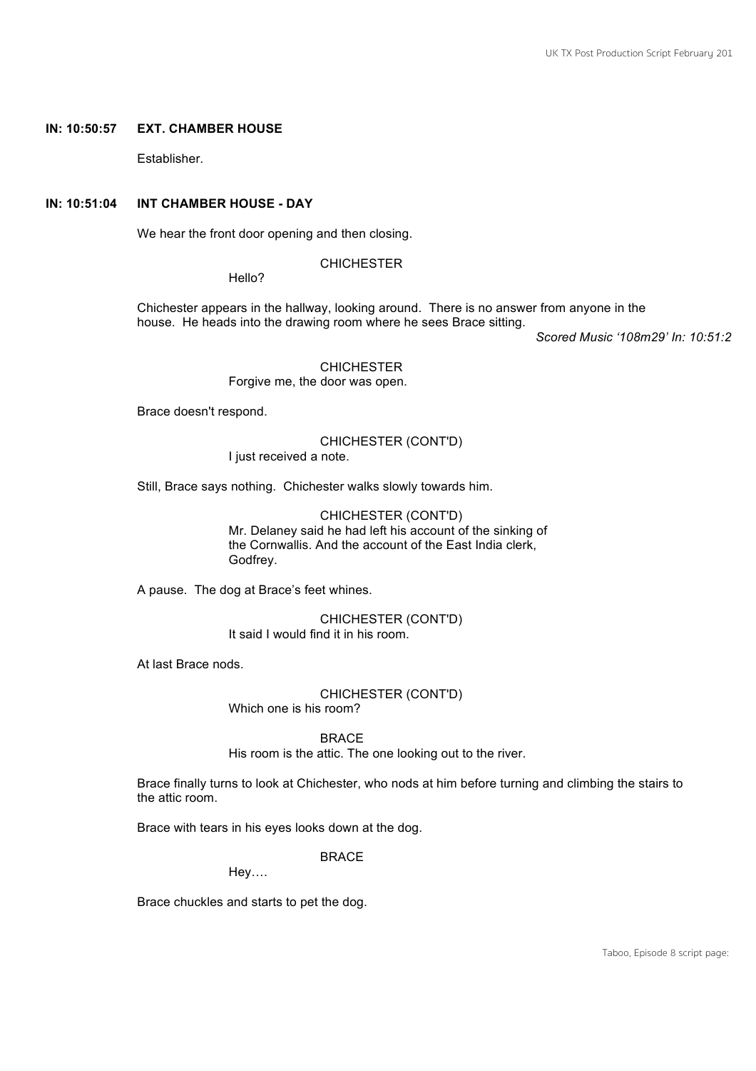**IN: 10:50:57 EXT. CHAMBER HOUSE**

Establisher.

**IN: 10:51:04 INT CHAMBER HOUSE - DAY**

We hear the front door opening and then closing.

CHICHESTER
Hello?

Chichester appears in the hallway, looking around. There is no answer from anyone in the house. He heads into the drawing room where he sees Brace sitting.

*Scored Music '108m29' In: 10:51:2*

CHICHESTER
Forgive me, the door was open.

Brace doesn't respond.

CHICHESTER (CONT'D)
I just received a note.

Still, Brace says nothing. Chichester walks slowly towards him.

CHICHESTER (CONT'D)
Mr. Delaney said he had left his account of the sinking of the Cornwallis. And the account of the East India clerk, Godfrey.

A pause. The dog at Brace's feet whines.

CHICHESTER (CONT'D)
It said I would find it in his room.

At last Brace nods.

CHICHESTER (CONT'D)
Which one is his room?

BRACE
His room is the attic. The one looking out to the river.

Brace finally turns to look at Chichester, who nods at him before turning and climbing the stairs to the attic room.

Brace with tears in his eyes looks down at the dog.

BRACE
Hey….

Brace chuckles and starts to pet the dog.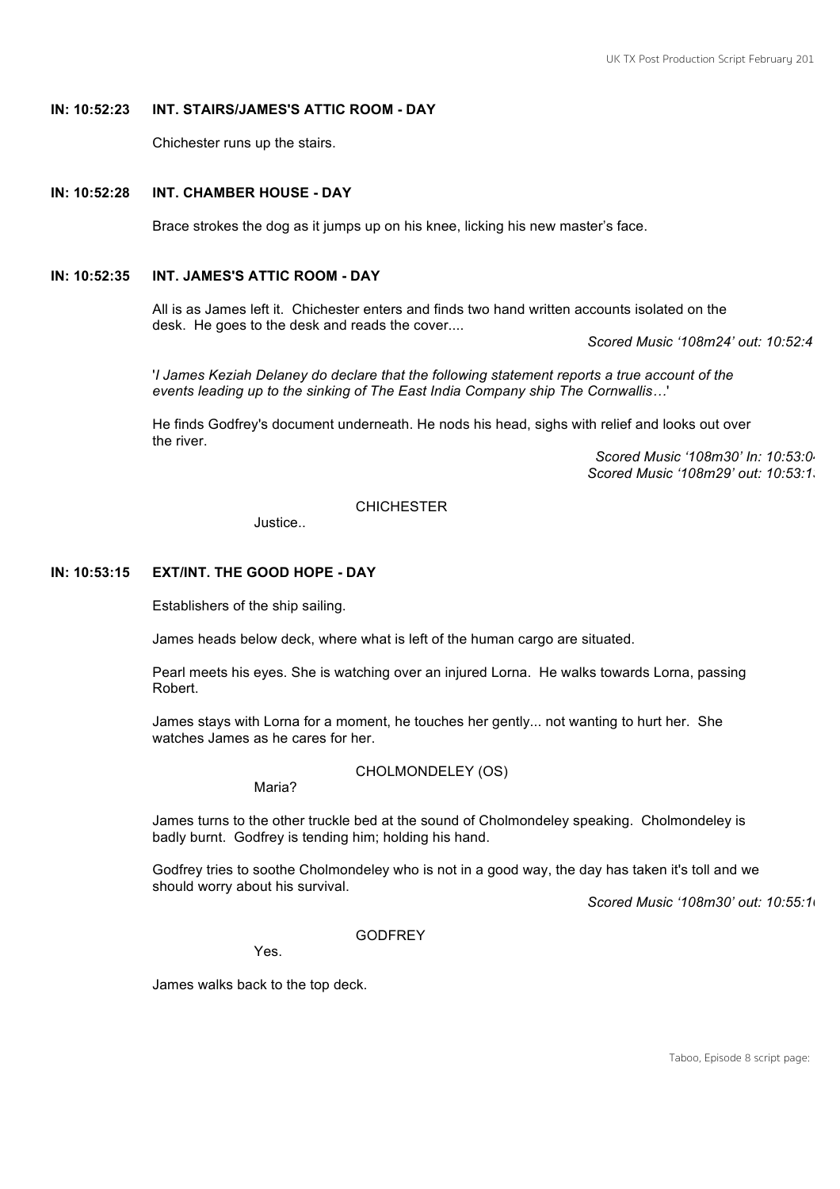**IN: 10:52:23 INT. STAIRS/JAMES'S ATTIC ROOM - DAY**

Chichester runs up the stairs.

**IN: 10:52:28 INT. CHAMBER HOUSE - DAY**

Brace strokes the dog as it jumps up on his knee, licking his new master's face.

**IN: 10:52:35 INT. JAMES'S ATTIC ROOM - DAY**

All is as James left it. Chichester enters and finds two hand written accounts isolated on the desk. He goes to the desk and reads the cover....

*Scored Music '108m24' out: 10:52:4*

'*I James Keziah Delaney do declare that the following statement reports a true account of the events leading up to the sinking of The East India Company ship The Cornwallis…*'

He finds Godfrey's document underneath. He nods his head, sighs with relief and looks out over the river.

*Scored Music '108m30' In: 10:53:0*
*Scored Music '108m29' out: 10:53:1*

CHICHESTER

Justice..

**IN: 10:53:15 EXT/INT. THE GOOD HOPE - DAY**

Establishers of the ship sailing.

James heads below deck, where what is left of the human cargo are situated.

Pearl meets his eyes. She is watching over an injured Lorna. He walks towards Lorna, passing Robert.

James stays with Lorna for a moment, he touches her gently... not wanting to hurt her. She watches James as he cares for her.

CHOLMONDELEY (OS)

Maria?

James turns to the other truckle bed at the sound of Cholmondeley speaking. Cholmondeley is badly burnt. Godfrey is tending him; holding his hand.

Godfrey tries to soothe Cholmondeley who is not in a good way, the day has taken it's toll and we should worry about his survival.

*Scored Music '108m30' out: 10:55:1*

GODFREY

Yes.

James walks back to the top deck.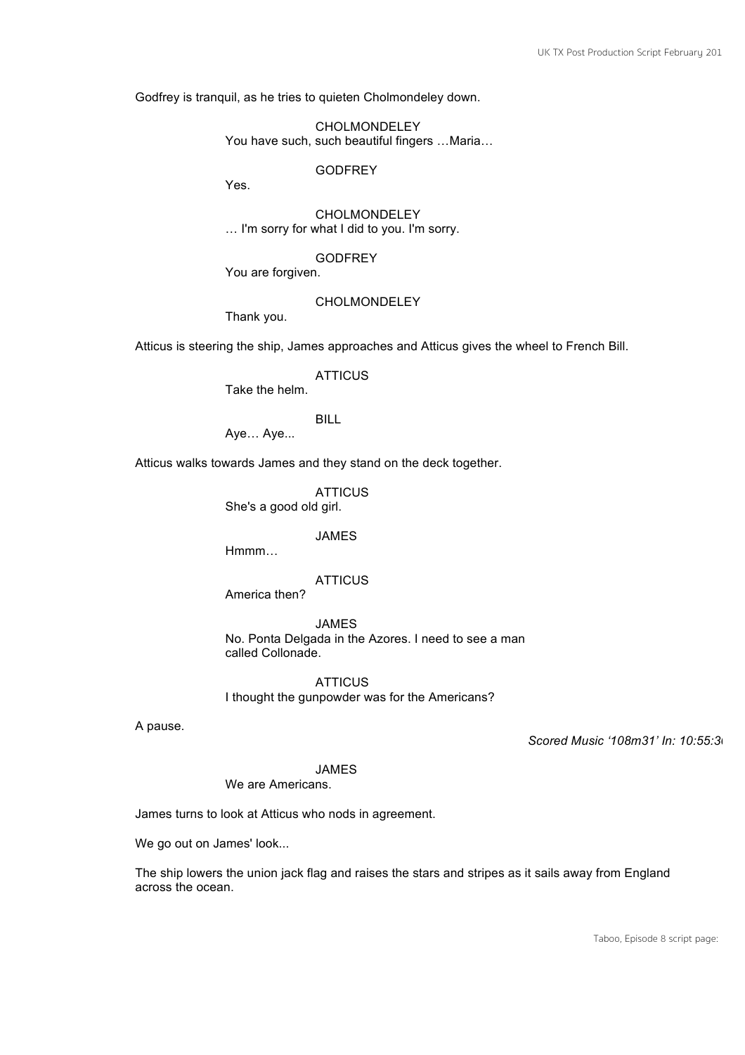Godfrey is tranquil, as he tries to quieten Cholmondeley down.

CHOLMONDELEY
You have such, such beautiful fingers …Maria…

GODFREY
Yes.

CHOLMONDELEY
… I'm sorry for what I did to you. I'm sorry.

GODFREY
You are forgiven.

CHOLMONDELEY
Thank you.

Atticus is steering the ship, James approaches and Atticus gives the wheel to French Bill.

ATTICUS
Take the helm.

BILL
Aye… Aye...

Atticus walks towards James and they stand on the deck together.

ATTICUS
She's a good old girl.

JAMES
Hmmm…

ATTICUS
America then?

JAMES
No. Ponta Delgada in the Azores. I need to see a man called Collonade.

ATTICUS
I thought the gunpowder was for the Americans?

A pause.

*Scored Music '108m31' In: 10:55:3*

JAMES
We are Americans.

James turns to look at Atticus who nods in agreement.

We go out on James' look...

The ship lowers the union jack flag and raises the stars and stripes as it sails away from England across the ocean.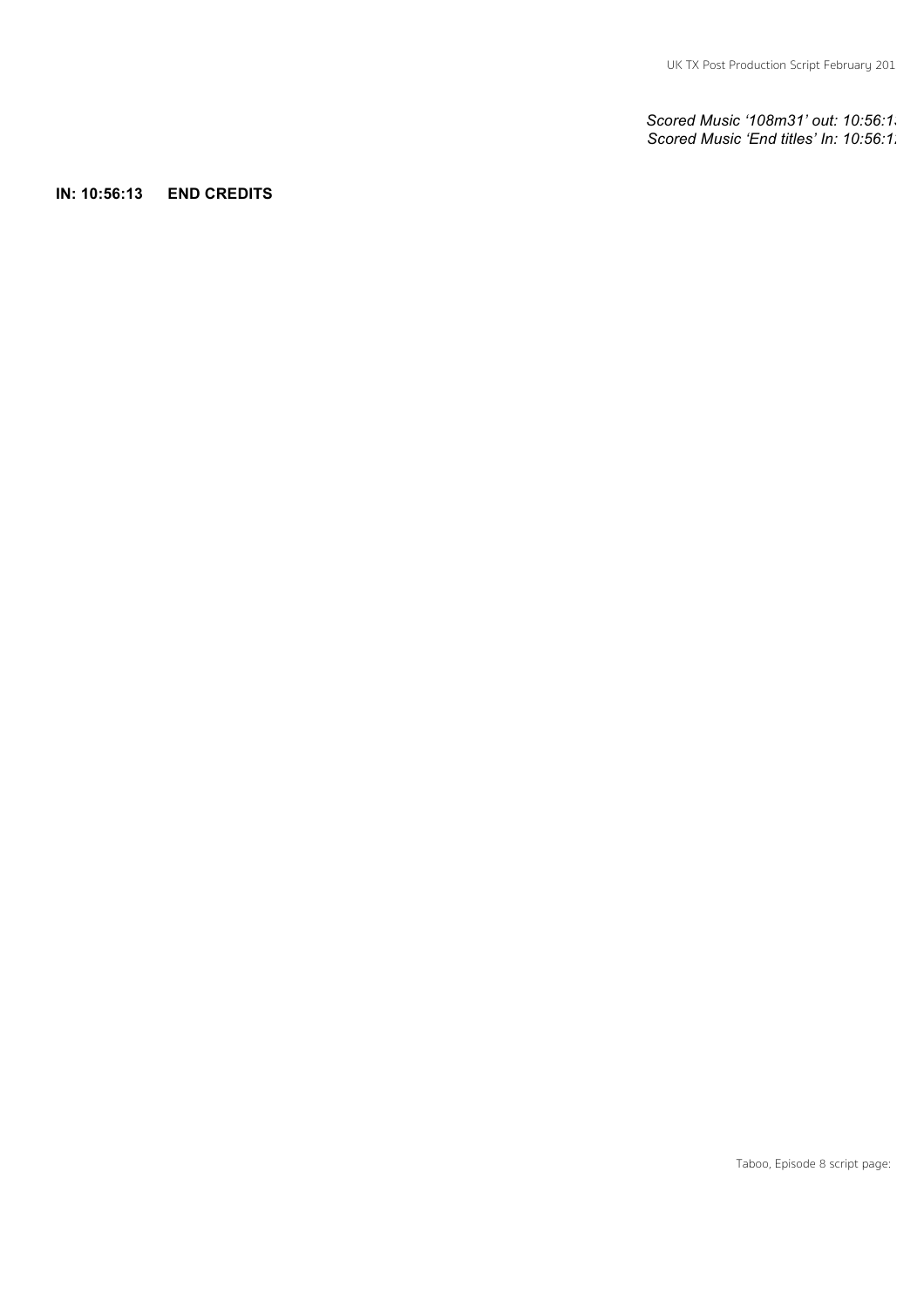*Scored Music '108m31' out: 10:56:1*
*Scored Music 'End titles' In: 10:56:1*

**IN: 10:56:13 END CREDITS**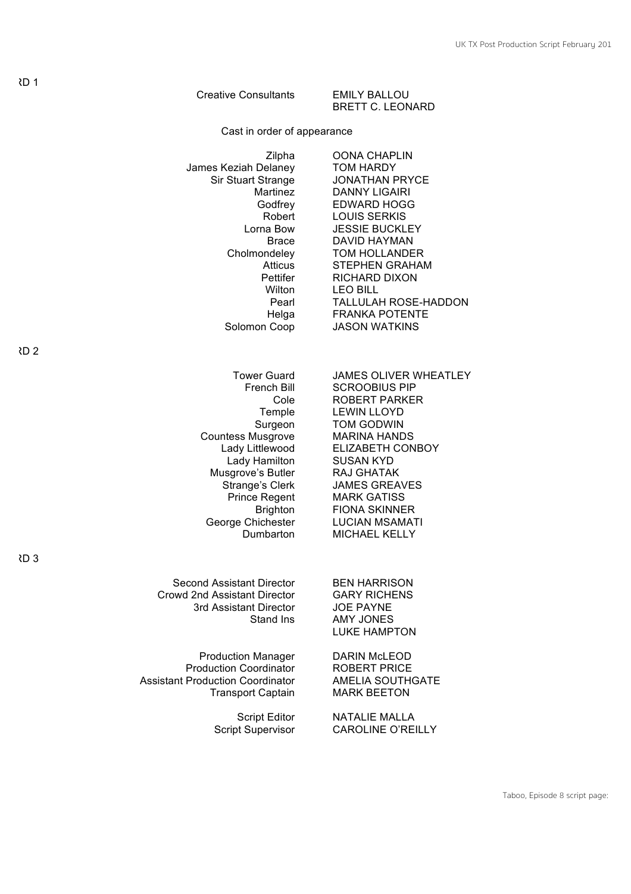RD 1

| | |
|---|---|
| Creative Consultants | EMILY BALLOU<br>BRETT C. LEONARD |

Cast in order of appearance

| | |
|---|---|
| Zilpha | OONA CHAPLIN |
| James Keziah Delaney | TOM HARDY |
| Sir Stuart Strange | JONATHAN PRYCE |
| Martinez | DANNY LIGAIRI |
| Godfrey | EDWARD HOGG |
| Robert | LOUIS SERKIS |
| Lorna Bow | JESSIE BUCKLEY |
| Brace | DAVID HAYMAN |
| Cholmondeley | TOM HOLLANDER |
| Atticus | STEPHEN GRAHAM |
| Pettifer | RICHARD DIXON |
| Wilton | LEO BILL |
| Pearl | TALLULAH ROSE-HADDON |
| Helga | FRANKA POTENTE |
| Solomon Coop | JASON WATKINS |

RD 2

| | |
|---|---|
| Tower Guard | JAMES OLIVER WHEATLEY |
| French Bill | SCROOBIUS PIP |
| Cole | ROBERT PARKER |
| Temple | LEWIN LLOYD |
| Surgeon | TOM GODWIN |
| Countess Musgrove | MARINA HANDS |
| Lady Littlewood | ELIZABETH CONBOY |
| Lady Hamilton | SUSAN KYD |
| Musgrove's Butler | RAJ GHATAK |
| Strange's Clerk | JAMES GREAVES |
| Prince Regent | MARK GATISS |
| Brighton | FIONA SKINNER |
| George Chichester | LUCIAN MSAMATI |
| Dumbarton | MICHAEL KELLY |

RD 3

| | |
|---|---|
| Second Assistant Director | BEN HARRISON |
| Crowd 2nd Assistant Director | GARY RICHENS |
| 3rd Assistant Director | JOE PAYNE |
| Stand Ins | AMY JONES<br>LUKE HAMPTON |
| Production Manager | DARIN McLEOD |
| Production Coordinator | ROBERT PRICE |
| Assistant Production Coordinator | AMELIA SOUTHGATE |
| Transport Captain | MARK BEETON |
| Script Editor | NATALIE MALLA |
| Script Supervisor | CAROLINE O'REILLY |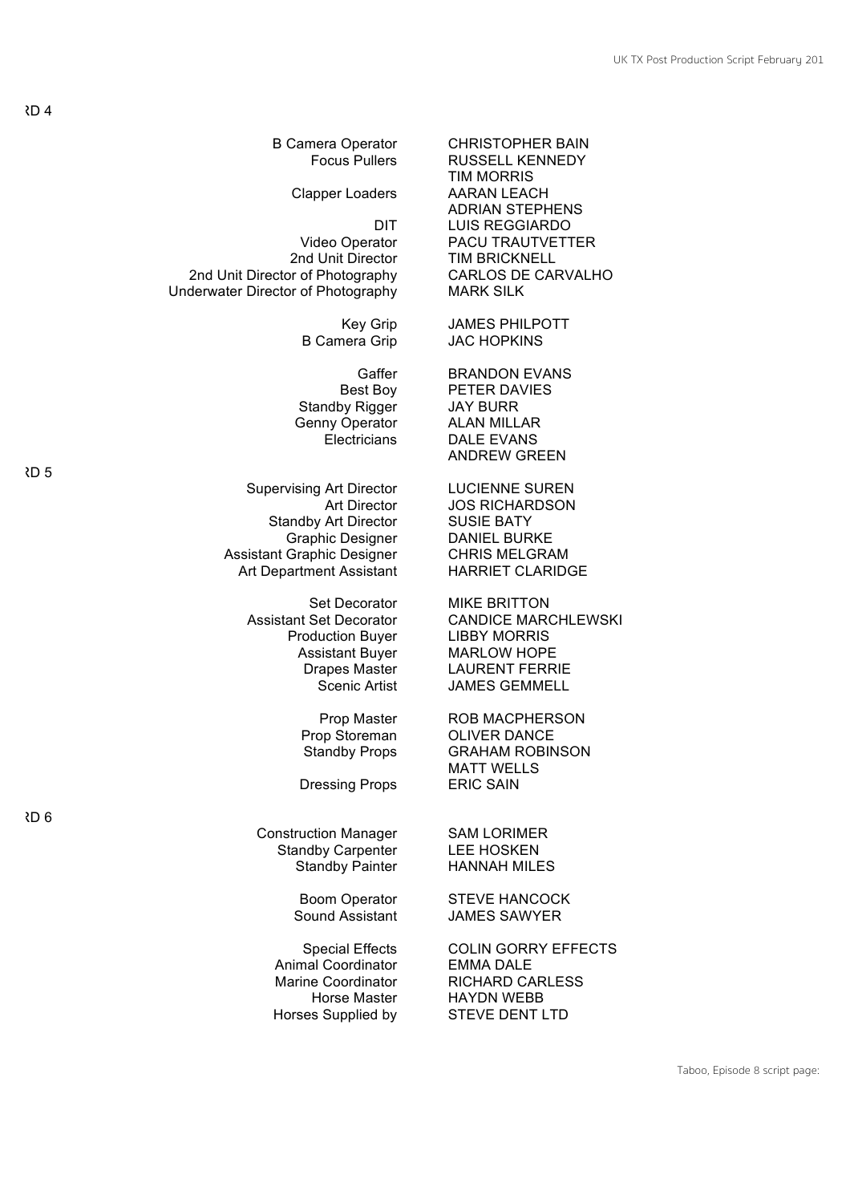ꓤD 4

| | |
|---|---|
| B Camera Operator | CHRISTOPHER BAIN |
| Focus Pullers | RUSSELL KENNEDY |
| | TIM MORRIS |
| Clapper Loaders | AARAN LEACH |
| | ADRIAN STEPHENS |
| DIT | LUIS REGGIARDO |
| Video Operator | PACU TRAUTVETTER |
| 2nd Unit Director | TIM BRICKNELL |
| 2nd Unit Director of Photography | CARLOS DE CARVALHO |
| Underwater Director of Photography | MARK SILK |
| | |
| Key Grip | JAMES PHILPOTT |
| B Camera Grip | JAC HOPKINS |
| | |
| Gaffer | BRANDON EVANS |
| Best Boy | PETER DAVIES |
| Standby Rigger | JAY BURR |
| Genny Operator | ALAN MILLAR |
| Electricians | DALE EVANS |
| | ANDREW GREEN |

ꓤD 5

| | |
|---|---|
| Supervising Art Director | LUCIENNE SUREN |
| Art Director | JOS RICHARDSON |
| Standby Art Director | SUSIE BATY |
| Graphic Designer | DANIEL BURKE |
| Assistant Graphic Designer | CHRIS MELGRAM |
| Art Department Assistant | HARRIET CLARIDGE |
| | |
| Set Decorator | MIKE BRITTON |
| Assistant Set Decorator | CANDICE MARCHLEWSKI |
| Production Buyer | LIBBY MORRIS |
| Assistant Buyer | MARLOW HOPE |
| Drapes Master | LAURENT FERRIE |
| Scenic Artist | JAMES GEMMELL |
| | |
| Prop Master | ROB MACPHERSON |
| Prop Storeman | OLIVER DANCE |
| Standby Props | GRAHAM ROBINSON |
| | MATT WELLS |
| Dressing Props | ERIC SAIN |

ꓤD 6

| | |
|---|---|
| Construction Manager | SAM LORIMER |
| Standby Carpenter | LEE HOSKEN |
| Standby Painter | HANNAH MILES |
| | |
| Boom Operator | STEVE HANCOCK |
| Sound Assistant | JAMES SAWYER |
| | |
| Special Effects | COLIN GORRY EFFECTS |
| Animal Coordinator | EMMA DALE |
| Marine Coordinator | RICHARD CARLESS |
| Horse Master | HAYDN WEBB |
| Horses Supplied by | STEVE DENT LTD |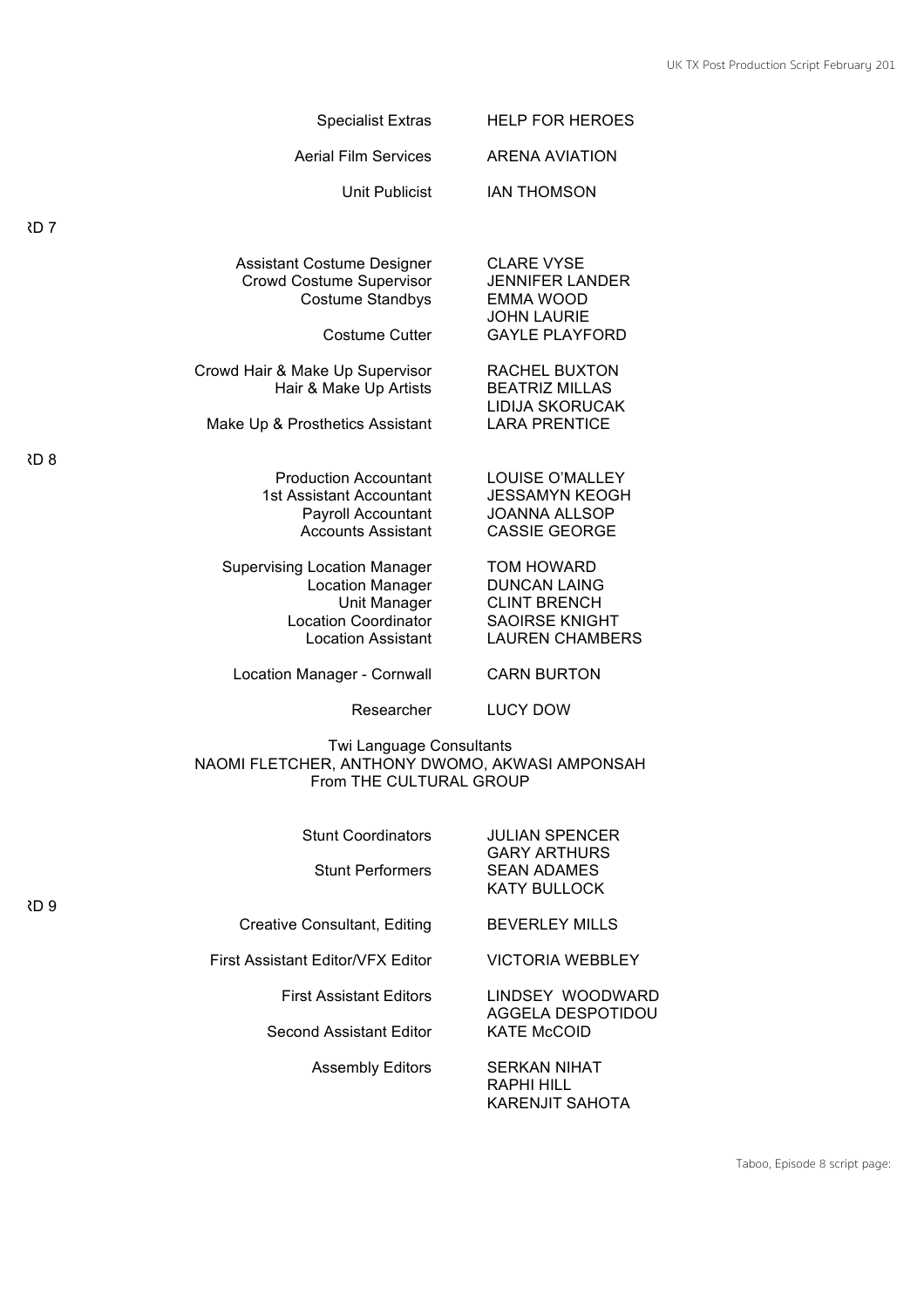| | |
|---|---|
| Specialist Extras | HELP FOR HEROES |
| Aerial Film Services | ARENA AVIATION |
| Unit Publicist | IAN THOMSON |

RD 7

| | |
|---|---|
| Assistant Costume Designer | CLARE VYSE |
| Crowd Costume Supervisor | JENNIFER LANDER |
| Costume Standbys | EMMA WOOD |
| | JOHN LAURIE |
| Costume Cutter | GAYLE PLAYFORD |
| Crowd Hair & Make Up Supervisor | RACHEL BUXTON |
| Hair & Make Up Artists | BEATRIZ MILLAS |
| | LIDIJA SKORUCAK |
| Make Up & Prosthetics Assistant | LARA PRENTICE |

RD 8

| | |
|---|---|
| Production Accountant | LOUISE O'MALLEY |
| 1st Assistant Accountant | JESSAMYN KEOGH |
| Payroll Accountant | JOANNA ALLSOP |
| Accounts Assistant | CASSIE GEORGE |
| Supervising Location Manager | TOM HOWARD |
| Location Manager | DUNCAN LAING |
| Unit Manager | CLINT BRENCH |
| Location Coordinator | SAOIRSE KNIGHT |
| Location Assistant | LAUREN CHAMBERS |
| Location Manager - Cornwall | CARN BURTON |
| Researcher | LUCY DOW |

Twi Language Consultants
NAOMI FLETCHER, ANTHONY DWOMO, AKWASI AMPONSAH
From THE CULTURAL GROUP

| | |
|---|---|
| Stunt Coordinators | JULIAN SPENCER |
| | GARY ARTHURS |
| Stunt Performers | SEAN ADAMES |
| | KATY BULLOCK |

RD 9

| | |
|---|---|
| Creative Consultant, Editing | BEVERLEY MILLS |
| First Assistant Editor/VFX Editor | VICTORIA WEBBLEY |
| First Assistant Editors | LINDSEY WOODWARD |
| | AGGELA DESPOTIDOU |
| Second Assistant Editor | KATE McCOID |
| Assembly Editors | SERKAN NIHAT |
| | RAPHI HILL |
| | KARENJIT SAHOTA |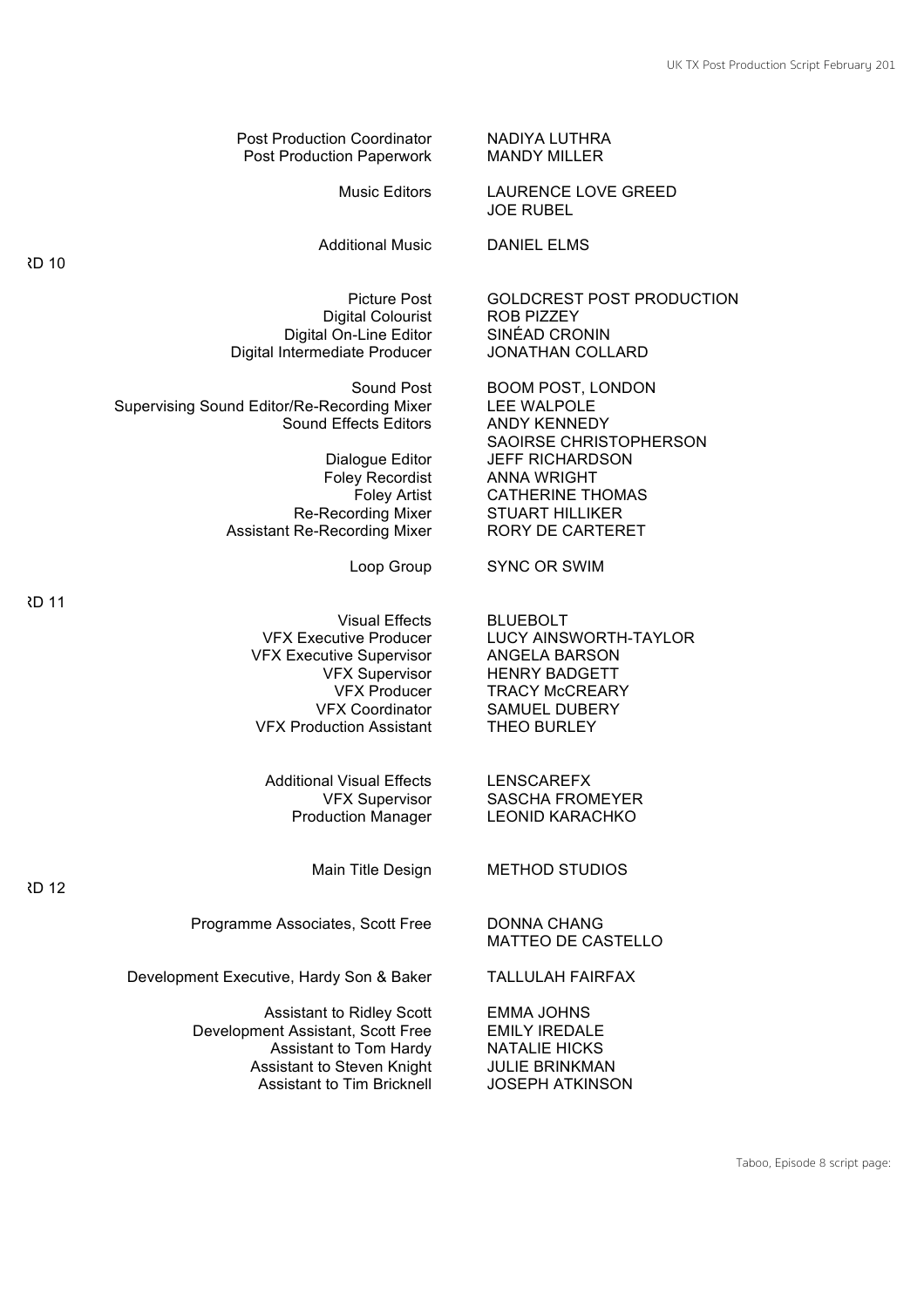CARD 10

| | |
|---|---|
| Post Production Coordinator | NADIYA LUTHRA |
| Post Production Paperwork | MANDY MILLER |
| Music Editors | LAURENCE LOVE GREED<br>JOE RUBEL |
| Additional Music | DANIEL ELMS |
| Picture Post | GOLDCREST POST PRODUCTION |
| Digital Colourist | ROB PIZZEY |
| Digital On-Line Editor | SINÉAD CRONIN |
| Digital Intermediate Producer | JONATHAN COLLARD |
| Sound Post | BOOM POST, LONDON |
| Supervising Sound Editor/Re-Recording Mixer | LEE WALPOLE |
| Sound Effects Editors | ANDY KENNEDY<br>SAOIRSE CHRISTOPHERSON |
| Dialogue Editor | JEFF RICHARDSON |
| Foley Recordist | ANNA WRIGHT |
| Foley Artist | CATHERINE THOMAS |
| Re-Recording Mixer | STUART HILLIKER |
| Assistant Re-Recording Mixer | RORY DE CARTERET |
| Loop Group | SYNC OR SWIM |

CARD 11

| | |
|---|---|
| Visual Effects | BLUEBOLT |
| VFX Executive Producer | LUCY AINSWORTH-TAYLOR |
| VFX Executive Supervisor | ANGELA BARSON |
| VFX Supervisor | HENRY BADGETT |
| VFX Producer | TRACY McCREARY |
| VFX Coordinator | SAMUEL DUBERY |
| VFX Production Assistant | THEO BURLEY |
| Additional Visual Effects | LENSCAREFX |
| VFX Supervisor | SASCHA FROMEYER |
| Production Manager | LEONID KARACHKO |
| Main Title Design | METHOD STUDIOS |

CARD 12

| | |
|---|---|
| Programme Associates, Scott Free | DONNA CHANG<br>MATTEO DE CASTELLO |
| Development Executive, Hardy Son & Baker | TALLULAH FAIRFAX |
| Assistant to Ridley Scott | EMMA JOHNS |
| Development Assistant, Scott Free | EMILY IREDALE |
| Assistant to Tom Hardy | NATALIE HICKS |
| Assistant to Steven Knight | JULIE BRINKMAN |
| Assistant to Tim Bricknell | JOSEPH ATKINSON |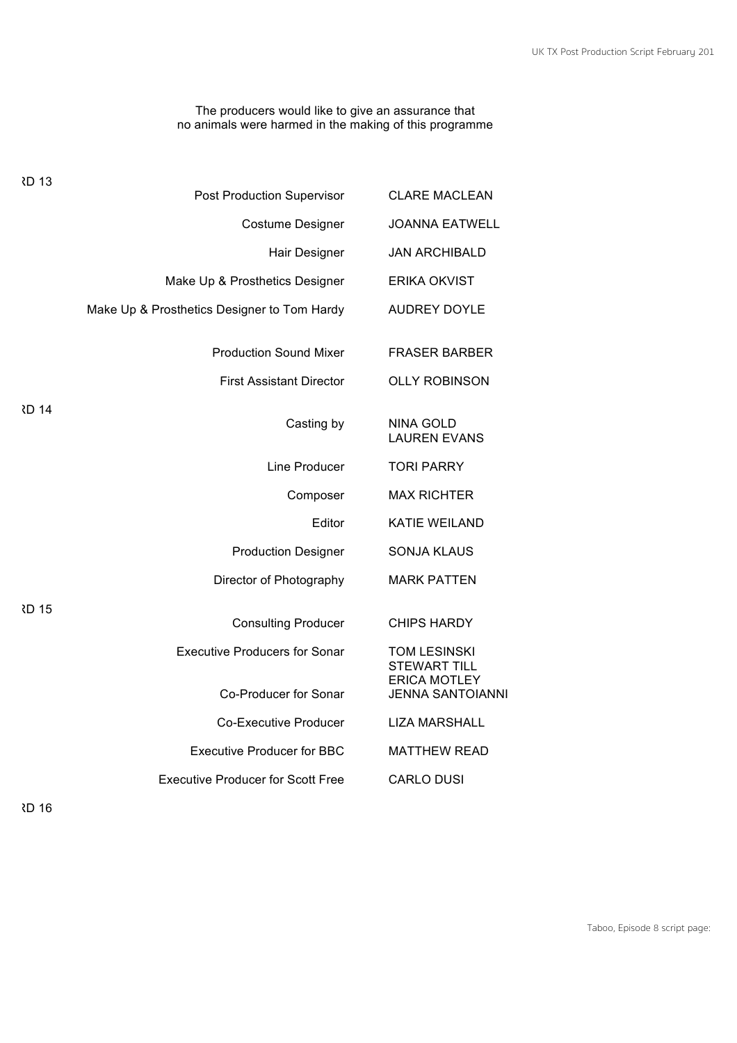The producers would like to give an assurance that
no animals were harmed in the making of this programme

ꓤD 13

| | |
|---|---|
| Post Production Supervisor | CLARE MACLEAN |
| Costume Designer | JOANNA EATWELL |
| Hair Designer | JAN ARCHIBALD |
| Make Up & Prosthetics Designer | ERIKA OKVIST |
| Make Up & Prosthetics Designer to Tom Hardy | AUDREY DOYLE |
| Production Sound Mixer | FRASER BARBER |
| First Assistant Director | OLLY ROBINSON |

ꓤD 14

| | |
|---|---|
| Casting by | NINA GOLD<br>LAUREN EVANS |
| Line Producer | TORI PARRY |
| Composer | MAX RICHTER |
| Editor | KATIE WEILAND |
| Production Designer | SONJA KLAUS |
| Director of Photography | MARK PATTEN |

ꓤD 15

| | |
|---|---|
| Consulting Producer | CHIPS HARDY |
| Executive Producers for Sonar | TOM LESINSKI<br>STEWART TILL<br>ERICA MOTLEY |
| Co-Producer for Sonar | JENNA SANTOIANNI |
| Co-Executive Producer | LIZA MARSHALL |
| Executive Producer for BBC | MATTHEW READ |
| Executive Producer for Scott Free | CARLO DUSI |

ꓤD 16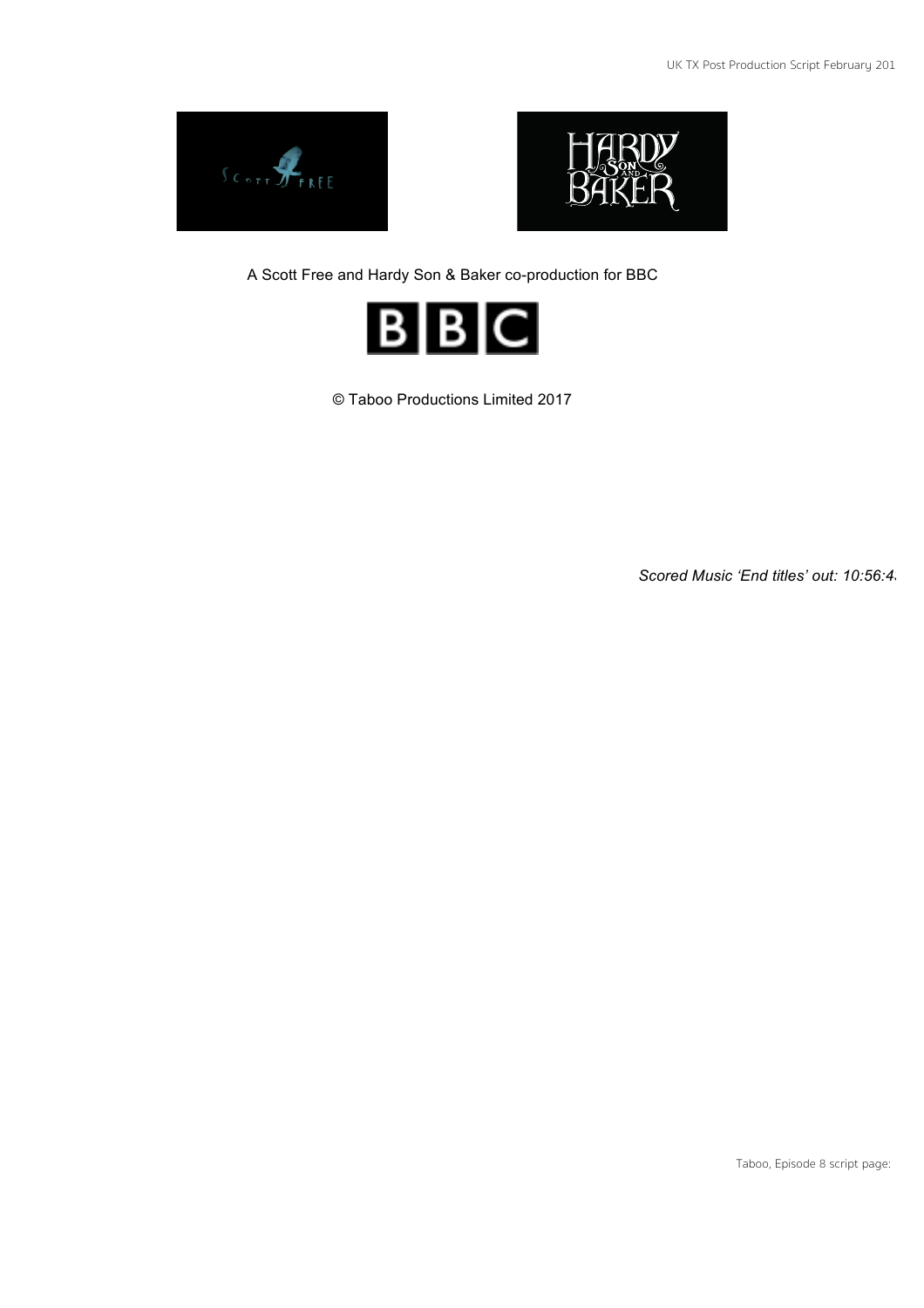A Scott Free and Hardy Son & Baker co-production for BBC

© Taboo Productions Limited 2017

*Scored Music 'End titles' out: 10:56:4*